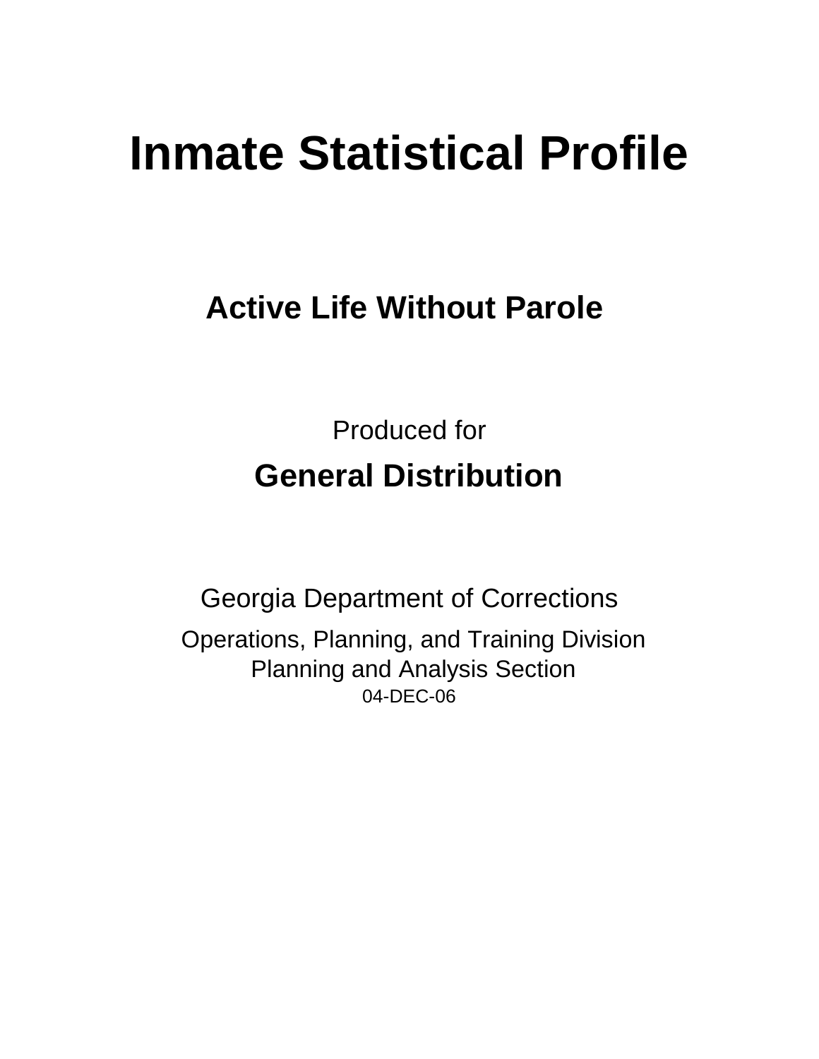# Inmate Statistical Profile

## Active Life Without Parole

Produced for

## General Distribution

Georgia Department of Corrections

Operations, Planning, and Training Division
Planning and Analysis Section
04-DEC-06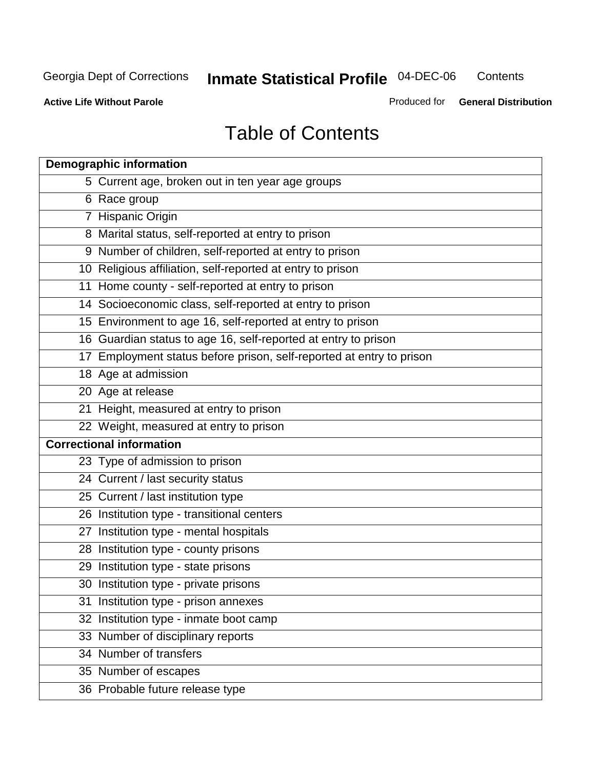# Table of Contents

| Demographic information | |
|---|---|
| 5 | Current age, broken out in ten year age groups |
| 6 | Race group |
| 7 | Hispanic Origin |
| 8 | Marital status, self-reported at entry to prison |
| 9 | Number of children, self-reported at entry to prison |
| 10 | Religious affiliation, self-reported at entry to prison |
| 11 | Home county - self-reported at entry to prison |
| 14 | Socioeconomic class, self-reported at entry to prison |
| 15 | Environment to age 16, self-reported at entry to prison |
| 16 | Guardian status to age 16, self-reported at entry to prison |
| 17 | Employment status before prison, self-reported at entry to prison |
| 18 | Age at admission |
| 20 | Age at release |
| 21 | Height, measured at entry to prison |
| 22 | Weight, measured at entry to prison |
| **Correctional information** | |
| 23 | Type of admission to prison |
| 24 | Current / last security status |
| 25 | Current / last institution type |
| 26 | Institution type - transitional centers |
| 27 | Institution type - mental hospitals |
| 28 | Institution type - county prisons |
| 29 | Institution type - state prisons |
| 30 | Institution type - private prisons |
| 31 | Institution type - prison annexes |
| 32 | Institution type - inmate boot camp |
| 33 | Number of disciplinary reports |
| 34 | Number of transfers |
| 35 | Number of escapes |
| 36 | Probable future release type |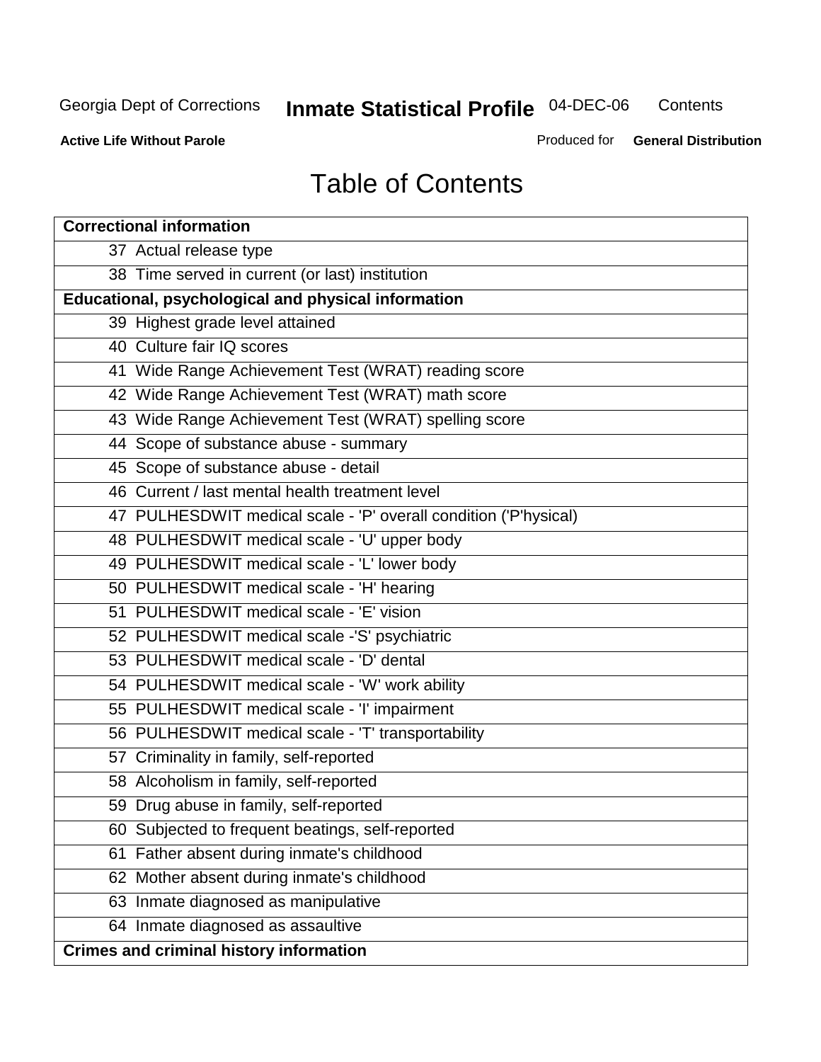# Table of Contents

| Correctional information | |
|---|---|
| 37 | Actual release type |
| 38 | Time served in current (or last) institution |
| **Educational, psychological and physical information** | |
| 39 | Highest grade level attained |
| 40 | Culture fair IQ scores |
| 41 | Wide Range Achievement Test (WRAT) reading score |
| 42 | Wide Range Achievement Test (WRAT) math score |
| 43 | Wide Range Achievement Test (WRAT) spelling score |
| 44 | Scope of substance abuse - summary |
| 45 | Scope of substance abuse - detail |
| 46 | Current / last mental health treatment level |
| 47 | PULHESDWIT medical scale - 'P' overall condition ('P'hysical) |
| 48 | PULHESDWIT medical scale - 'U' upper body |
| 49 | PULHESDWIT medical scale - 'L' lower body |
| 50 | PULHESDWIT medical scale - 'H' hearing |
| 51 | PULHESDWIT medical scale - 'E' vision |
| 52 | PULHESDWIT medical scale -'S' psychiatric |
| 53 | PULHESDWIT medical scale - 'D' dental |
| 54 | PULHESDWIT medical scale - 'W' work ability |
| 55 | PULHESDWIT medical scale - 'I' impairment |
| 56 | PULHESDWIT medical scale - 'T' transportability |
| 57 | Criminality in family, self-reported |
| 58 | Alcoholism in family, self-reported |
| 59 | Drug abuse in family, self-reported |
| 60 | Subjected to frequent beatings, self-reported |
| 61 | Father absent during inmate's childhood |
| 62 | Mother absent during inmate's childhood |
| 63 | Inmate diagnosed as manipulative |
| 64 | Inmate diagnosed as assaultive |
| **Crimes and criminal history information** | |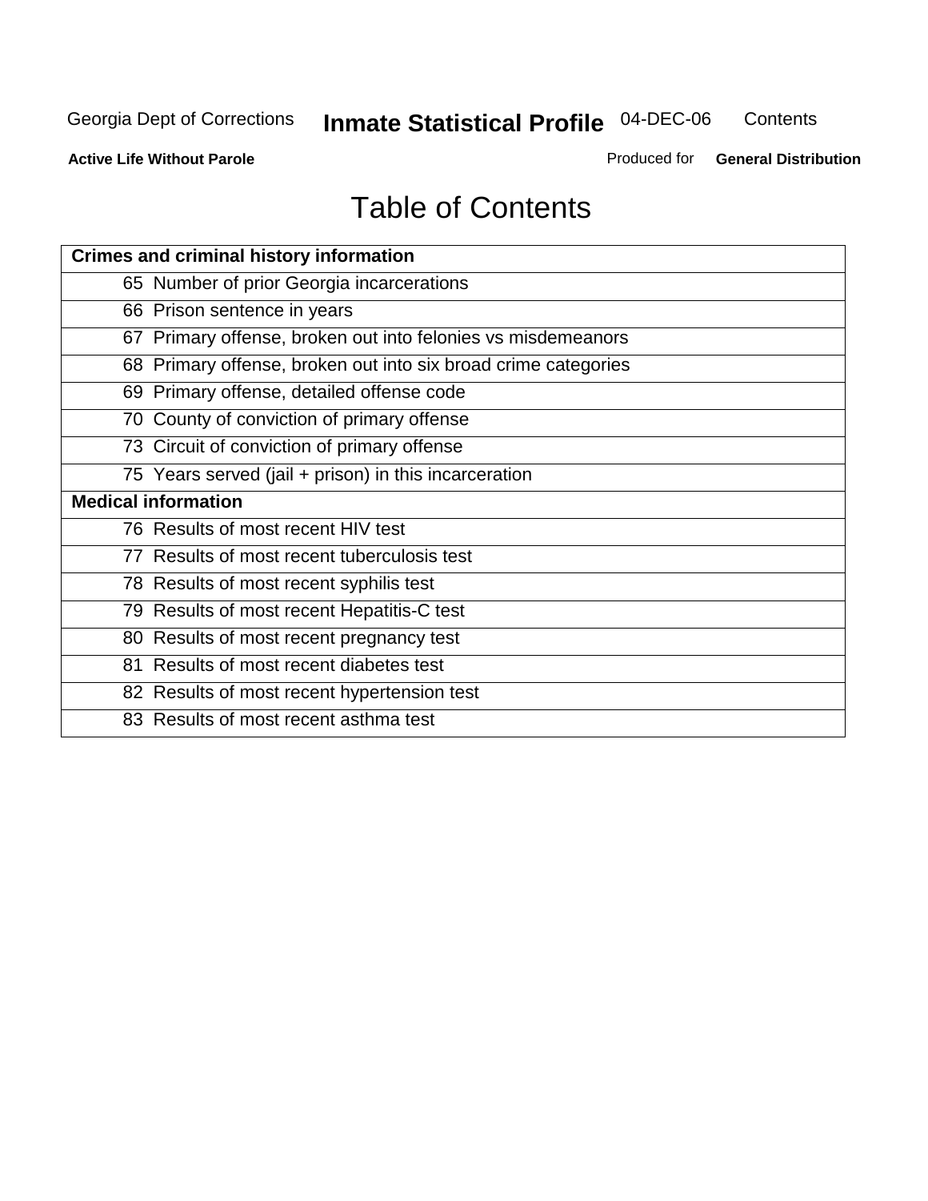# Table of Contents

| Crimes and criminal history information |
|---|
| 65 Number of prior Georgia incarcerations |
| 66 Prison sentence in years |
| 67 Primary offense, broken out into felonies vs misdemeanors |
| 68 Primary offense, broken out into six broad crime categories |
| 69 Primary offense, detailed offense code |
| 70 County of conviction of primary offense |
| 73 Circuit of conviction of primary offense |
| 75 Years served (jail + prison) in this incarceration |
| **Medical information** |
| 76 Results of most recent HIV test |
| 77 Results of most recent tuberculosis test |
| 78 Results of most recent syphilis test |
| 79 Results of most recent Hepatitis-C test |
| 80 Results of most recent pregnancy test |
| 81 Results of most recent diabetes test |
| 82 Results of most recent hypertension test |
| 83 Results of most recent asthma test |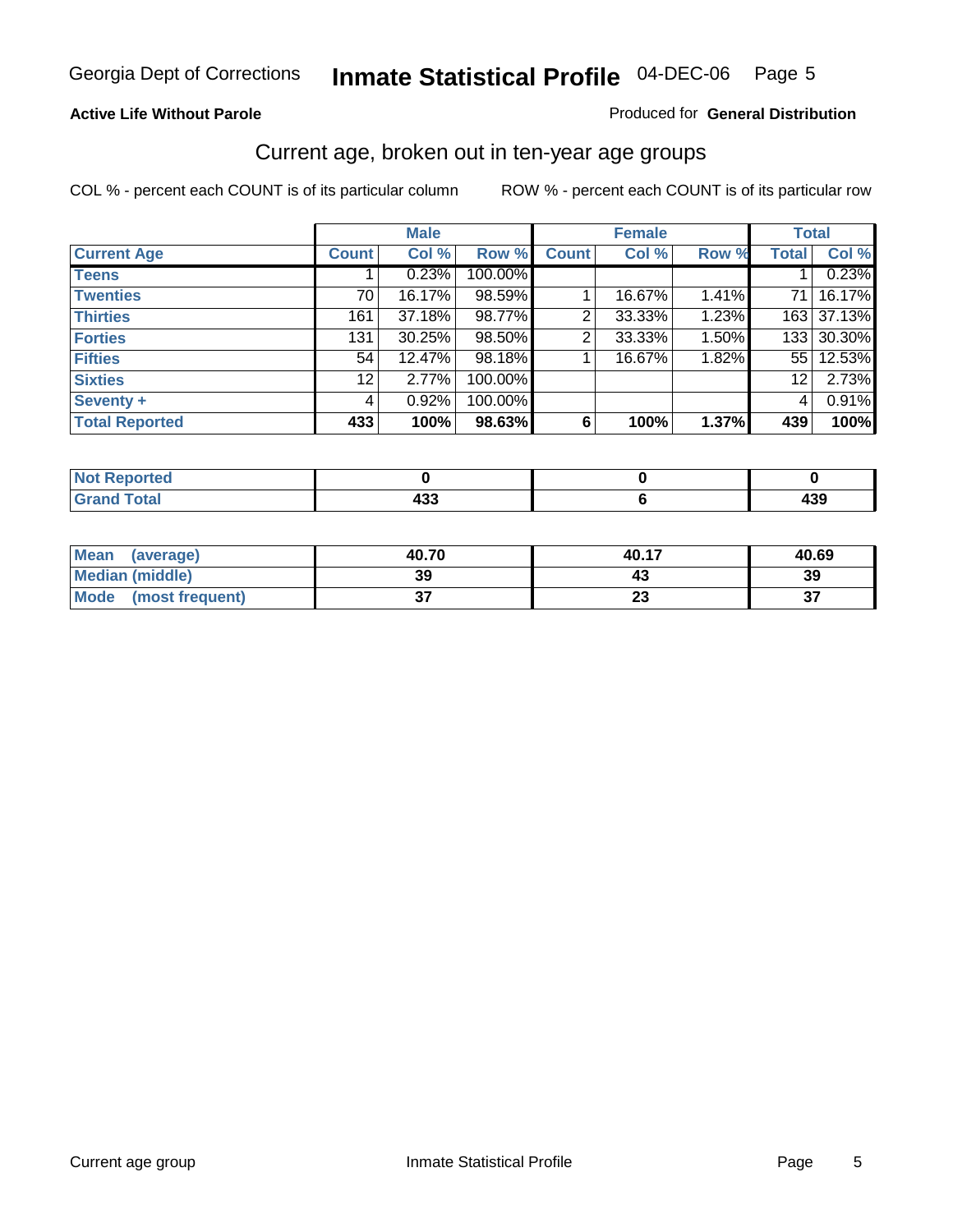# Georgia Dept of Corrections — Inmate Statistical Profile 04-DEC-06

**Active Life Without Parole**

Produced for **General Distribution**

## Current age, broken out in ten-year age groups

COL % - percent each COUNT is of its particular column

ROW % - percent each COUNT is of its particular row

| | Male | | | Female | | | Total | |
|---|---|---|---|---|---|---|---|---|
| **Current Age** | **Count** | **Col %** | **Row %** | **Count** | **Col %** | **Row %** | **Total** | **Col %** |
| **Teens** | 1 | 0.23% | 100.00% | | | | 1 | 0.23% |
| **Twenties** | 70 | 16.17% | 98.59% | 1 | 16.67% | 1.41% | 71 | 16.17% |
| **Thirties** | 161 | 37.18% | 98.77% | 2 | 33.33% | 1.23% | 163 | 37.13% |
| **Forties** | 131 | 30.25% | 98.50% | 2 | 33.33% | 1.50% | 133 | 30.30% |
| **Fifties** | 54 | 12.47% | 98.18% | 1 | 16.67% | 1.82% | 55 | 12.53% |
| **Sixties** | 12 | 2.77% | 100.00% | | | | 12 | 2.73% |
| **Seventy +** | 4 | 0.92% | 100.00% | | | | 4 | 0.91% |
| **Total Reported** | **433** | **100%** | **98.63%** | **6** | **100%** | **1.37%** | **439** | **100%** |

| | Male | Female | Total |
|---|---|---|---|
| **Not Reported** | **0** | **0** | **0** |
| **Grand Total** | **433** | **6** | **439** |

| | Male | Female | Total |
|---|---|---|---|
| **Mean (average)** | **40.70** | **40.17** | **40.69** |
| **Median (middle)** | **39** | **43** | **39** |
| **Mode (most frequent)** | **37** | **23** | **37** |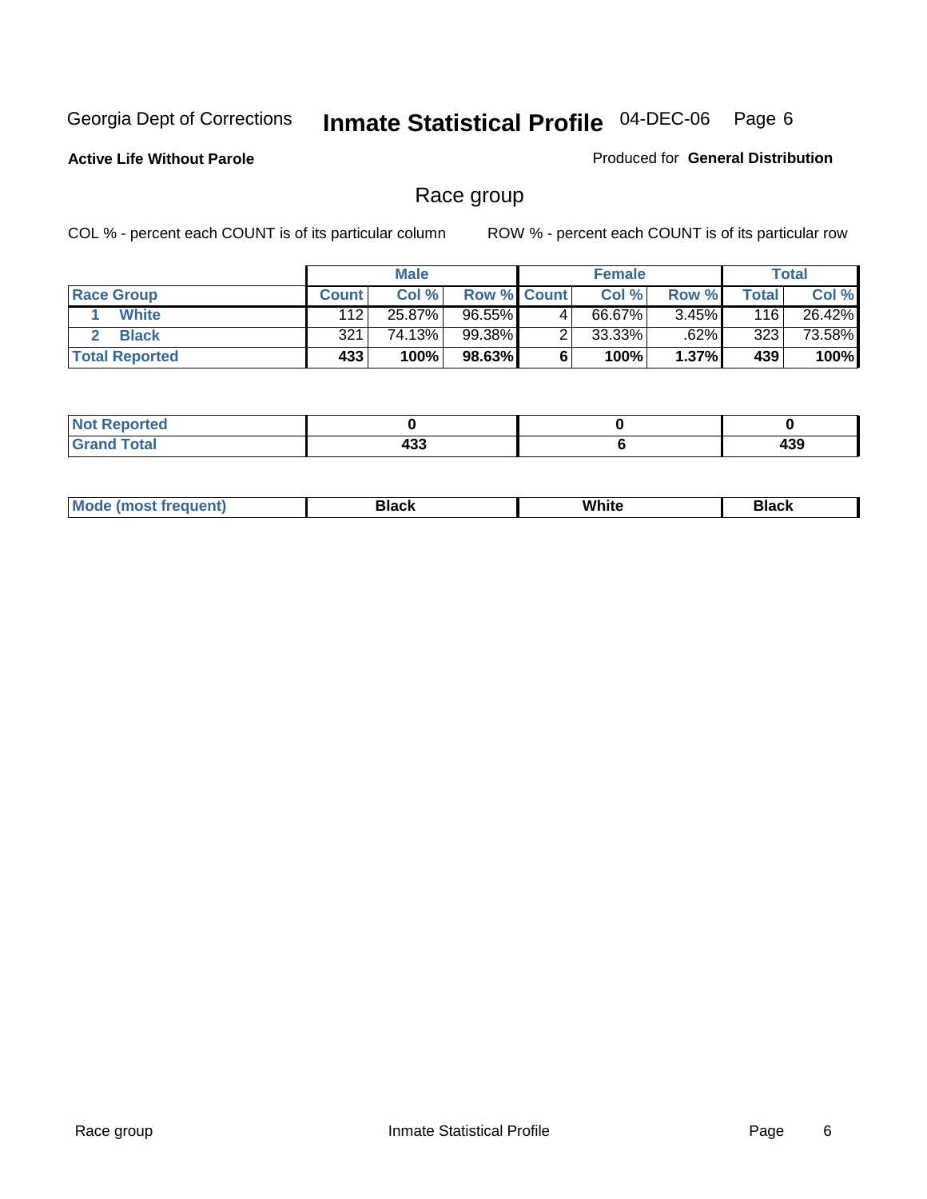Georgia Dept of Corrections **Inmate Statistical Profile** 04-DEC-06

**Active Life Without Parole**

Produced for **General Distribution**

## Race group

COL % - percent each COUNT is of its particular column

ROW % - percent each COUNT is of its particular row

| | Male | | | Female | | | Total | |
|---|---|---|---|---|---|---|---|---|
| **Race Group** | **Count** | **Col %** | **Row %** | **Count** | **Col %** | **Row %** | **Total** | **Col %** |
| 1 **White** | 112 | 25.87% | 96.55% | 4 | 66.67% | 3.45% | 116 | 26.42% |
| 2 **Black** | 321 | 74.13% | 99.38% | 2 | 33.33% | .62% | 323 | 73.58% |
| **Total Reported** | **433** | **100%** | **98.63%** | **6** | **100%** | **1.37%** | **439** | **100%** |

| | Male | Female | Total |
|---|---|---|---|
| **Not Reported** | **0** | **0** | **0** |
| **Grand Total** | **433** | **6** | **439** |

| | Male | Female | Total |
|---|---|---|---|
| **Mode (most frequent)** | **Black** | **White** | **Black** |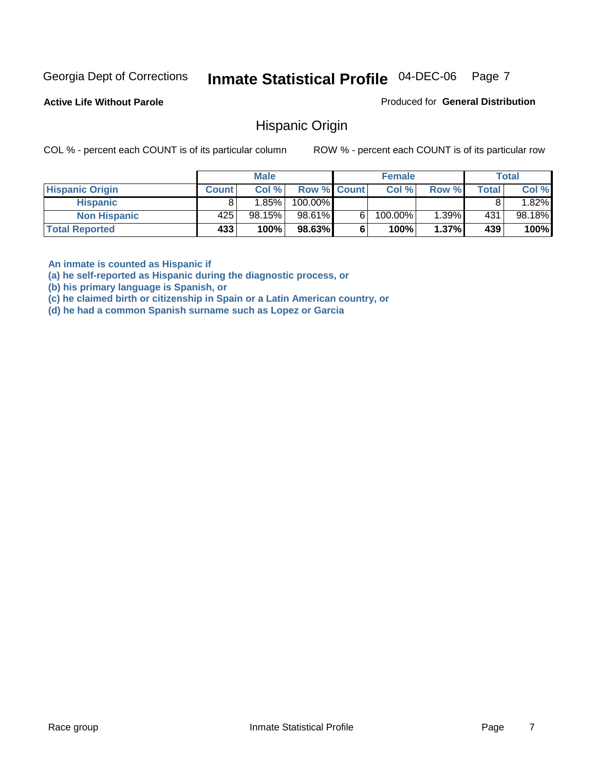Georgia Dept of Corrections **Inmate Statistical Profile** 04-DEC-06

**Active Life Without Parole**

Produced for **General Distribution**

## Hispanic Origin

COL % - percent each COUNT is of its particular column ROW % - percent each COUNT is of its particular row

| | Male | | | Female | | | Total | |
|---|---|---|---|---|---|---|---|---|
| **Hispanic Origin** | **Count** | **Col %** | **Row %** | **Count** | **Col %** | **Row %** | **Total** | **Col %** |
| **Hispanic** | 8 | 1.85% | 100.00% | | | | 8 | 1.82% |
| **Non Hispanic** | 425 | 98.15% | 98.61% | 6 | 100.00% | 1.39% | 431 | 98.18% |
| **Total Reported** | **433** | **100%** | **98.63%** | **6** | **100%** | **1.37%** | **439** | **100%** |

**An inmate is counted as Hispanic if**
**(a) he self-reported as Hispanic during the diagnostic process, or**
**(b) his primary language is Spanish, or**
**(c) he claimed birth or citizenship in Spain or a Latin American country, or**
**(d) he had a common Spanish surname such as Lopez or Garcia**

Race group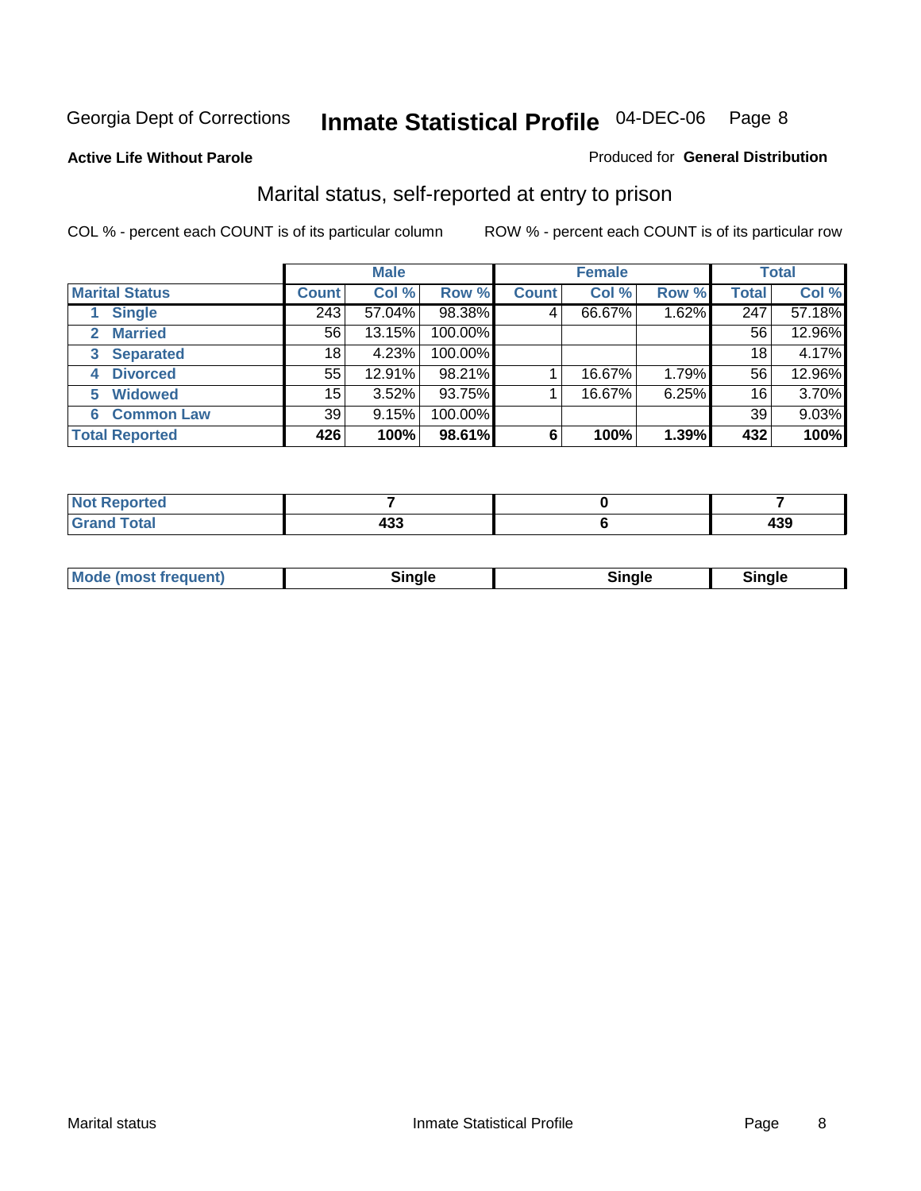Georgia Dept of Corrections **Inmate Statistical Profile** 04-DEC-06

**Active Life Without Parole**

Produced for **General Distribution**

## Marital status, self-reported at entry to prison

COL % - percent each COUNT is of its particular column    ROW % - percent each COUNT is of its particular row

| | Male | | | Female | | | Total | |
|---|---|---|---|---|---|---|---|---|
| **Marital Status** | **Count** | **Col %** | **Row %** | **Count** | **Col %** | **Row %** | **Total** | **Col %** |
| 1 **Single** | 243 | 57.04% | 98.38% | 4 | 66.67% | 1.62% | 247 | 57.18% |
| 2 **Married** | 56 | 13.15% | 100.00% | | | | 56 | 12.96% |
| 3 **Separated** | 18 | 4.23% | 100.00% | | | | 18 | 4.17% |
| 4 **Divorced** | 55 | 12.91% | 98.21% | 1 | 16.67% | 1.79% | 56 | 12.96% |
| 5 **Widowed** | 15 | 3.52% | 93.75% | 1 | 16.67% | 6.25% | 16 | 3.70% |
| 6 **Common Law** | 39 | 9.15% | 100.00% | | | | 39 | 9.03% |
| **Total Reported** | **426** | **100%** | **98.61%** | **6** | **100%** | **1.39%** | **432** | **100%** |

| | Male | Female | Total |
|---|---|---|---|
| **Not Reported** | **7** | **0** | **7** |
| **Grand Total** | **433** | **6** | **439** |

| | Male | Female | Total |
|---|---|---|---|
| **Mode (most frequent)** | **Single** | **Single** | **Single** |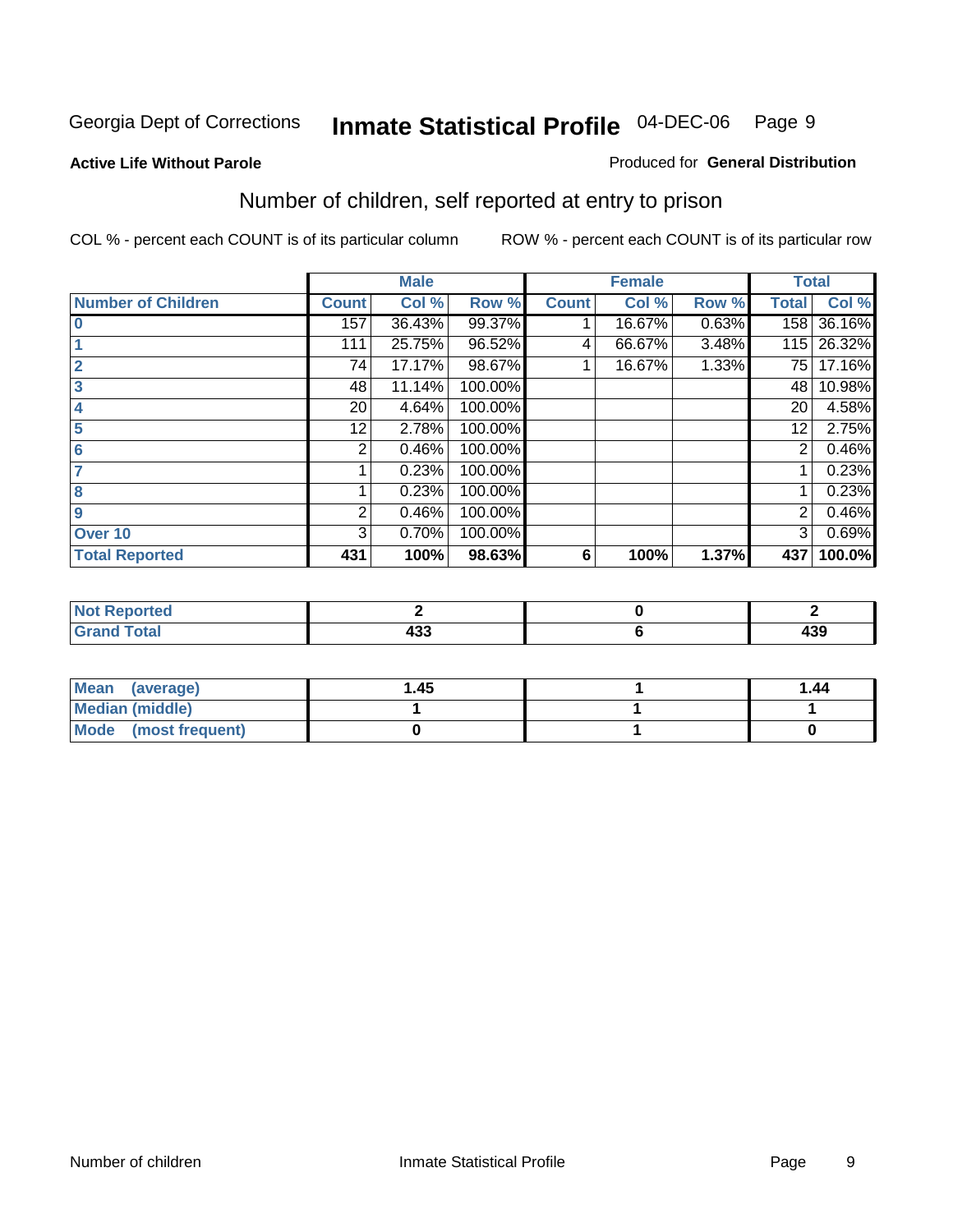Georgia Dept of Corrections **Inmate Statistical Profile** 04-DEC-06

**Active Life Without Parole**

Produced for **General Distribution**

## Number of children, self reported at entry to prison

COL % - percent each COUNT is of its particular column

ROW % - percent each COUNT is of its particular row

| | Male | | | Female | | | Total | |
|---|---|---|---|---|---|---|---|---|
| **Number of Children** | **Count** | **Col %** | **Row %** | **Count** | **Col %** | **Row %** | **Total** | **Col %** |
| **0** | 157 | 36.43% | 99.37% | 1 | 16.67% | 0.63% | 158 | 36.16% |
| **1** | 111 | 25.75% | 96.52% | 4 | 66.67% | 3.48% | 115 | 26.32% |
| **2** | 74 | 17.17% | 98.67% | 1 | 16.67% | 1.33% | 75 | 17.16% |
| **3** | 48 | 11.14% | 100.00% | | | | 48 | 10.98% |
| **4** | 20 | 4.64% | 100.00% | | | | 20 | 4.58% |
| **5** | 12 | 2.78% | 100.00% | | | | 12 | 2.75% |
| **6** | 2 | 0.46% | 100.00% | | | | 2 | 0.46% |
| **7** | 1 | 0.23% | 100.00% | | | | 1 | 0.23% |
| **8** | 1 | 0.23% | 100.00% | | | | 1 | 0.23% |
| **9** | 2 | 0.46% | 100.00% | | | | 2 | 0.46% |
| **Over 10** | 3 | 0.70% | 100.00% | | | | 3 | 0.69% |
| **Total Reported** | **431** | **100%** | **98.63%** | **6** | **100%** | **1.37%** | **437** | **100.0%** |

| | Male | Female | Total |
|---|---|---|---|
| **Not Reported** | **2** | **0** | **2** |
| **Grand Total** | **433** | **6** | **439** |

| | Male | Female | Total |
|---|---|---|---|
| **Mean (average)** | **1.45** | **1** | **1.44** |
| **Median (middle)** | **1** | **1** | **1** |
| **Mode (most frequent)** | **0** | **1** | **0** |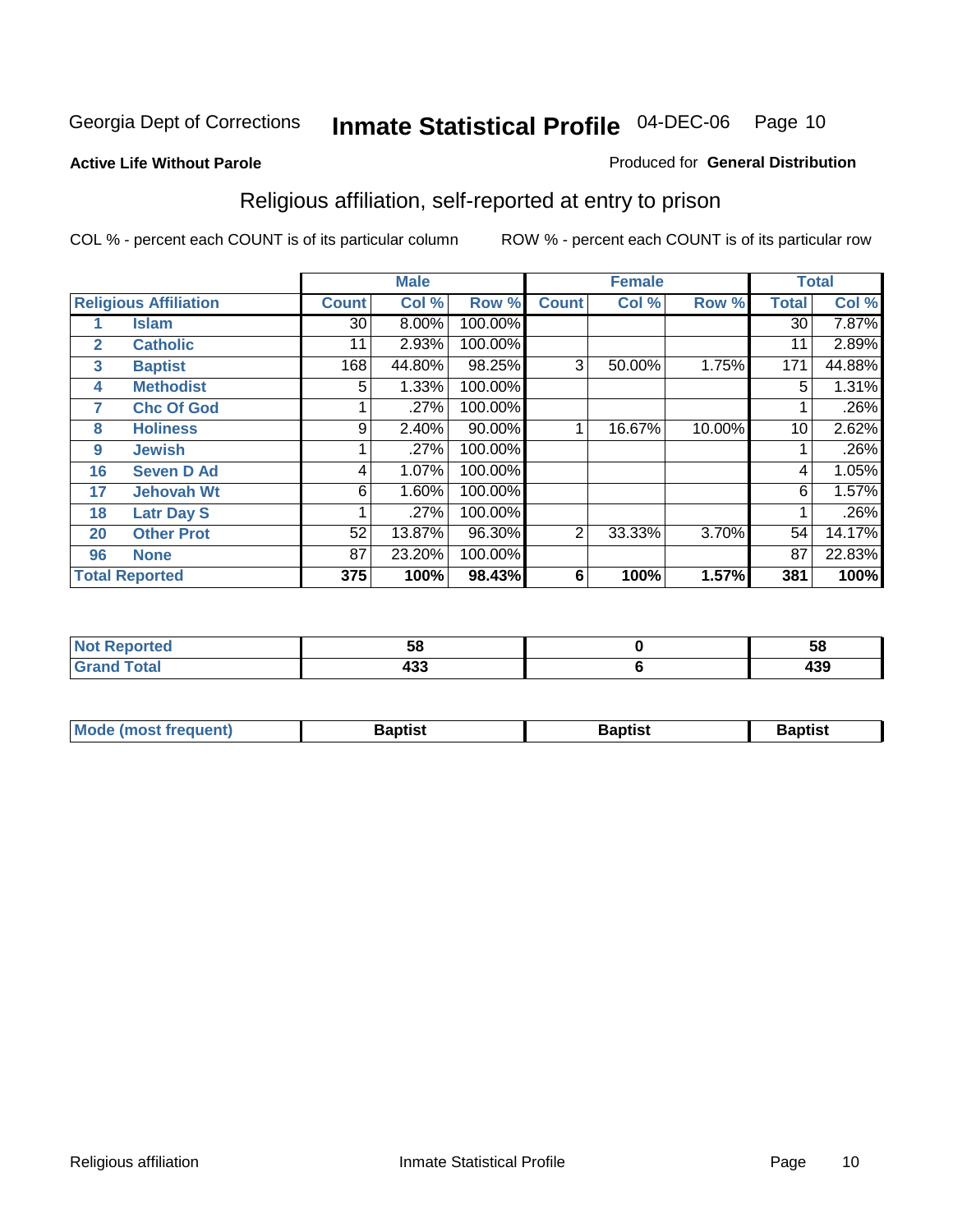Georgia Dept of Corrections **Inmate Statistical Profile** 04-DEC-06

**Active Life Without Parole**

Produced for **General Distribution**

## Religious affiliation, self-reported at entry to prison

COL % - percent each COUNT is of its particular column ROW % - percent each COUNT is of its particular row

| Religious Affiliation | | Male | | | Female | | | Total | |
|---|---|---|---|---|---|---|---|---|---|
| | | Count | Col % | Row % | Count | Col % | Row % | Total | Col % |
| 1 | Islam | 30 | 8.00% | 100.00% | | | | 30 | 7.87% |
| 2 | Catholic | 11 | 2.93% | 100.00% | | | | 11 | 2.89% |
| 3 | Baptist | 168 | 44.80% | 98.25% | 3 | 50.00% | 1.75% | 171 | 44.88% |
| 4 | Methodist | 5 | 1.33% | 100.00% | | | | 5 | 1.31% |
| 7 | Chc Of God | 1 | .27% | 100.00% | | | | 1 | .26% |
| 8 | Holiness | 9 | 2.40% | 90.00% | 1 | 16.67% | 10.00% | 10 | 2.62% |
| 9 | Jewish | 1 | .27% | 100.00% | | | | 1 | .26% |
| 16 | Seven D Ad | 4 | 1.07% | 100.00% | | | | 4 | 1.05% |
| 17 | Jehovah Wt | 6 | 1.60% | 100.00% | | | | 6 | 1.57% |
| 18 | Latr Day S | 1 | .27% | 100.00% | | | | 1 | .26% |
| 20 | Other Prot | 52 | 13.87% | 96.30% | 2 | 33.33% | 3.70% | 54 | 14.17% |
| 96 | None | 87 | 23.20% | 100.00% | | | | 87 | 22.83% |
| **Total Reported** | | **375** | **100%** | **98.43%** | **6** | **100%** | **1.57%** | **381** | **100%** |

| | Male | Female | Total |
|---|---|---|---|
| Not Reported | 58 | 0 | 58 |
| Grand Total | 433 | 6 | 439 |

| | Male | Female | Total |
|---|---|---|---|
| Mode (most frequent) | Baptist | Baptist | Baptist |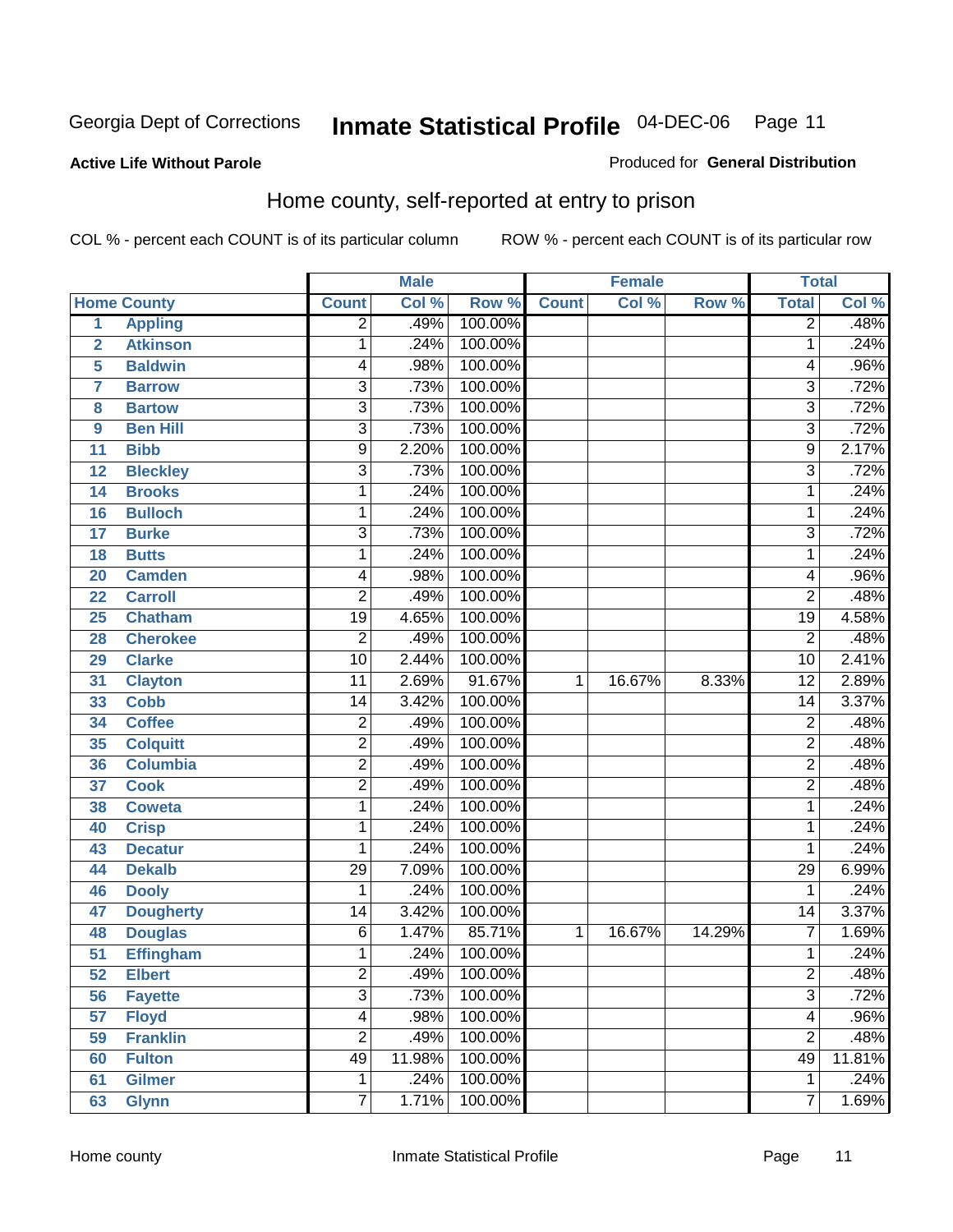Georgia Dept of Corrections **Inmate Statistical Profile** 04-DEC-06

**Active Life Without Parole**

Produced for **General Distribution**

## Home county, self-reported at entry to prison

COL % - percent each COUNT is of its particular column ROW % - percent each COUNT is of its particular row

| Home County | | Male | | | Female | | | Total | |
|---|---|---|---|---|---|---|---|---|---|
| | | Count | Col % | Row % | Count | Col % | Row % | Total | Col % |
| 1 | Appling | 2 | .49% | 100.00% | | | | 2 | .48% |
| 2 | Atkinson | 1 | .24% | 100.00% | | | | 1 | .24% |
| 5 | Baldwin | 4 | .98% | 100.00% | | | | 4 | .96% |
| 7 | Barrow | 3 | .73% | 100.00% | | | | 3 | .72% |
| 8 | Bartow | 3 | .73% | 100.00% | | | | 3 | .72% |
| 9 | Ben Hill | 3 | .73% | 100.00% | | | | 3 | .72% |
| 11 | Bibb | 9 | 2.20% | 100.00% | | | | 9 | 2.17% |
| 12 | Bleckley | 3 | .73% | 100.00% | | | | 3 | .72% |
| 14 | Brooks | 1 | .24% | 100.00% | | | | 1 | .24% |
| 16 | Bulloch | 1 | .24% | 100.00% | | | | 1 | .24% |
| 17 | Burke | 3 | .73% | 100.00% | | | | 3 | .72% |
| 18 | Butts | 1 | .24% | 100.00% | | | | 1 | .24% |
| 20 | Camden | 4 | .98% | 100.00% | | | | 4 | .96% |
| 22 | Carroll | 2 | .49% | 100.00% | | | | 2 | .48% |
| 25 | Chatham | 19 | 4.65% | 100.00% | | | | 19 | 4.58% |
| 28 | Cherokee | 2 | .49% | 100.00% | | | | 2 | .48% |
| 29 | Clarke | 10 | 2.44% | 100.00% | | | | 10 | 2.41% |
| 31 | Clayton | 11 | 2.69% | 91.67% | 1 | 16.67% | 8.33% | 12 | 2.89% |
| 33 | Cobb | 14 | 3.42% | 100.00% | | | | 14 | 3.37% |
| 34 | Coffee | 2 | .49% | 100.00% | | | | 2 | .48% |
| 35 | Colquitt | 2 | .49% | 100.00% | | | | 2 | .48% |
| 36 | Columbia | 2 | .49% | 100.00% | | | | 2 | .48% |
| 37 | Cook | 2 | .49% | 100.00% | | | | 2 | .48% |
| 38 | Coweta | 1 | .24% | 100.00% | | | | 1 | .24% |
| 40 | Crisp | 1 | .24% | 100.00% | | | | 1 | .24% |
| 43 | Decatur | 1 | .24% | 100.00% | | | | 1 | .24% |
| 44 | Dekalb | 29 | 7.09% | 100.00% | | | | 29 | 6.99% |
| 46 | Dooly | 1 | .24% | 100.00% | | | | 1 | .24% |
| 47 | Dougherty | 14 | 3.42% | 100.00% | | | | 14 | 3.37% |
| 48 | Douglas | 6 | 1.47% | 85.71% | 1 | 16.67% | 14.29% | 7 | 1.69% |
| 51 | Effingham | 1 | .24% | 100.00% | | | | 1 | .24% |
| 52 | Elbert | 2 | .49% | 100.00% | | | | 2 | .48% |
| 56 | Fayette | 3 | .73% | 100.00% | | | | 3 | .72% |
| 57 | Floyd | 4 | .98% | 100.00% | | | | 4 | .96% |
| 59 | Franklin | 2 | .49% | 100.00% | | | | 2 | .48% |
| 60 | Fulton | 49 | 11.98% | 100.00% | | | | 49 | 11.81% |
| 61 | Gilmer | 1 | .24% | 100.00% | | | | 1 | .24% |
| 63 | Glynn | 7 | 1.71% | 100.00% | | | | 7 | 1.69% |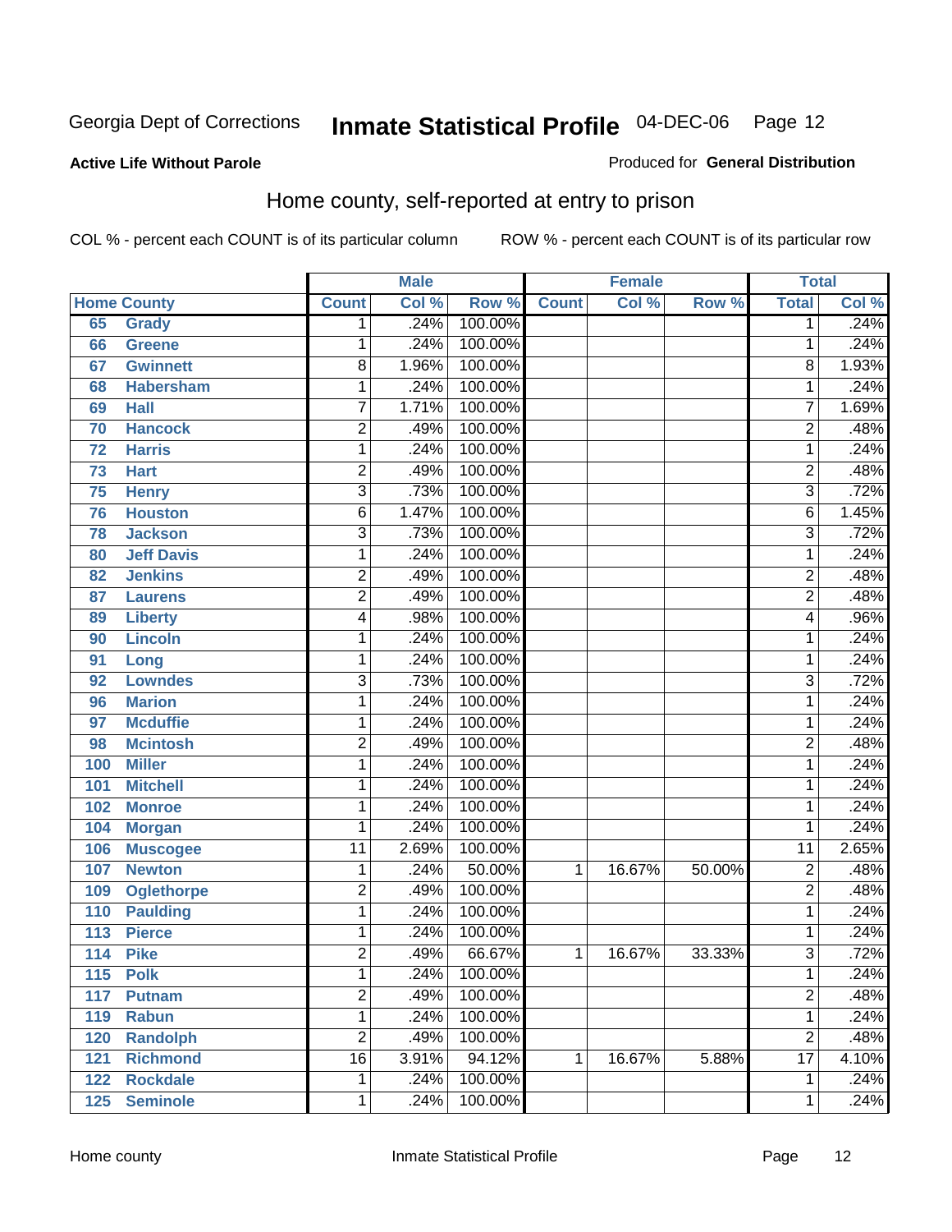Georgia Dept of Corrections **Inmate Statistical Profile** 04-DEC-06 Page 12

**Active Life Without Parole**

Produced for **General Distribution**

## Home county, self-reported at entry to prison

COL % - percent each COUNT is of its particular column ROW % - percent each COUNT is of its particular row

| Home County | | Male | | | Female | | | Total | |
|---|---|---|---|---|---|---|---|---|---|
| | | Count | Col % | Row % | Count | Col % | Row % | Total | Col % |
| 65 | Grady | 1 | .24% | 100.00% | | | | 1 | .24% |
| 66 | Greene | 1 | .24% | 100.00% | | | | 1 | .24% |
| 67 | Gwinnett | 8 | 1.96% | 100.00% | | | | 8 | 1.93% |
| 68 | Habersham | 1 | .24% | 100.00% | | | | 1 | .24% |
| 69 | Hall | 7 | 1.71% | 100.00% | | | | 7 | 1.69% |
| 70 | Hancock | 2 | .49% | 100.00% | | | | 2 | .48% |
| 72 | Harris | 1 | .24% | 100.00% | | | | 1 | .24% |
| 73 | Hart | 2 | .49% | 100.00% | | | | 2 | .48% |
| 75 | Henry | 3 | .73% | 100.00% | | | | 3 | .72% |
| 76 | Houston | 6 | 1.47% | 100.00% | | | | 6 | 1.45% |
| 78 | Jackson | 3 | .73% | 100.00% | | | | 3 | .72% |
| 80 | Jeff Davis | 1 | .24% | 100.00% | | | | 1 | .24% |
| 82 | Jenkins | 2 | .49% | 100.00% | | | | 2 | .48% |
| 87 | Laurens | 2 | .49% | 100.00% | | | | 2 | .48% |
| 89 | Liberty | 4 | .98% | 100.00% | | | | 4 | .96% |
| 90 | Lincoln | 1 | .24% | 100.00% | | | | 1 | .24% |
| 91 | Long | 1 | .24% | 100.00% | | | | 1 | .24% |
| 92 | Lowndes | 3 | .73% | 100.00% | | | | 3 | .72% |
| 96 | Marion | 1 | .24% | 100.00% | | | | 1 | .24% |
| 97 | Mcduffie | 1 | .24% | 100.00% | | | | 1 | .24% |
| 98 | Mcintosh | 2 | .49% | 100.00% | | | | 2 | .48% |
| 100 | Miller | 1 | .24% | 100.00% | | | | 1 | .24% |
| 101 | Mitchell | 1 | .24% | 100.00% | | | | 1 | .24% |
| 102 | Monroe | 1 | .24% | 100.00% | | | | 1 | .24% |
| 104 | Morgan | 1 | .24% | 100.00% | | | | 1 | .24% |
| 106 | Muscogee | 11 | 2.69% | 100.00% | | | | 11 | 2.65% |
| 107 | Newton | 1 | .24% | 50.00% | 1 | 16.67% | 50.00% | 2 | .48% |
| 109 | Oglethorpe | 2 | .49% | 100.00% | | | | 2 | .48% |
| 110 | Paulding | 1 | .24% | 100.00% | | | | 1 | .24% |
| 113 | Pierce | 1 | .24% | 100.00% | | | | 1 | .24% |
| 114 | Pike | 2 | .49% | 66.67% | 1 | 16.67% | 33.33% | 3 | .72% |
| 115 | Polk | 1 | .24% | 100.00% | | | | 1 | .24% |
| 117 | Putnam | 2 | .49% | 100.00% | | | | 2 | .48% |
| 119 | Rabun | 1 | .24% | 100.00% | | | | 1 | .24% |
| 120 | Randolph | 2 | .49% | 100.00% | | | | 2 | .48% |
| 121 | Richmond | 16 | 3.91% | 94.12% | 1 | 16.67% | 5.88% | 17 | 4.10% |
| 122 | Rockdale | 1 | .24% | 100.00% | | | | 1 | .24% |
| 125 | Seminole | 1 | .24% | 100.00% | | | | 1 | .24% |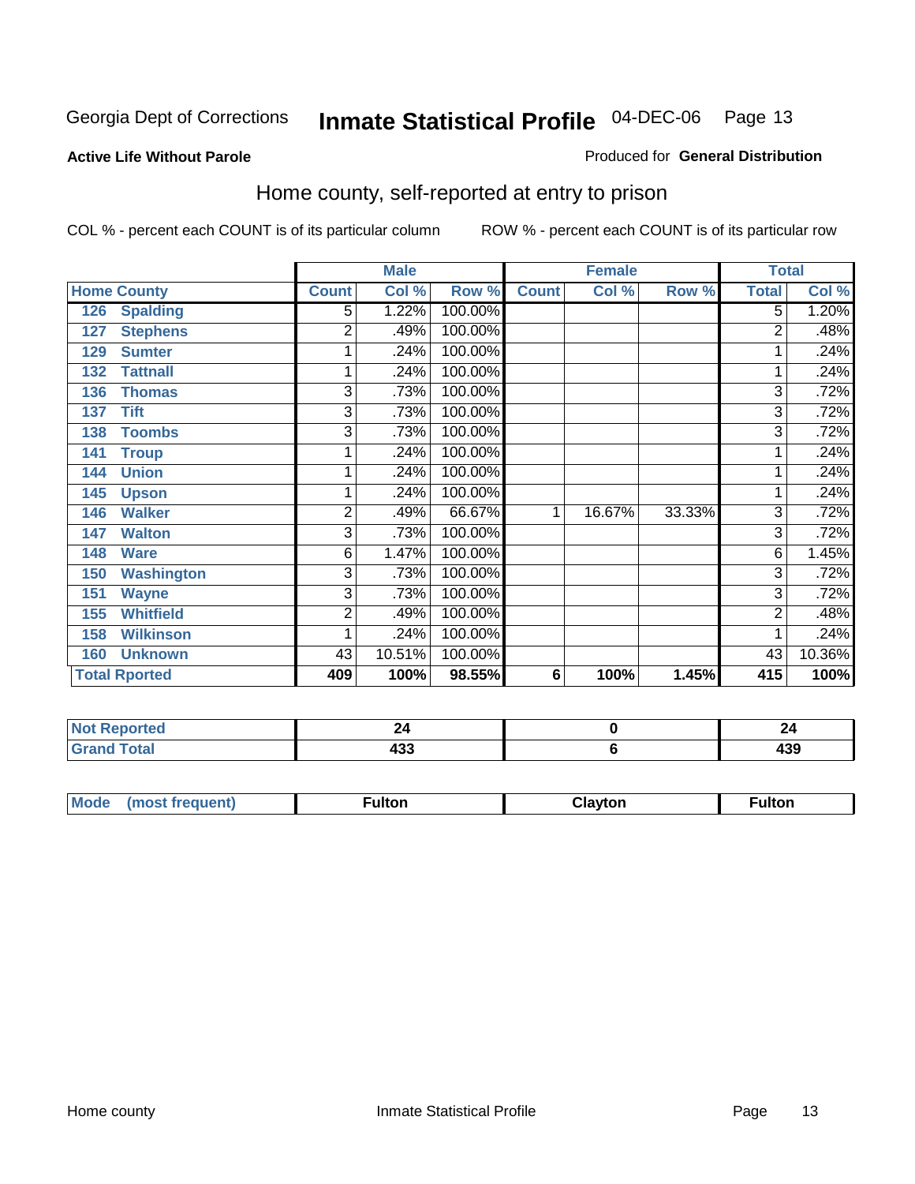Georgia Dept of Corrections **Inmate Statistical Profile** 04-DEC-06

**Active Life Without Parole**

Produced for **General Distribution**

## Home county, self-reported at entry to prison

COL % - percent each COUNT is of its particular column ROW % - percent each COUNT is of its particular row

| Home County | Male | | | Female | | | Total | |
|---|---|---|---|---|---|---|---|---|
| | Count | Col % | Row % | Count | Col % | Row % | Total | Col % |
| 126 Spalding | 5 | 1.22% | 100.00% | | | | 5 | 1.20% |
| 127 Stephens | 2 | .49% | 100.00% | | | | 2 | .48% |
| 129 Sumter | 1 | .24% | 100.00% | | | | 1 | .24% |
| 132 Tattnall | 1 | .24% | 100.00% | | | | 1 | .24% |
| 136 Thomas | 3 | .73% | 100.00% | | | | 3 | .72% |
| 137 Tift | 3 | .73% | 100.00% | | | | 3 | .72% |
| 138 Toombs | 3 | .73% | 100.00% | | | | 3 | .72% |
| 141 Troup | 1 | .24% | 100.00% | | | | 1 | .24% |
| 144 Union | 1 | .24% | 100.00% | | | | 1 | .24% |
| 145 Upson | 1 | .24% | 100.00% | | | | 1 | .24% |
| 146 Walker | 2 | .49% | 66.67% | 1 | 16.67% | 33.33% | 3 | .72% |
| 147 Walton | 3 | .73% | 100.00% | | | | 3 | .72% |
| 148 Ware | 6 | 1.47% | 100.00% | | | | 6 | 1.45% |
| 150 Washington | 3 | .73% | 100.00% | | | | 3 | .72% |
| 151 Wayne | 3 | .73% | 100.00% | | | | 3 | .72% |
| 155 Whitfield | 2 | .49% | 100.00% | | | | 2 | .48% |
| 158 Wilkinson | 1 | .24% | 100.00% | | | | 1 | .24% |
| 160 Unknown | 43 | 10.51% | 100.00% | | | | 43 | 10.36% |
| **Total Rported** | **409** | **100%** | **98.55%** | **6** | **100%** | **1.45%** | **415** | **100%** |

| | Male | Female | Total |
|---|---|---|---|
| Not Reported | 24 | 0 | 24 |
| Grand Total | 433 | 6 | 439 |

| | Male | Female | Total |
|---|---|---|---|
| Mode (most frequent) | Fulton | Clayton | Fulton |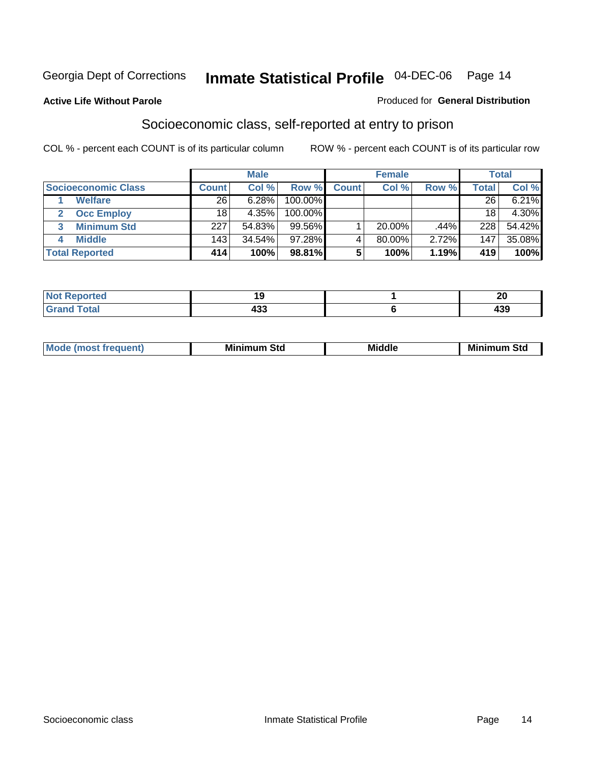Georgia Dept of Corrections **Inmate Statistical Profile** 04-DEC-06

**Active Life Without Parole**

Produced for **General Distribution**

## Socioeconomic class, self-reported at entry to prison

COL % - percent each COUNT is of its particular column

ROW % - percent each COUNT is of its particular row

| | Male | | | Female | | | Total | |
|---|---|---|---|---|---|---|---|---|
| **Socioeconomic Class** | **Count** | **Col %** | **Row %** | **Count** | **Col %** | **Row %** | **Total** | **Col %** |
| 1 **Welfare** | 26 | 6.28% | 100.00% | | | | 26 | 6.21% |
| 2 **Occ Employ** | 18 | 4.35% | 100.00% | | | | 18 | 4.30% |
| 3 **Minimum Std** | 227 | 54.83% | 99.56% | 1 | 20.00% | .44% | 228 | 54.42% |
| 4 **Middle** | 143 | 34.54% | 97.28% | 4 | 80.00% | 2.72% | 147 | 35.08% |
| **Total Reported** | **414** | **100%** | **98.81%** | **5** | **100%** | **1.19%** | **419** | **100%** |

| | Male | Female | Total |
|---|---|---|---|
| **Not Reported** | **19** | **1** | **20** |
| **Grand Total** | **433** | **6** | **439** |

| | Male | Female | Total |
|---|---|---|---|
| **Mode (most frequent)** | **Minimum Std** | **Middle** | **Minimum Std** |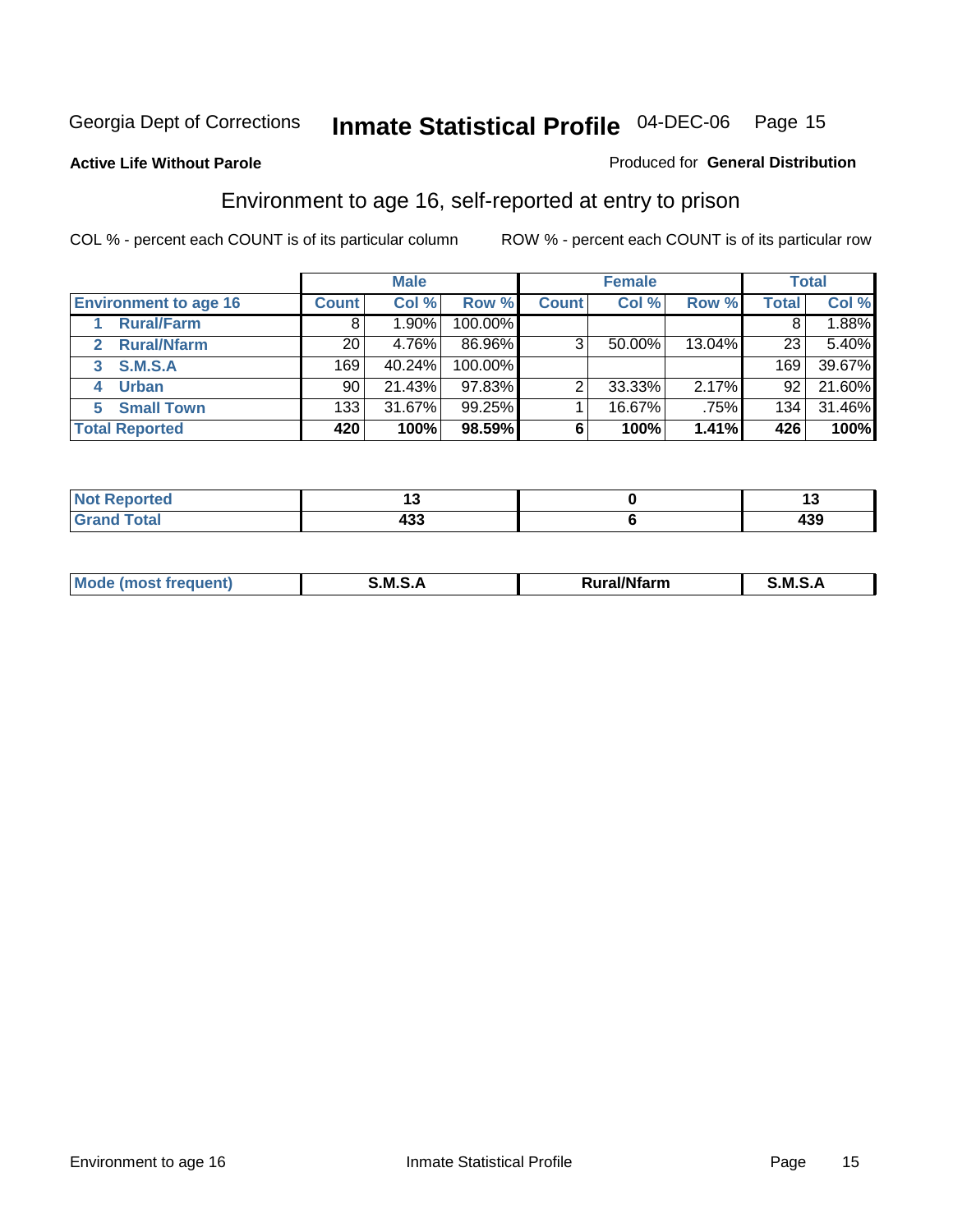Georgia Dept of Corrections **Inmate Statistical Profile** 04-DEC-06

**Active Life Without Parole**

Produced for **General Distribution**

## Environment to age 16, self-reported at entry to prison

COL % - percent each COUNT is of its particular column

ROW % - percent each COUNT is of its particular row

| | Male | | | Female | | | Total | |
|---|---|---|---|---|---|---|---|---|
| **Environment to age 16** | **Count** | **Col %** | **Row %** | **Count** | **Col %** | **Row %** | **Total** | **Col %** |
| 1 Rural/Farm | 8 | 1.90% | 100.00% | | | | 8 | 1.88% |
| 2 Rural/Nfarm | 20 | 4.76% | 86.96% | 3 | 50.00% | 13.04% | 23 | 5.40% |
| 3 S.M.S.A | 169 | 40.24% | 100.00% | | | | 169 | 39.67% |
| 4 Urban | 90 | 21.43% | 97.83% | 2 | 33.33% | 2.17% | 92 | 21.60% |
| 5 Small Town | 133 | 31.67% | 99.25% | 1 | 16.67% | .75% | 134 | 31.46% |
| **Total Reported** | **420** | **100%** | **98.59%** | **6** | **100%** | **1.41%** | **426** | **100%** |

| | Male | Female | Total |
|---|---|---|---|
| Not Reported | 13 | 0 | 13 |
| Grand Total | 433 | 6 | 439 |

| | Male | Female | Total |
|---|---|---|---|
| Mode (most frequent) | S.M.S.A | Rural/Nfarm | S.M.S.A |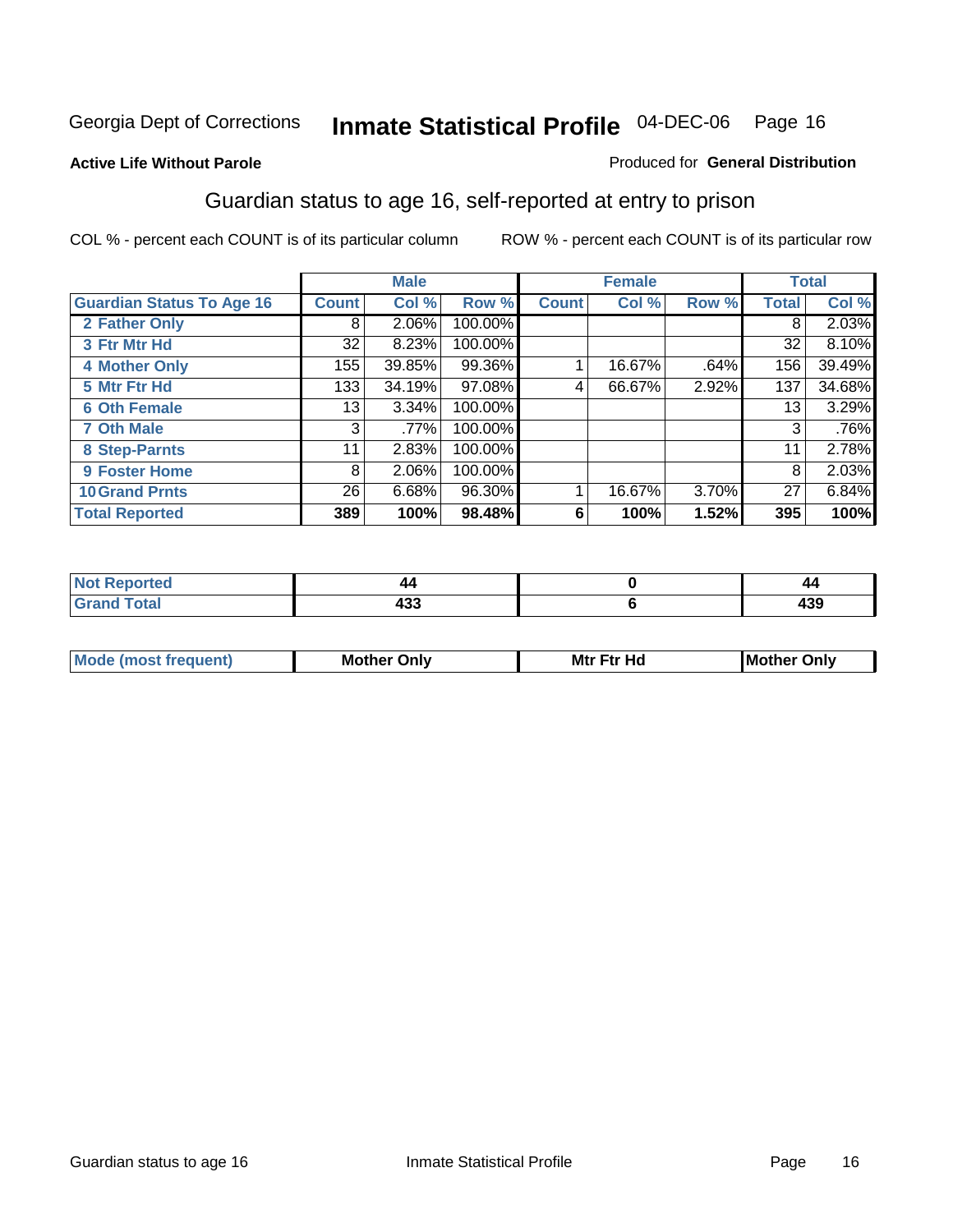Georgia Dept of Corrections **Inmate Statistical Profile** 04-DEC-06

**Active Life Without Parole**

Produced for **General Distribution**

## Guardian status to age 16, self-reported at entry to prison

COL % - percent each COUNT is of its particular column

ROW % - percent each COUNT is of its particular row

| Guardian Status To Age 16 | Male | | | Female | | | Total | |
|---|---|---|---|---|---|---|---|---|
| | Count | Col % | Row % | Count | Col % | Row % | Total | Col % |
| 2 Father Only | 8 | 2.06% | 100.00% | | | | 8 | 2.03% |
| 3 Ftr Mtr Hd | 32 | 8.23% | 100.00% | | | | 32 | 8.10% |
| 4 Mother Only | 155 | 39.85% | 99.36% | 1 | 16.67% | .64% | 156 | 39.49% |
| 5 Mtr Ftr Hd | 133 | 34.19% | 97.08% | 4 | 66.67% | 2.92% | 137 | 34.68% |
| 6 Oth Female | 13 | 3.34% | 100.00% | | | | 13 | 3.29% |
| 7 Oth Male | 3 | .77% | 100.00% | | | | 3 | .76% |
| 8 Step-Parnts | 11 | 2.83% | 100.00% | | | | 11 | 2.78% |
| 9 Foster Home | 8 | 2.06% | 100.00% | | | | 8 | 2.03% |
| 10 Grand Prnts | 26 | 6.68% | 96.30% | 1 | 16.67% | 3.70% | 27 | 6.84% |
| **Total Reported** | **389** | **100%** | **98.48%** | **6** | **100%** | **1.52%** | **395** | **100%** |

| | Male | Female | Total |
|---|---|---|---|
| Not Reported | 44 | 0 | 44 |
| Grand Total | 433 | 6 | 439 |

| | Male | Female | Total |
|---|---|---|---|
| Mode (most frequent) | Mother Only | Mtr Ftr Hd | Mother Only |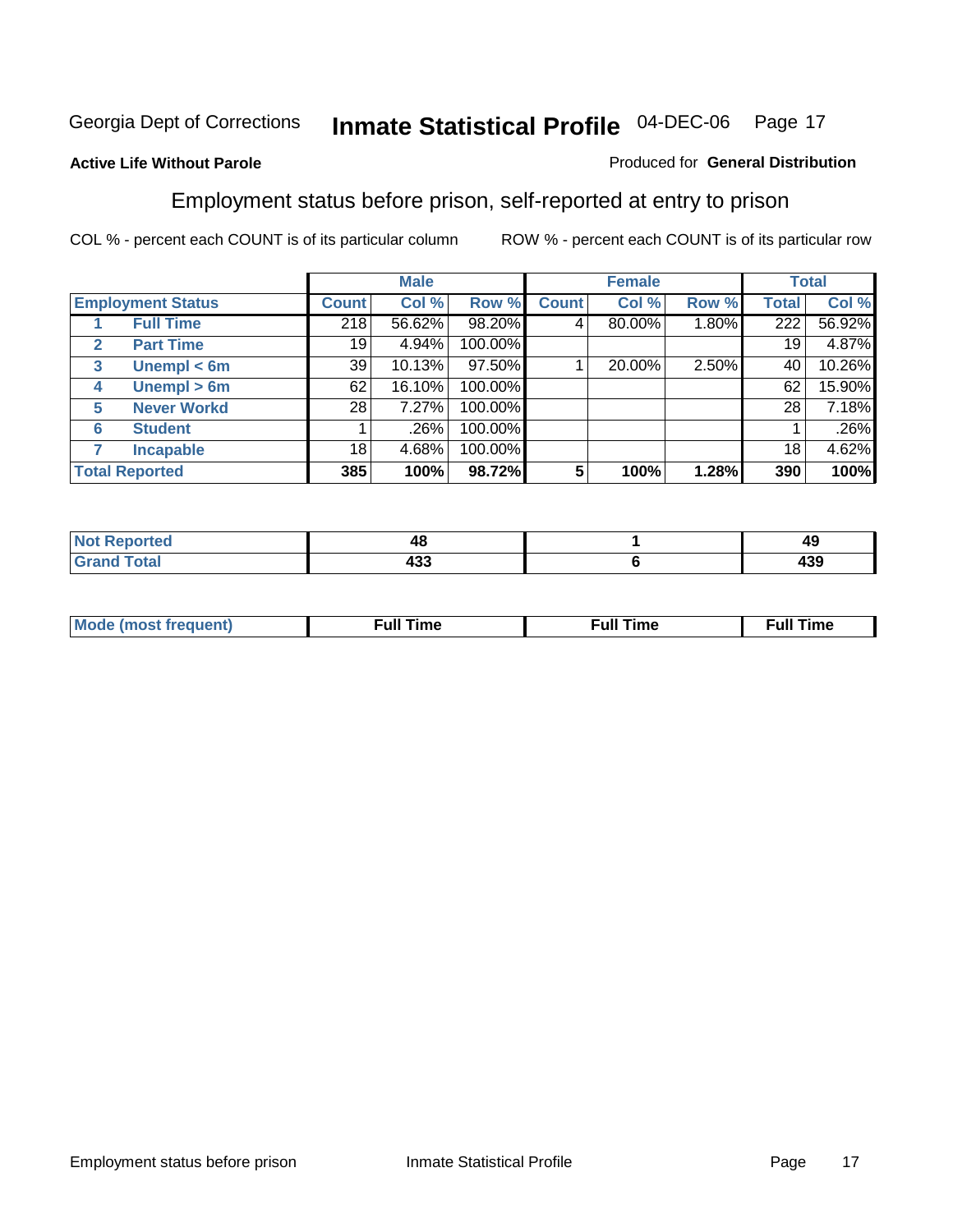Georgia Dept of Corrections **Inmate Statistical Profile** 04-DEC-06

**Active Life Without Parole**

Produced for **General Distribution**

## Employment status before prison, self-reported at entry to prison

COL % - percent each COUNT is of its particular column ROW % - percent each COUNT is of its particular row

| Employment Status | | Male | | | Female | | | Total | |
|---|---|---|---|---|---|---|---|---|---|
| | | Count | Col % | Row % | Count | Col % | Row % | Total | Col % |
| 1 | Full Time | 218 | 56.62% | 98.20% | 4 | 80.00% | 1.80% | 222 | 56.92% |
| 2 | Part Time | 19 | 4.94% | 100.00% | | | | 19 | 4.87% |
| 3 | Unempl < 6m | 39 | 10.13% | 97.50% | 1 | 20.00% | 2.50% | 40 | 10.26% |
| 4 | Unempl > 6m | 62 | 16.10% | 100.00% | | | | 62 | 15.90% |
| 5 | Never Workd | 28 | 7.27% | 100.00% | | | | 28 | 7.18% |
| 6 | Student | 1 | .26% | 100.00% | | | | 1 | .26% |
| 7 | Incapable | 18 | 4.68% | 100.00% | | | | 18 | 4.62% |
| **Total Reported** | | **385** | **100%** | **98.72%** | **5** | **100%** | **1.28%** | **390** | **100%** |

| | Male | Female | Total |
|---|---|---|---|
| Not Reported | 48 | 1 | 49 |
| Grand Total | 433 | 6 | 439 |

| | Male | Female | Total |
|---|---|---|---|
| Mode (most frequent) | Full Time | Full Time | Full Time |

Employment status before prison Inmate Statistical Profile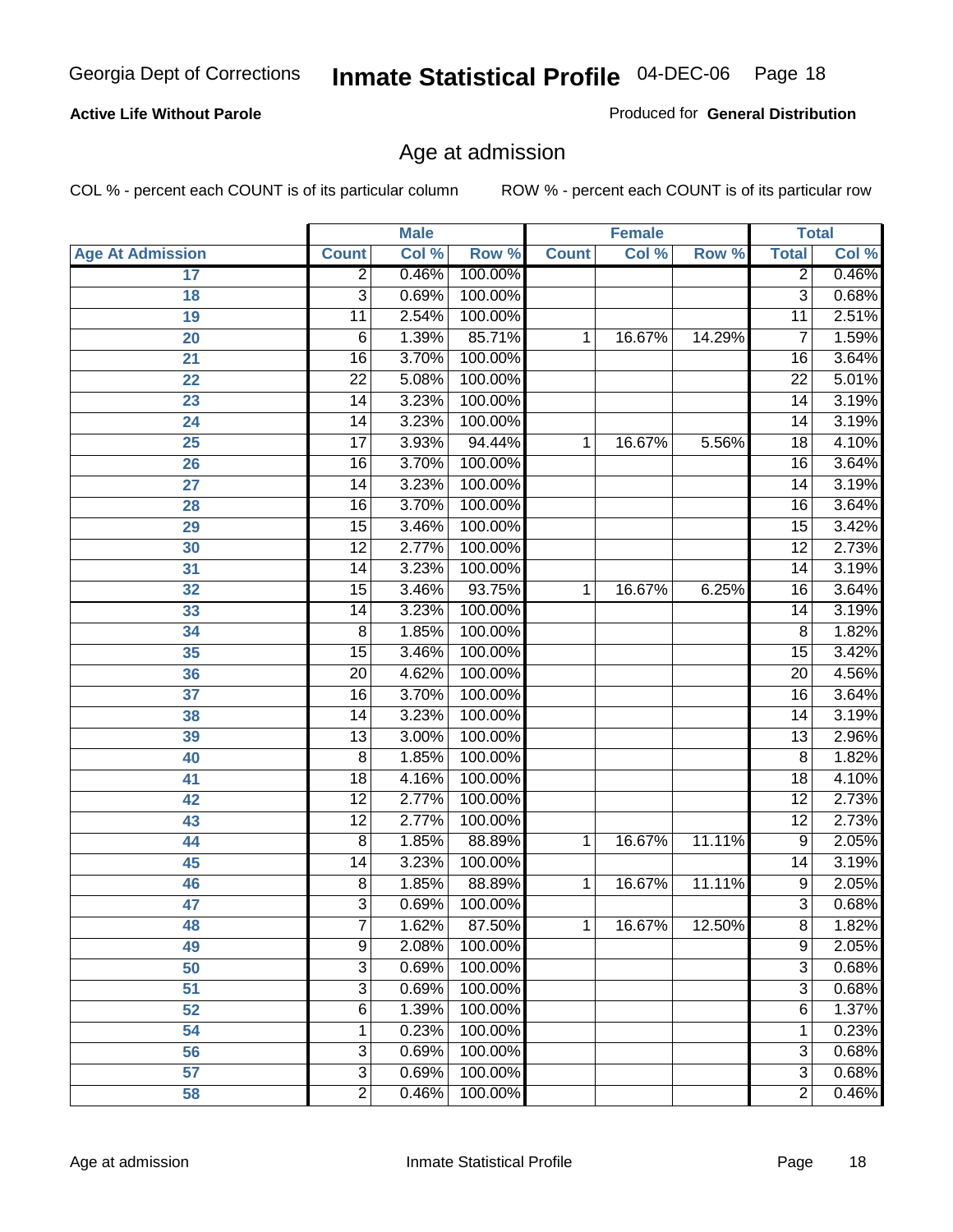**Active Life Without Parole**

Produced for **General Distribution**

## Age at admission

COL % - percent each COUNT is of its particular column

ROW % - percent each COUNT is of its particular row

| | Male | | | Female | | | Total | |
|---|---|---|---|---|---|---|---|---|
| **Age At Admission** | **Count** | **Col %** | **Row %** | **Count** | **Col %** | **Row %** | **Total** | **Col %** |
| 17 | 2 | 0.46% | 100.00% | | | | 2 | 0.46% |
| 18 | 3 | 0.69% | 100.00% | | | | 3 | 0.68% |
| 19 | 11 | 2.54% | 100.00% | | | | 11 | 2.51% |
| 20 | 6 | 1.39% | 85.71% | 1 | 16.67% | 14.29% | 7 | 1.59% |
| 21 | 16 | 3.70% | 100.00% | | | | 16 | 3.64% |
| 22 | 22 | 5.08% | 100.00% | | | | 22 | 5.01% |
| 23 | 14 | 3.23% | 100.00% | | | | 14 | 3.19% |
| 24 | 14 | 3.23% | 100.00% | | | | 14 | 3.19% |
| 25 | 17 | 3.93% | 94.44% | 1 | 16.67% | 5.56% | 18 | 4.10% |
| 26 | 16 | 3.70% | 100.00% | | | | 16 | 3.64% |
| 27 | 14 | 3.23% | 100.00% | | | | 14 | 3.19% |
| 28 | 16 | 3.70% | 100.00% | | | | 16 | 3.64% |
| 29 | 15 | 3.46% | 100.00% | | | | 15 | 3.42% |
| 30 | 12 | 2.77% | 100.00% | | | | 12 | 2.73% |
| 31 | 14 | 3.23% | 100.00% | | | | 14 | 3.19% |
| 32 | 15 | 3.46% | 93.75% | 1 | 16.67% | 6.25% | 16 | 3.64% |
| 33 | 14 | 3.23% | 100.00% | | | | 14 | 3.19% |
| 34 | 8 | 1.85% | 100.00% | | | | 8 | 1.82% |
| 35 | 15 | 3.46% | 100.00% | | | | 15 | 3.42% |
| 36 | 20 | 4.62% | 100.00% | | | | 20 | 4.56% |
| 37 | 16 | 3.70% | 100.00% | | | | 16 | 3.64% |
| 38 | 14 | 3.23% | 100.00% | | | | 14 | 3.19% |
| 39 | 13 | 3.00% | 100.00% | | | | 13 | 2.96% |
| 40 | 8 | 1.85% | 100.00% | | | | 8 | 1.82% |
| 41 | 18 | 4.16% | 100.00% | | | | 18 | 4.10% |
| 42 | 12 | 2.77% | 100.00% | | | | 12 | 2.73% |
| 43 | 12 | 2.77% | 100.00% | | | | 12 | 2.73% |
| 44 | 8 | 1.85% | 88.89% | 1 | 16.67% | 11.11% | 9 | 2.05% |
| 45 | 14 | 3.23% | 100.00% | | | | 14 | 3.19% |
| 46 | 8 | 1.85% | 88.89% | 1 | 16.67% | 11.11% | 9 | 2.05% |
| 47 | 3 | 0.69% | 100.00% | | | | 3 | 0.68% |
| 48 | 7 | 1.62% | 87.50% | 1 | 16.67% | 12.50% | 8 | 1.82% |
| 49 | 9 | 2.08% | 100.00% | | | | 9 | 2.05% |
| 50 | 3 | 0.69% | 100.00% | | | | 3 | 0.68% |
| 51 | 3 | 0.69% | 100.00% | | | | 3 | 0.68% |
| 52 | 6 | 1.39% | 100.00% | | | | 6 | 1.37% |
| 54 | 1 | 0.23% | 100.00% | | | | 1 | 0.23% |
| 56 | 3 | 0.69% | 100.00% | | | | 3 | 0.68% |
| 57 | 3 | 0.69% | 100.00% | | | | 3 | 0.68% |
| 58 | 2 | 0.46% | 100.00% | | | | 2 | 0.46% |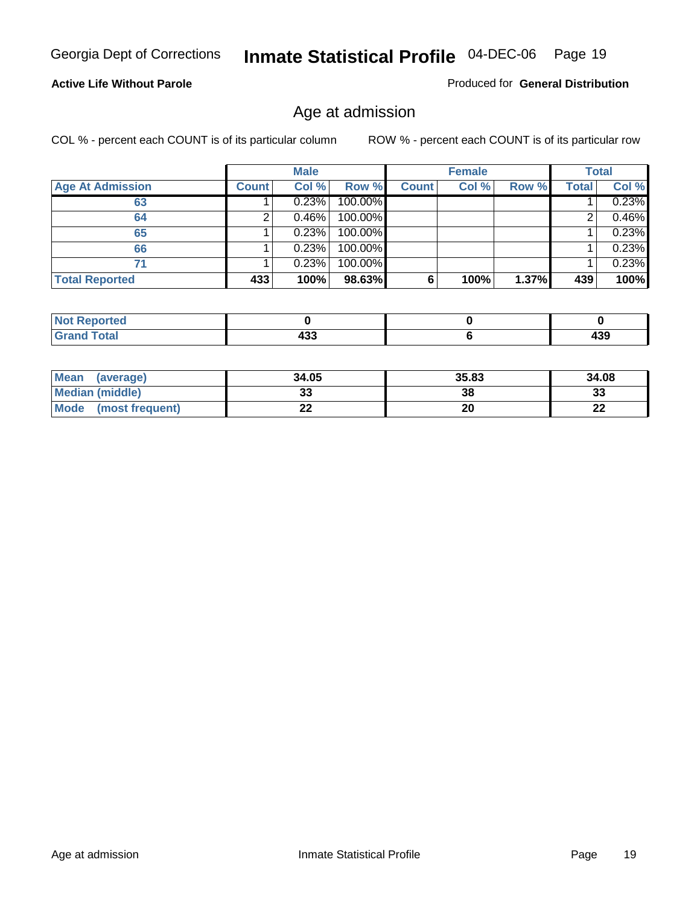Georgia Dept of Corrections **Inmate Statistical Profile** 04-DEC-06

**Active Life Without Parole**

Produced for **General Distribution**

## Age at admission

COL % - percent each COUNT is of its particular column

ROW % - percent each COUNT is of its particular row

| | Male | | | Female | | | Total | |
|---|---|---|---|---|---|---|---|---|
| **Age At Admission** | **Count** | **Col %** | **Row %** | **Count** | **Col %** | **Row %** | **Total** | **Col %** |
| 63 | 1 | 0.23% | 100.00% | | | | 1 | 0.23% |
| 64 | 2 | 0.46% | 100.00% | | | | 2 | 0.46% |
| 65 | 1 | 0.23% | 100.00% | | | | 1 | 0.23% |
| 66 | 1 | 0.23% | 100.00% | | | | 1 | 0.23% |
| 71 | 1 | 0.23% | 100.00% | | | | 1 | 0.23% |
| **Total Reported** | **433** | **100%** | **98.63%** | **6** | **100%** | **1.37%** | **439** | **100%** |

| | Male | Female | Total |
|---|---|---|---|
| **Not Reported** | **0** | **0** | **0** |
| **Grand Total** | **433** | **6** | **439** |

| | Male | Female | Total |
|---|---|---|---|
| **Mean (average)** | **34.05** | **35.83** | **34.08** |
| **Median (middle)** | **33** | **38** | **33** |
| **Mode (most frequent)** | **22** | **20** | **22** |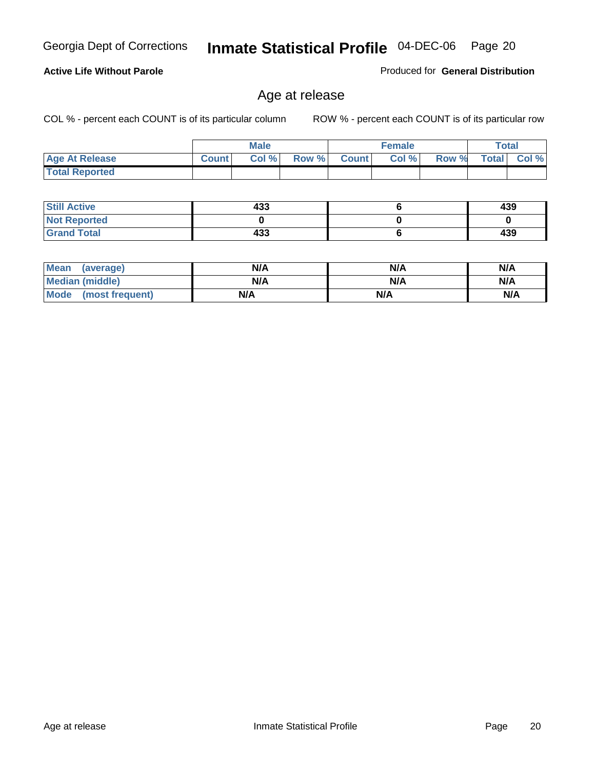Georgia Dept of Corrections **Inmate Statistical Profile** 04-DEC-06

**Active Life Without Parole**

Produced for **General Distribution**

## Age at release

COL % - percent each COUNT is of its particular column

ROW % - percent each COUNT is of its particular row

| | Male | | | Female | | | Total | |
|---|---|---|---|---|---|---|---|---|
| Age At Release | Count | Col % | Row % | Count | Col % | Row % | Total | Col % |
| Total Reported | | | | | | | | |

| | Male | Female | Total |
|---|---|---|---|
| Still Active | 433 | 6 | 439 |
| Not Reported | 0 | 0 | 0 |
| Grand Total | 433 | 6 | 439 |

| | Male | Female | Total |
|---|---|---|---|
| Mean (average) | N/A | N/A | N/A |
| Median (middle) | N/A | N/A | N/A |
| Mode (most frequent) | N/A | N/A | N/A |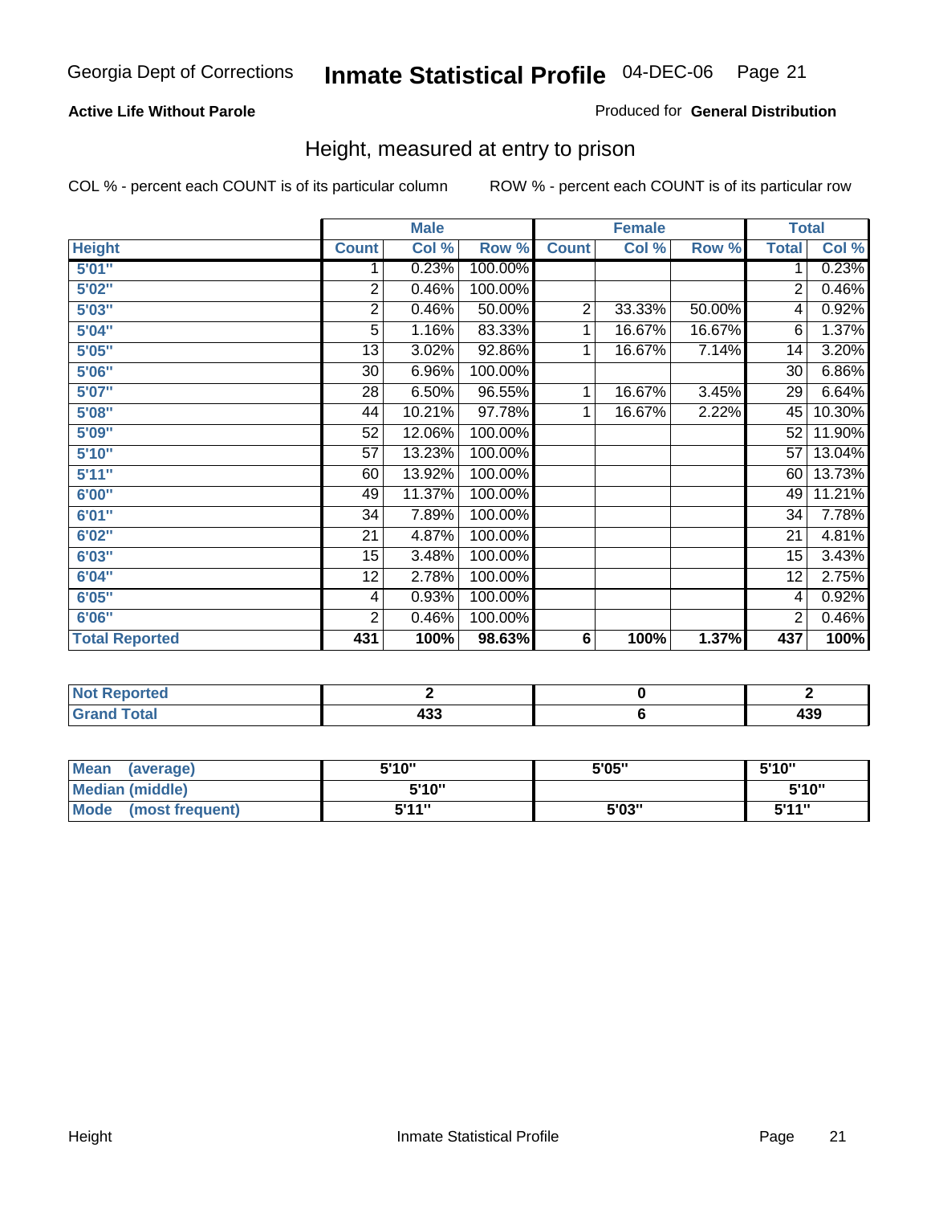Georgia Dept of Corrections **Inmate Statistical Profile** 04-DEC-06

**Active Life Without Parole**

Produced for **General Distribution**

## Height, measured at entry to prison

COL % - percent each COUNT is of its particular column

ROW % - percent each COUNT is of its particular row

| | Male | | | Female | | | Total | |
|---|---|---|---|---|---|---|---|---|
| **Height** | **Count** | **Col %** | **Row %** | **Count** | **Col %** | **Row %** | **Total** | **Col %** |
| **5'01"** | 1 | 0.23% | 100.00% | | | | 1 | 0.23% |
| **5'02"** | 2 | 0.46% | 100.00% | | | | 2 | 0.46% |
| **5'03"** | 2 | 0.46% | 50.00% | 2 | 33.33% | 50.00% | 4 | 0.92% |
| **5'04"** | 5 | 1.16% | 83.33% | 1 | 16.67% | 16.67% | 6 | 1.37% |
| **5'05"** | 13 | 3.02% | 92.86% | 1 | 16.67% | 7.14% | 14 | 3.20% |
| **5'06"** | 30 | 6.96% | 100.00% | | | | 30 | 6.86% |
| **5'07"** | 28 | 6.50% | 96.55% | 1 | 16.67% | 3.45% | 29 | 6.64% |
| **5'08"** | 44 | 10.21% | 97.78% | 1 | 16.67% | 2.22% | 45 | 10.30% |
| **5'09"** | 52 | 12.06% | 100.00% | | | | 52 | 11.90% |
| **5'10"** | 57 | 13.23% | 100.00% | | | | 57 | 13.04% |
| **5'11"** | 60 | 13.92% | 100.00% | | | | 60 | 13.73% |
| **6'00"** | 49 | 11.37% | 100.00% | | | | 49 | 11.21% |
| **6'01"** | 34 | 7.89% | 100.00% | | | | 34 | 7.78% |
| **6'02"** | 21 | 4.87% | 100.00% | | | | 21 | 4.81% |
| **6'03"** | 15 | 3.48% | 100.00% | | | | 15 | 3.43% |
| **6'04"** | 12 | 2.78% | 100.00% | | | | 12 | 2.75% |
| **6'05"** | 4 | 0.93% | 100.00% | | | | 4 | 0.92% |
| **6'06"** | 2 | 0.46% | 100.00% | | | | 2 | 0.46% |
| **Total Reported** | **431** | **100%** | **98.63%** | **6** | **100%** | **1.37%** | **437** | **100%** |

| | Male | Female | Total |
|---|---|---|---|
| **Not Reported** | **2** | **0** | **2** |
| **Grand Total** | **433** | **6** | **439** |

| | Male | Female | Total |
|---|---|---|---|
| **Mean (average)** | **5'10"** | **5'05"** | **5'10"** |
| **Median (middle)** | **5'10"** | | **5'10"** |
| **Mode (most frequent)** | **5'11"** | **5'03"** | **5'11"** |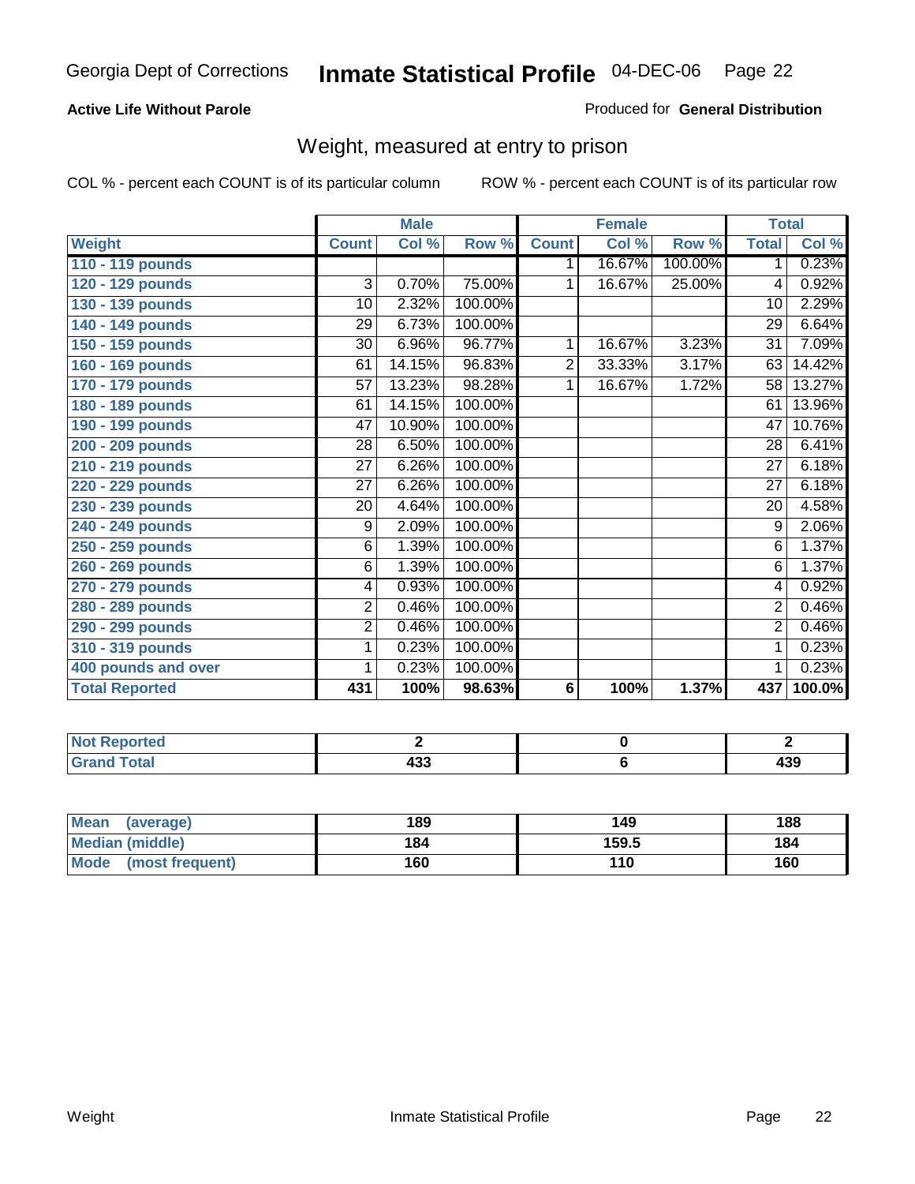Georgia Dept of Corrections **Inmate Statistical Profile** 04-DEC-06

**Active Life Without Parole**

Produced for **General Distribution**

## Weight, measured at entry to prison

COL % - percent each COUNT is of its particular column

ROW % - percent each COUNT is of its particular row

| Weight | Male | | | Female | | | Total | |
|---|---|---|---|---|---|---|---|---|
| | Count | Col % | Row % | Count | Col % | Row % | Total | Col % |
| 110 - 119 pounds | | | | 1 | 16.67% | 100.00% | 1 | 0.23% |
| 120 - 129 pounds | 3 | 0.70% | 75.00% | 1 | 16.67% | 25.00% | 4 | 0.92% |
| 130 - 139 pounds | 10 | 2.32% | 100.00% | | | | 10 | 2.29% |
| 140 - 149 pounds | 29 | 6.73% | 100.00% | | | | 29 | 6.64% |
| 150 - 159 pounds | 30 | 6.96% | 96.77% | 1 | 16.67% | 3.23% | 31 | 7.09% |
| 160 - 169 pounds | 61 | 14.15% | 96.83% | 2 | 33.33% | 3.17% | 63 | 14.42% |
| 170 - 179 pounds | 57 | 13.23% | 98.28% | 1 | 16.67% | 1.72% | 58 | 13.27% |
| 180 - 189 pounds | 61 | 14.15% | 100.00% | | | | 61 | 13.96% |
| 190 - 199 pounds | 47 | 10.90% | 100.00% | | | | 47 | 10.76% |
| 200 - 209 pounds | 28 | 6.50% | 100.00% | | | | 28 | 6.41% |
| 210 - 219 pounds | 27 | 6.26% | 100.00% | | | | 27 | 6.18% |
| 220 - 229 pounds | 27 | 6.26% | 100.00% | | | | 27 | 6.18% |
| 230 - 239 pounds | 20 | 4.64% | 100.00% | | | | 20 | 4.58% |
| 240 - 249 pounds | 9 | 2.09% | 100.00% | | | | 9 | 2.06% |
| 250 - 259 pounds | 6 | 1.39% | 100.00% | | | | 6 | 1.37% |
| 260 - 269 pounds | 6 | 1.39% | 100.00% | | | | 6 | 1.37% |
| 270 - 279 pounds | 4 | 0.93% | 100.00% | | | | 4 | 0.92% |
| 280 - 289 pounds | 2 | 0.46% | 100.00% | | | | 2 | 0.46% |
| 290 - 299 pounds | 2 | 0.46% | 100.00% | | | | 2 | 0.46% |
| 310 - 319 pounds | 1 | 0.23% | 100.00% | | | | 1 | 0.23% |
| 400 pounds and over | 1 | 0.23% | 100.00% | | | | 1 | 0.23% |
| **Total Reported** | **431** | **100%** | **98.63%** | **6** | **100%** | **1.37%** | **437** | **100.0%** |

| | Male | Female | Total |
|---|---|---|---|
| Not Reported | 2 | 0 | 2 |
| Grand Total | 433 | 6 | 439 |

| | Male | Female | Total |
|---|---|---|---|
| Mean (average) | 189 | 149 | 188 |
| Median (middle) | 184 | 159.5 | 184 |
| Mode (most frequent) | 160 | 110 | 160 |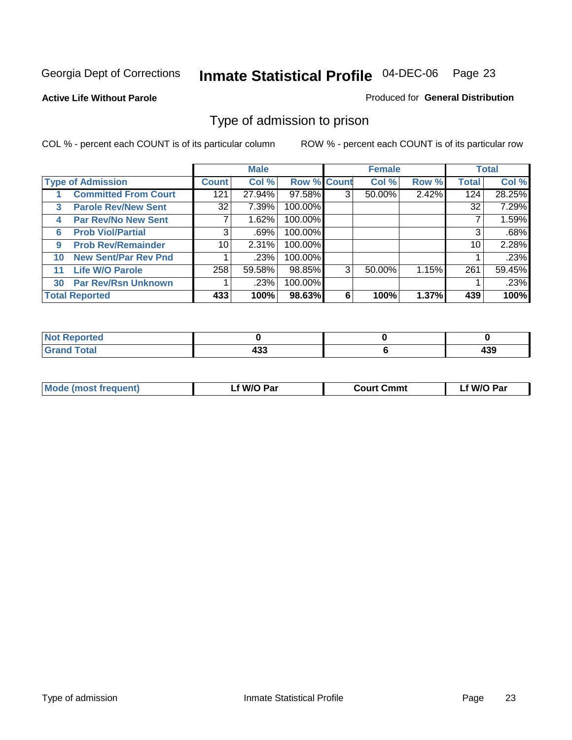Georgia Dept of Corrections **Inmate Statistical Profile** 04-DEC-06

**Active Life Without Parole**

Produced for **General Distribution**

## Type of admission to prison

COL % - percent each COUNT is of its particular column

ROW % - percent each COUNT is of its particular row

| Type of Admission | Male | | | Female | | | Total | |
|---|---|---|---|---|---|---|---|---|
| | Count | Col % | Row % | Count | Col % | Row % | Total | Col % |
| 1 Committed From Court | 121 | 27.94% | 97.58% | 3 | 50.00% | 2.42% | 124 | 28.25% |
| 3 Parole Rev/New Sent | 32 | 7.39% | 100.00% | | | | 32 | 7.29% |
| 4 Par Rev/No New Sent | 7 | 1.62% | 100.00% | | | | 7 | 1.59% |
| 6 Prob Viol/Partial | 3 | .69% | 100.00% | | | | 3 | .68% |
| 9 Prob Rev/Remainder | 10 | 2.31% | 100.00% | | | | 10 | 2.28% |
| 10 New Sent/Par Rev Pnd | 1 | .23% | 100.00% | | | | 1 | .23% |
| 11 Life W/O Parole | 258 | 59.58% | 98.85% | 3 | 50.00% | 1.15% | 261 | 59.45% |
| 30 Par Rev/Rsn Unknown | 1 | .23% | 100.00% | | | | 1 | .23% |
| **Total Reported** | **433** | **100%** | **98.63%** | **6** | **100%** | **1.37%** | **439** | **100%** |

| | Male | Female | Total |
|---|---|---|---|
| Not Reported | 0 | 0 | 0 |
| Grand Total | 433 | 6 | 439 |

| | Male | Female | Total |
|---|---|---|---|
| Mode (most frequent) | Lf W/O Par | Court Cmmt | Lf W/O Par |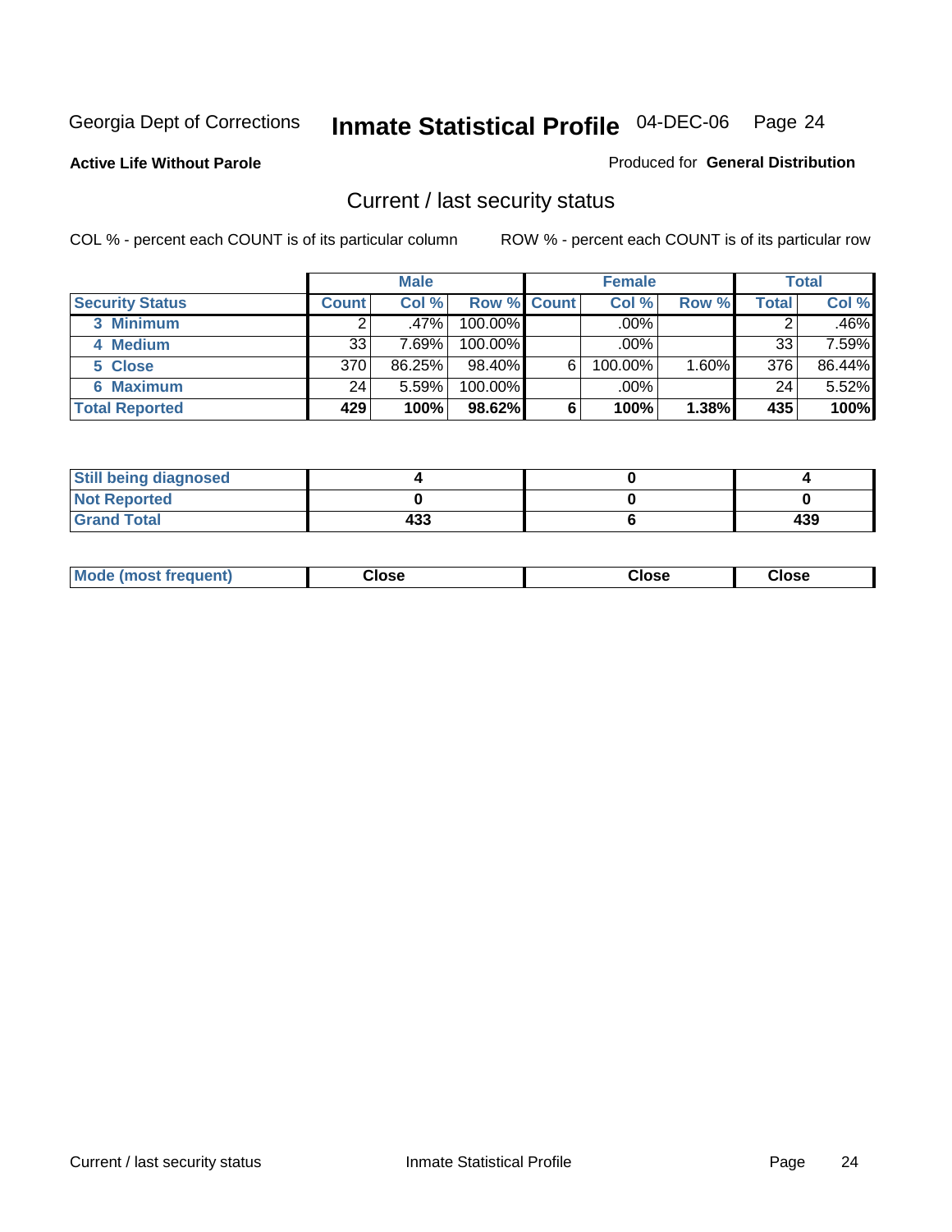Georgia Dept of Corrections **Inmate Statistical Profile** 04-DEC-06 Page 24

**Active Life Without Parole**

Produced for **General Distribution**

## Current / last security status

COL % - percent each COUNT is of its particular column

ROW % - percent each COUNT is of its particular row

| | Male | | | Female | | | Total | |
|---|---|---|---|---|---|---|---|---|
| **Security Status** | **Count** | **Col %** | **Row %** | **Count** | **Col %** | **Row %** | **Total** | **Col %** |
| 3 Minimum | 2 | .47% | 100.00% | | .00% | | 2 | .46% |
| 4 Medium | 33 | 7.69% | 100.00% | | .00% | | 33 | 7.59% |
| 5 Close | 370 | 86.25% | 98.40% | 6 | 100.00% | 1.60% | 376 | 86.44% |
| 6 Maximum | 24 | 5.59% | 100.00% | | .00% | | 24 | 5.52% |
| **Total Reported** | **429** | **100%** | **98.62%** | **6** | **100%** | **1.38%** | **435** | **100%** |

| | Male | Female | Total |
|---|---|---|---|
| Still being diagnosed | 4 | 0 | 4 |
| Not Reported | 0 | 0 | 0 |
| Grand Total | 433 | 6 | 439 |

| | Male | Female | Total |
|---|---|---|---|
| Mode (most frequent) | Close | Close | Close |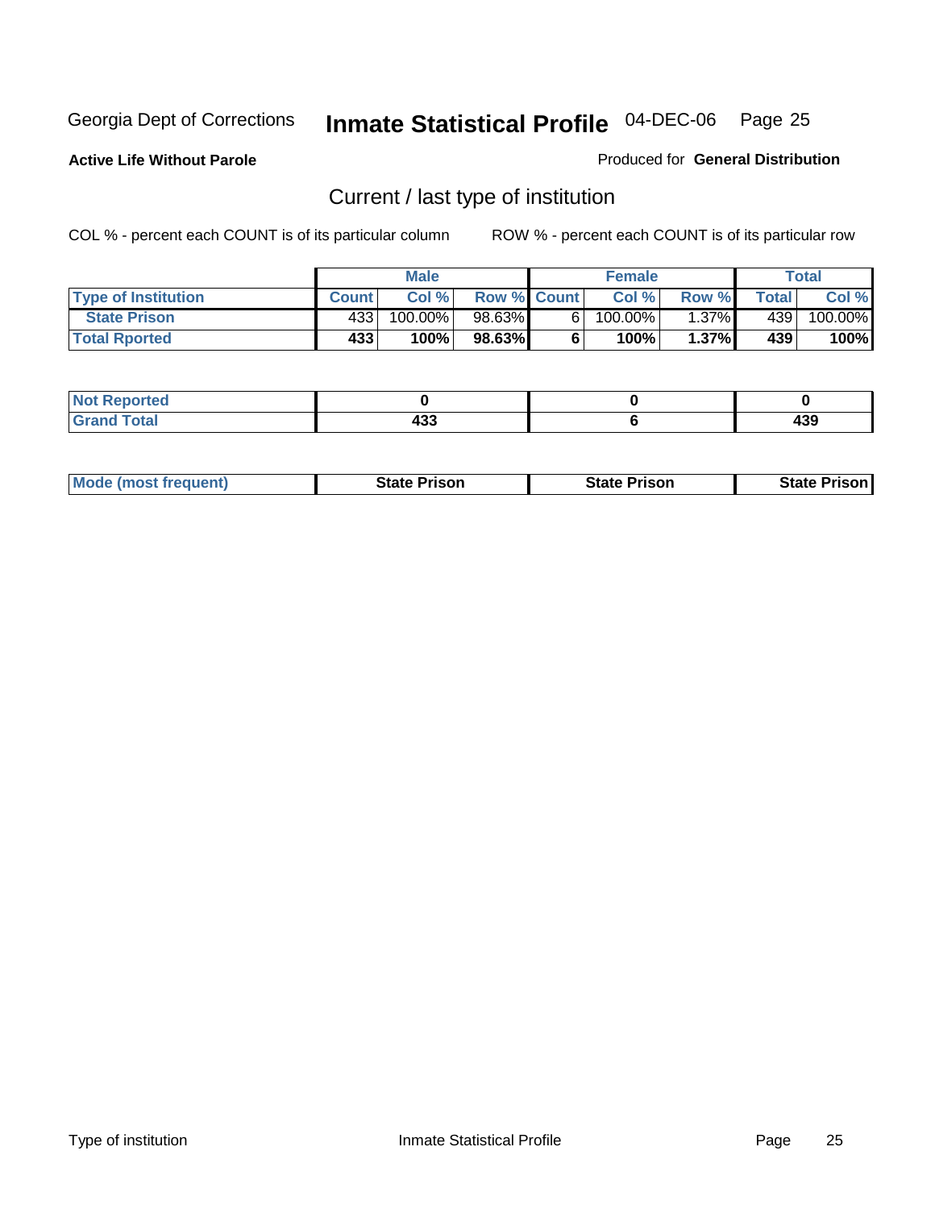Georgia Dept of Corrections **Inmate Statistical Profile** 04-DEC-06

**Active Life Without Parole**

Produced for **General Distribution**

## Current / last type of institution

COL % - percent each COUNT is of its particular column

ROW % - percent each COUNT is of its particular row

| | Male | | | Female | | | Total | |
|---|---|---|---|---|---|---|---|---|
| **Type of Institution** | **Count** | **Col %** | **Row %** | **Count** | **Col %** | **Row %** | **Total** | **Col %** |
| **State Prison** | 433 | 100.00% | 98.63% | 6 | 100.00% | 1.37% | 439 | 100.00% |
| **Total Rported** | **433** | **100%** | **98.63%** | **6** | **100%** | **1.37%** | **439** | **100%** |

| | Male | Female | Total |
|---|---|---|---|
| **Not Reported** | **0** | **0** | **0** |
| **Grand Total** | **433** | **6** | **439** |

| | Male | Female | Total |
|---|---|---|---|
| **Mode (most frequent)** | **State Prison** | **State Prison** | **State Prison** |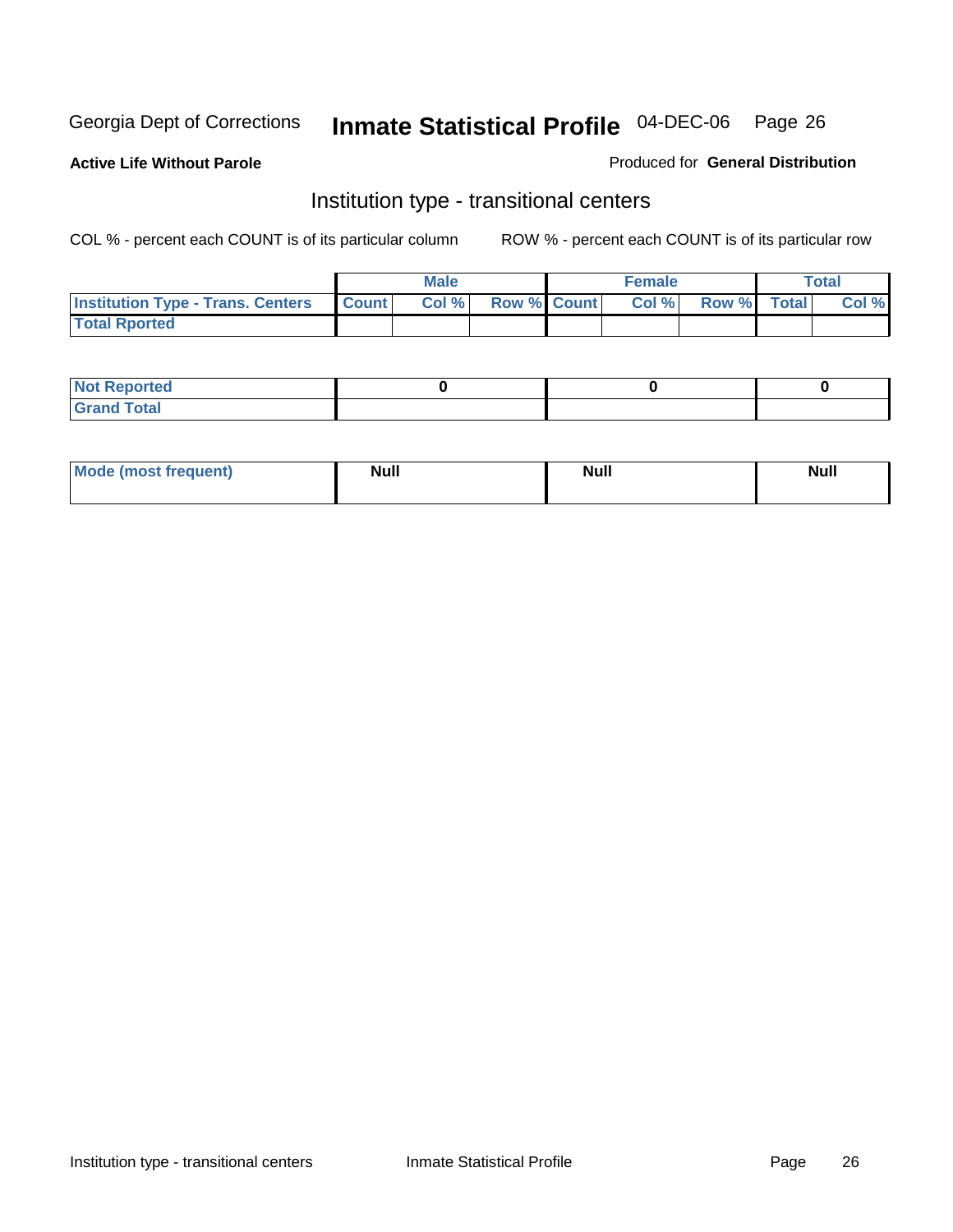Georgia Dept of Corrections **Inmate Statistical Profile** 04-DEC-06

**Active Life Without Parole**

Produced for **General Distribution**

## Institution type - transitional centers

COL % - percent each COUNT is of its particular column

ROW % - percent each COUNT is of its particular row

| | Male | | | Female | | | Total | |
|---|---|---|---|---|---|---|---|---|
| **Institution Type - Trans. Centers** | **Count** | **Col %** | **Row %** | **Count** | **Col %** | **Row %** | **Total** | **Col %** |
| **Total Rported** | | | | | | | | |

| | Male | Female | Total |
|---|---|---|---|
| **Not Reported** | 0 | 0 | 0 |
| **Grand Total** | | | |

| | Male | Female | Total |
|---|---|---|---|
| **Mode (most frequent)** | Null | Null | Null |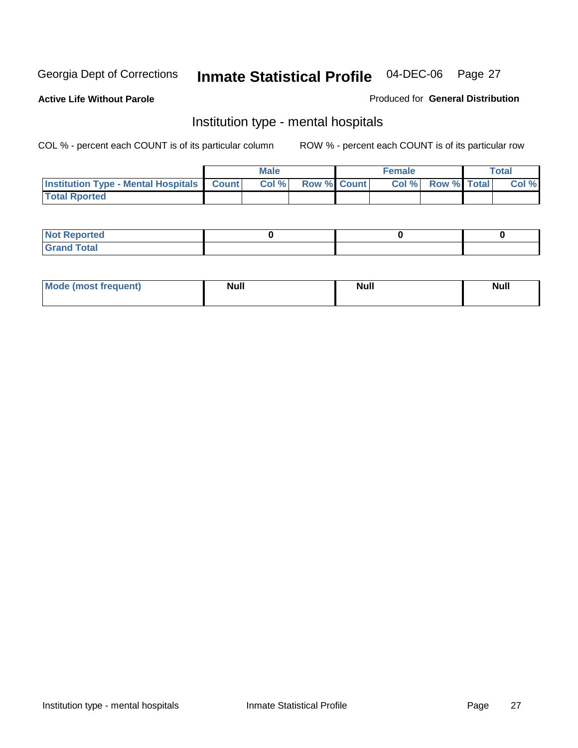Georgia Dept of Corrections **Inmate Statistical Profile** 04-DEC-06 Page 27

**Active Life Without Parole**

Produced for **General Distribution**

## Institution type - mental hospitals

COL % - percent each COUNT is of its particular column ROW % - percent each COUNT is of its particular row

| | Male | | | Female | | | Total | |
|---|---|---|---|---|---|---|---|---|
| **Institution Type - Mental Hospitals** | **Count** | **Col %** | **Row %** | **Count** | **Col %** | **Row %** | **Total** | **Col %** |
| **Total Rported** | | | | | | | | |

| | Male | Female | Total |
|---|---|---|---|
| **Not Reported** | **0** | **0** | **0** |
| **Grand Total** | | | |

| | Male | Female | Total |
|---|---|---|---|
| **Mode (most frequent)** | **Null** | **Null** | **Null** |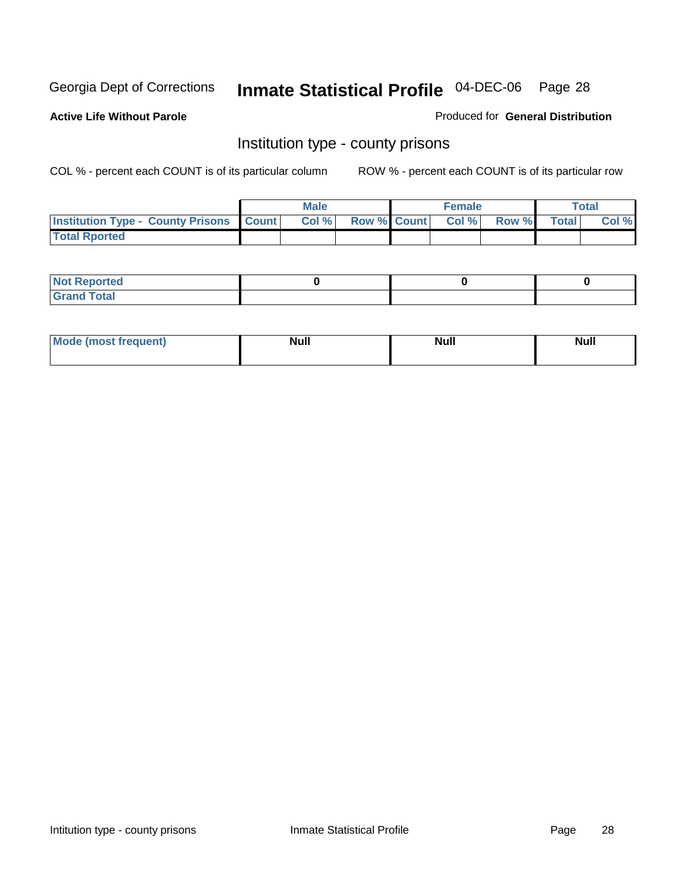Georgia Dept of Corrections **Inmate Statistical Profile** 04-DEC-06 Page 28

**Active Life Without Parole**

Produced for **General Distribution**

## Institution type - county prisons

COL % - percent each COUNT is of its particular column

ROW % - percent each COUNT is of its particular row

| | Male | | | Female | | | Total | |
|---|---|---|---|---|---|---|---|---|
| Institution Type - County Prisons | Count | Col % | Row % | Count | Col % | Row % | Total | Col % |
| Total Rported | | | | | | | | |

| | Male | Female | Total |
|---|---|---|---|
| Not Reported | 0 | 0 | 0 |
| Grand Total | | | |

| | Male | Female | Total |
|---|---|---|---|
| Mode (most frequent) | Null | Null | Null |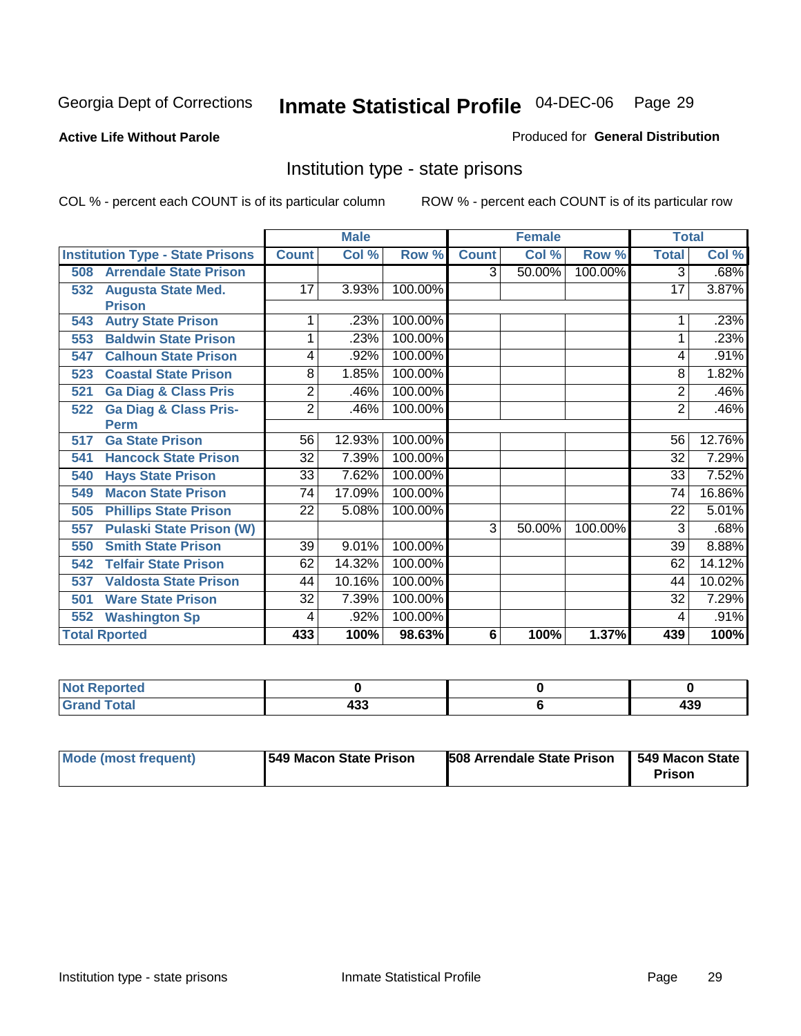Georgia Dept of Corrections

# Inmate Statistical Profile 04-DEC-06 Page 29

**Active Life Without Parole**

Produced for **General Distribution**

## Institution type - state prisons

COL % - percent each COUNT is of its particular column

ROW % - percent each COUNT is of its particular row

| | Male | | | Female | | | Total | |
|---|---|---|---|---|---|---|---|---|
| **Institution Type - State Prisons** | **Count** | **Col %** | **Row %** | **Count** | **Col %** | **Row %** | **Total** | **Col %** |
| **508 Arrendale State Prison** | | | | 3 | 50.00% | 100.00% | 3 | .68% |
| **532 Augusta State Med. Prison** | 17 | 3.93% | 100.00% | | | | 17 | 3.87% |
| **543 Autry State Prison** | 1 | .23% | 100.00% | | | | 1 | .23% |
| **553 Baldwin State Prison** | 1 | .23% | 100.00% | | | | 1 | .23% |
| **547 Calhoun State Prison** | 4 | .92% | 100.00% | | | | 4 | .91% |
| **523 Coastal State Prison** | 8 | 1.85% | 100.00% | | | | 8 | 1.82% |
| **521 Ga Diag & Class Pris** | 2 | .46% | 100.00% | | | | 2 | .46% |
| **522 Ga Diag & Class Pris-Perm** | 2 | .46% | 100.00% | | | | 2 | .46% |
| **517 Ga State Prison** | 56 | 12.93% | 100.00% | | | | 56 | 12.76% |
| **541 Hancock State Prison** | 32 | 7.39% | 100.00% | | | | 32 | 7.29% |
| **540 Hays State Prison** | 33 | 7.62% | 100.00% | | | | 33 | 7.52% |
| **549 Macon State Prison** | 74 | 17.09% | 100.00% | | | | 74 | 16.86% |
| **505 Phillips State Prison** | 22 | 5.08% | 100.00% | | | | 22 | 5.01% |
| **557 Pulaski State Prison (W)** | | | | 3 | 50.00% | 100.00% | 3 | .68% |
| **550 Smith State Prison** | 39 | 9.01% | 100.00% | | | | 39 | 8.88% |
| **542 Telfair State Prison** | 62 | 14.32% | 100.00% | | | | 62 | 14.12% |
| **537 Valdosta State Prison** | 44 | 10.16% | 100.00% | | | | 44 | 10.02% |
| **501 Ware State Prison** | 32 | 7.39% | 100.00% | | | | 32 | 7.29% |
| **552 Washington Sp** | 4 | .92% | 100.00% | | | | 4 | .91% |
| **Total Rported** | **433** | **100%** | **98.63%** | **6** | **100%** | **1.37%** | **439** | **100%** |

| | Male | Female | Total |
|---|---|---|---|
| **Not Reported** | **0** | **0** | **0** |
| **Grand Total** | **433** | **6** | **439** |

| | Male | Female | Total |
|---|---|---|---|
| **Mode (most frequent)** | **549 Macon State Prison** | **508 Arrendale State Prison** | **549 Macon State Prison** |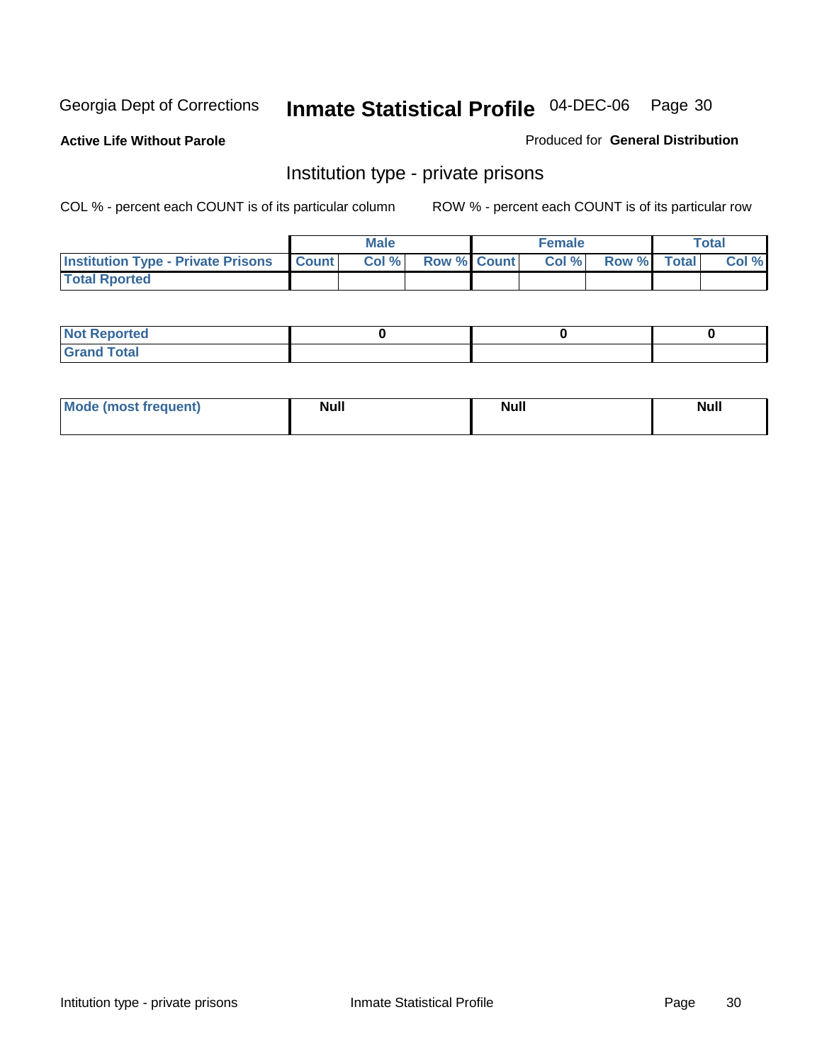Georgia Dept of Corrections **Inmate Statistical Profile** 04-DEC-06

**Active Life Without Parole**

Produced for **General Distribution**

## Institution type - private prisons

COL % - percent each COUNT is of its particular column

ROW % - percent each COUNT is of its particular row

| | Male | | | Female | | | Total | |
|---|---|---|---|---|---|---|---|---|
| **Institution Type - Private Prisons** | **Count** | **Col %** | **Row %** | **Count** | **Col %** | **Row %** | **Total** | **Col %** |
| **Total Rported** | | | | | | | | |

| | Male | Female | Total |
|---|---|---|---|
| **Not Reported** | 0 | 0 | 0 |
| **Grand Total** | | | |

| | Male | Female | Total |
|---|---|---|---|
| **Mode (most frequent)** | **Null** | **Null** | **Null** |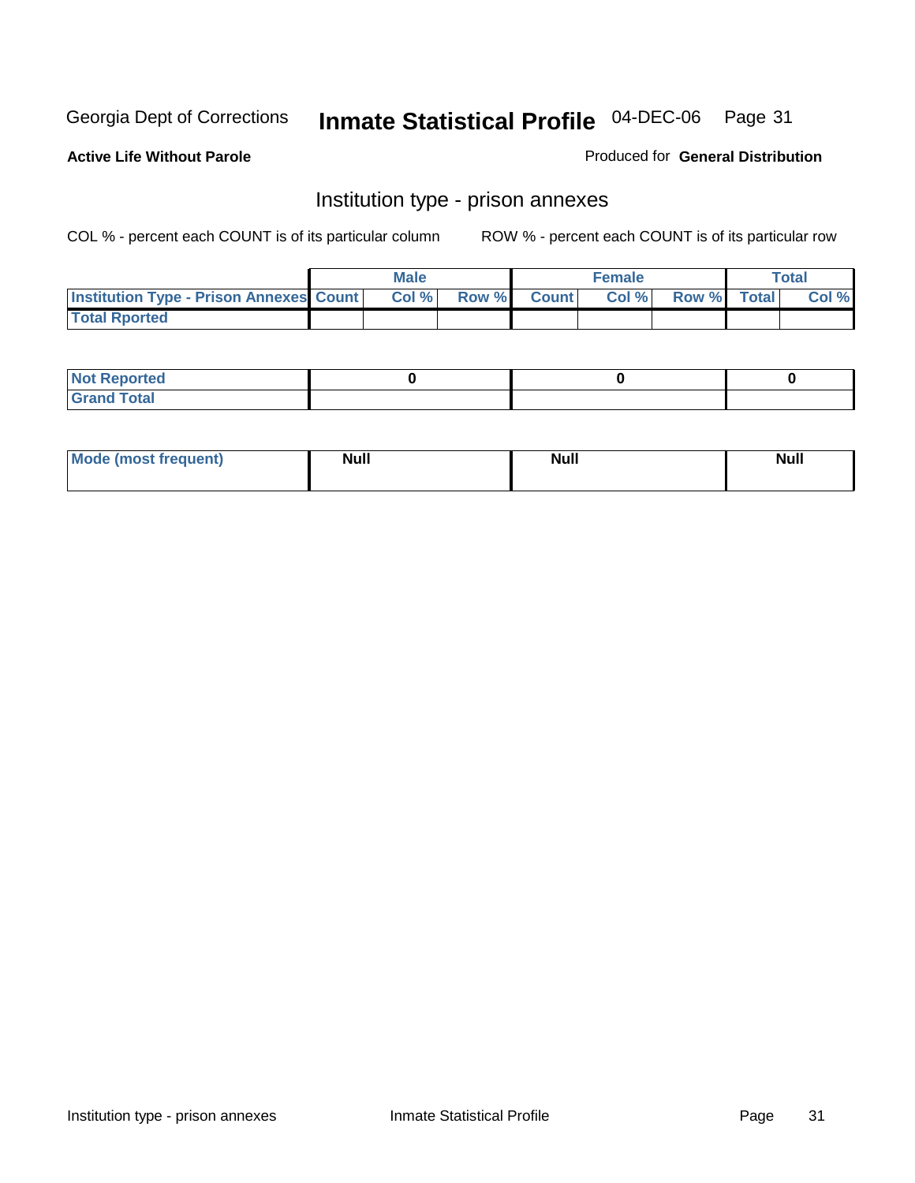Georgia Dept of Corrections **Inmate Statistical Profile** 04-DEC-06

**Active Life Without Parole**

Produced for **General Distribution**

## Institution type - prison annexes

COL % - percent each COUNT is of its particular column ROW % - percent each COUNT is of its particular row

| | Male | | | Female | | | Total | |
|---|---|---|---|---|---|---|---|---|
| **Institution Type - Prison Annexes** | **Count** | **Col %** | **Row %** | **Count** | **Col %** | **Row %** | **Total** | **Col %** |
| **Total Rported** | | | | | | | | |

| | Male | Female | Total |
|---|---|---|---|
| **Not Reported** | 0 | 0 | 0 |
| **Grand Total** | | | |

| | Male | Female | Total |
|---|---|---|---|
| **Mode (most frequent)** | Null | Null | Null |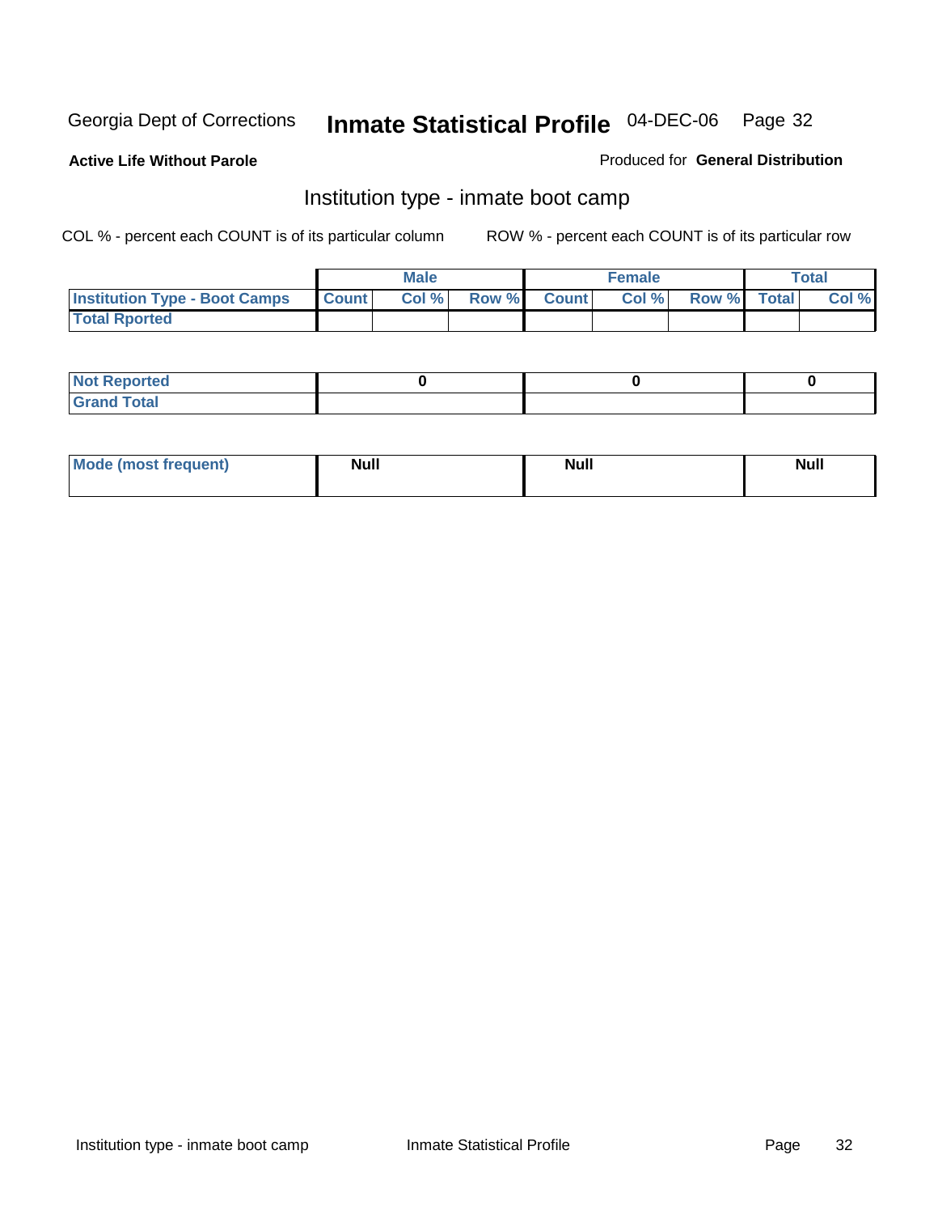Georgia Dept of Corrections **Inmate Statistical Profile** 04-DEC-06

**Active Life Without Parole**

Produced for **General Distribution**

## Institution type - inmate boot camp

COL % - percent each COUNT is of its particular column

ROW % - percent each COUNT is of its particular row

| | Male | | | Female | | | Total | |
|---|---|---|---|---|---|---|---|---|
| **Institution Type - Boot Camps** | **Count** | **Col %** | **Row %** | **Count** | **Col %** | **Row %** | **Total** | **Col %** |
| **Total Rported** | | | | | | | | |

| | Male | Female | Total |
|---|---|---|---|
| **Not Reported** | 0 | 0 | 0 |
| **Grand Total** | | | |

| | Male | Female | Total |
|---|---|---|---|
| **Mode (most frequent)** | Null | Null | Null |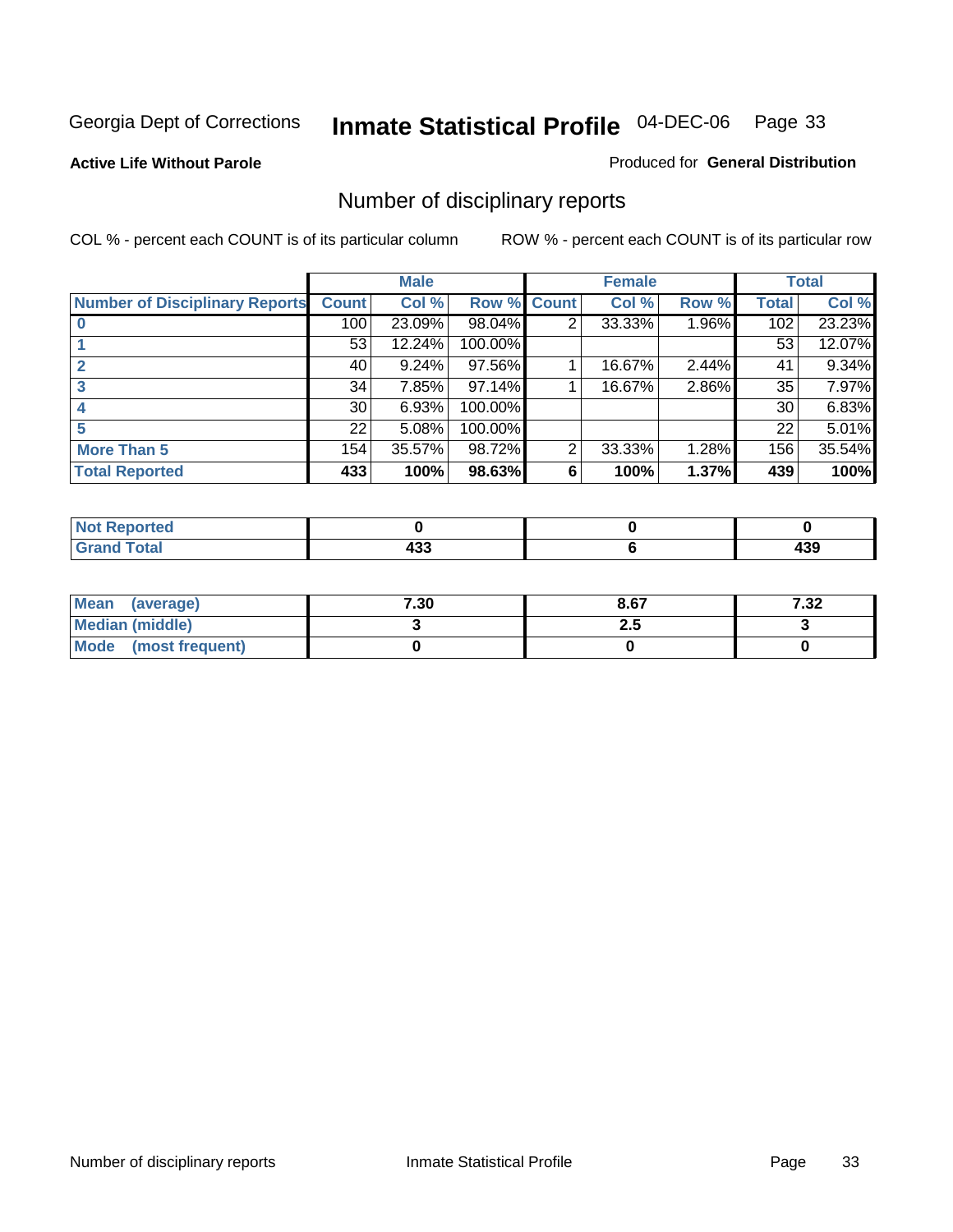Georgia Dept of Corrections **Inmate Statistical Profile** 04-DEC-06

**Active Life Without Parole**

Produced for **General Distribution**

## Number of disciplinary reports

COL % - percent each COUNT is of its particular column ROW % - percent each COUNT is of its particular row

| | Male | | | Female | | | Total | |
|---|---|---|---|---|---|---|---|---|
| **Number of Disciplinary Reports** | **Count** | **Col %** | **Row %** | **Count** | **Col %** | **Row %** | **Total** | **Col %** |
| **0** | 100 | 23.09% | 98.04% | 2 | 33.33% | 1.96% | 102 | 23.23% |
| **1** | 53 | 12.24% | 100.00% | | | | 53 | 12.07% |
| **2** | 40 | 9.24% | 97.56% | 1 | 16.67% | 2.44% | 41 | 9.34% |
| **3** | 34 | 7.85% | 97.14% | 1 | 16.67% | 2.86% | 35 | 7.97% |
| **4** | 30 | 6.93% | 100.00% | | | | 30 | 6.83% |
| **5** | 22 | 5.08% | 100.00% | | | | 22 | 5.01% |
| **More Than 5** | 154 | 35.57% | 98.72% | 2 | 33.33% | 1.28% | 156 | 35.54% |
| **Total Reported** | **433** | **100%** | **98.63%** | **6** | **100%** | **1.37%** | **439** | **100%** |

| | Male | Female | Total |
|---|---|---|---|
| **Not Reported** | **0** | **0** | **0** |
| **Grand Total** | **433** | **6** | **439** |

| | Male | Female | Total |
|---|---|---|---|
| **Mean (average)** | **7.30** | **8.67** | **7.32** |
| **Median (middle)** | **3** | **2.5** | **3** |
| **Mode (most frequent)** | **0** | **0** | **0** |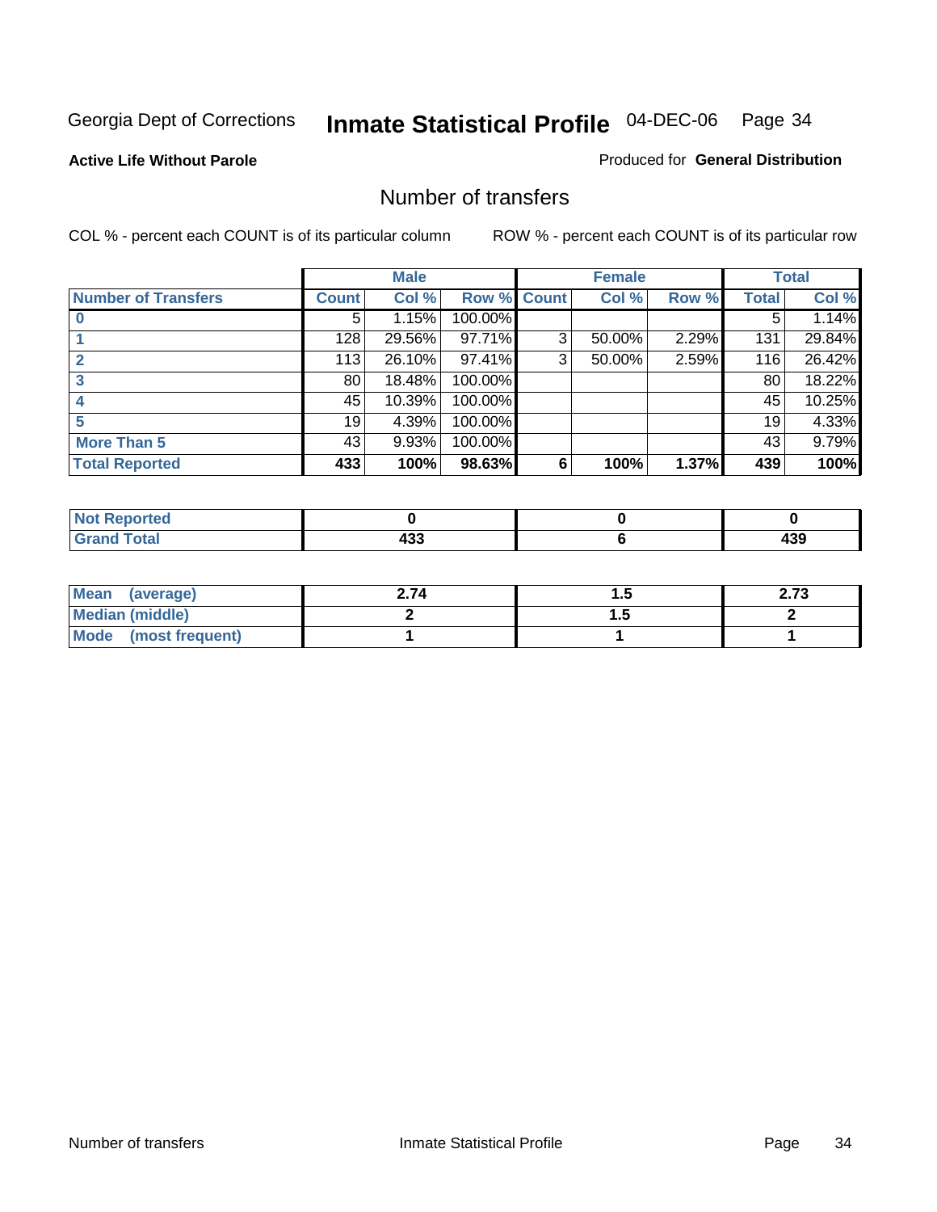Georgia Dept of Corrections **Inmate Statistical Profile** 04-DEC-06

**Active Life Without Parole**

Produced for **General Distribution**

## Number of transfers

COL % - percent each COUNT is of its particular column

ROW % - percent each COUNT is of its particular row

| | Male | | | Female | | | Total | |
|---|---|---|---|---|---|---|---|---|
| **Number of Transfers** | **Count** | **Col %** | **Row %** | **Count** | **Col %** | **Row %** | **Total** | **Col %** |
| **0** | 5 | 1.15% | 100.00% | | | | 5 | 1.14% |
| **1** | 128 | 29.56% | 97.71% | 3 | 50.00% | 2.29% | 131 | 29.84% |
| **2** | 113 | 26.10% | 97.41% | 3 | 50.00% | 2.59% | 116 | 26.42% |
| **3** | 80 | 18.48% | 100.00% | | | | 80 | 18.22% |
| **4** | 45 | 10.39% | 100.00% | | | | 45 | 10.25% |
| **5** | 19 | 4.39% | 100.00% | | | | 19 | 4.33% |
| **More Than 5** | 43 | 9.93% | 100.00% | | | | 43 | 9.79% |
| **Total Reported** | **433** | **100%** | **98.63%** | **6** | **100%** | **1.37%** | **439** | **100%** |

| | Male | Female | Total |
|---|---|---|---|
| **Not Reported** | **0** | **0** | **0** |
| **Grand Total** | **433** | **6** | **439** |

| | Male | Female | Total |
|---|---|---|---|
| **Mean (average)** | **2.74** | **1.5** | **2.73** |
| **Median (middle)** | **2** | **1.5** | **2** |
| **Mode (most frequent)** | **1** | **1** | **1** |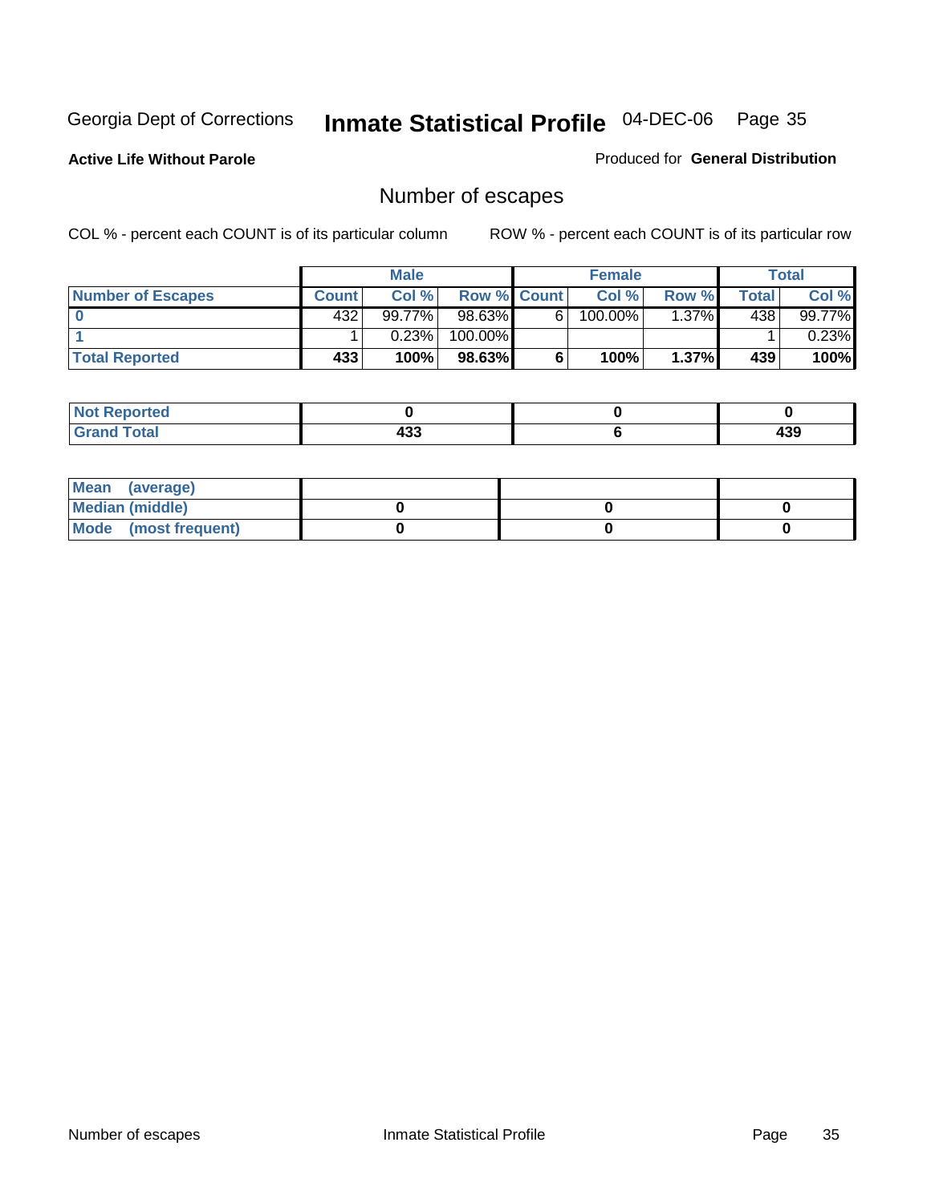Georgia Dept of Corrections **Inmate Statistical Profile** 04-DEC-06

**Active Life Without Parole**

Produced for **General Distribution**

## Number of escapes

COL % - percent each COUNT is of its particular column ROW % - percent each COUNT is of its particular row

| | Male | | | Female | | | Total | |
|---|---|---|---|---|---|---|---|---|
| **Number of Escapes** | **Count** | **Col %** | **Row %** | **Count** | **Col %** | **Row %** | **Total** | **Col %** |
| **0** | 432 | 99.77% | 98.63% | 6 | 100.00% | 1.37% | 438 | 99.77% |
| **1** | 1 | 0.23% | 100.00% | | | | 1 | 0.23% |
| **Total Reported** | **433** | **100%** | **98.63%** | **6** | **100%** | **1.37%** | **439** | **100%** |

| | Male | Female | Total |
|---|---|---|---|
| **Not Reported** | **0** | **0** | **0** |
| **Grand Total** | **433** | **6** | **439** |

| | Male | Female | Total |
|---|---|---|---|
| **Mean (average)** | | | |
| **Median (middle)** | **0** | **0** | **0** |
| **Mode (most frequent)** | **0** | **0** | **0** |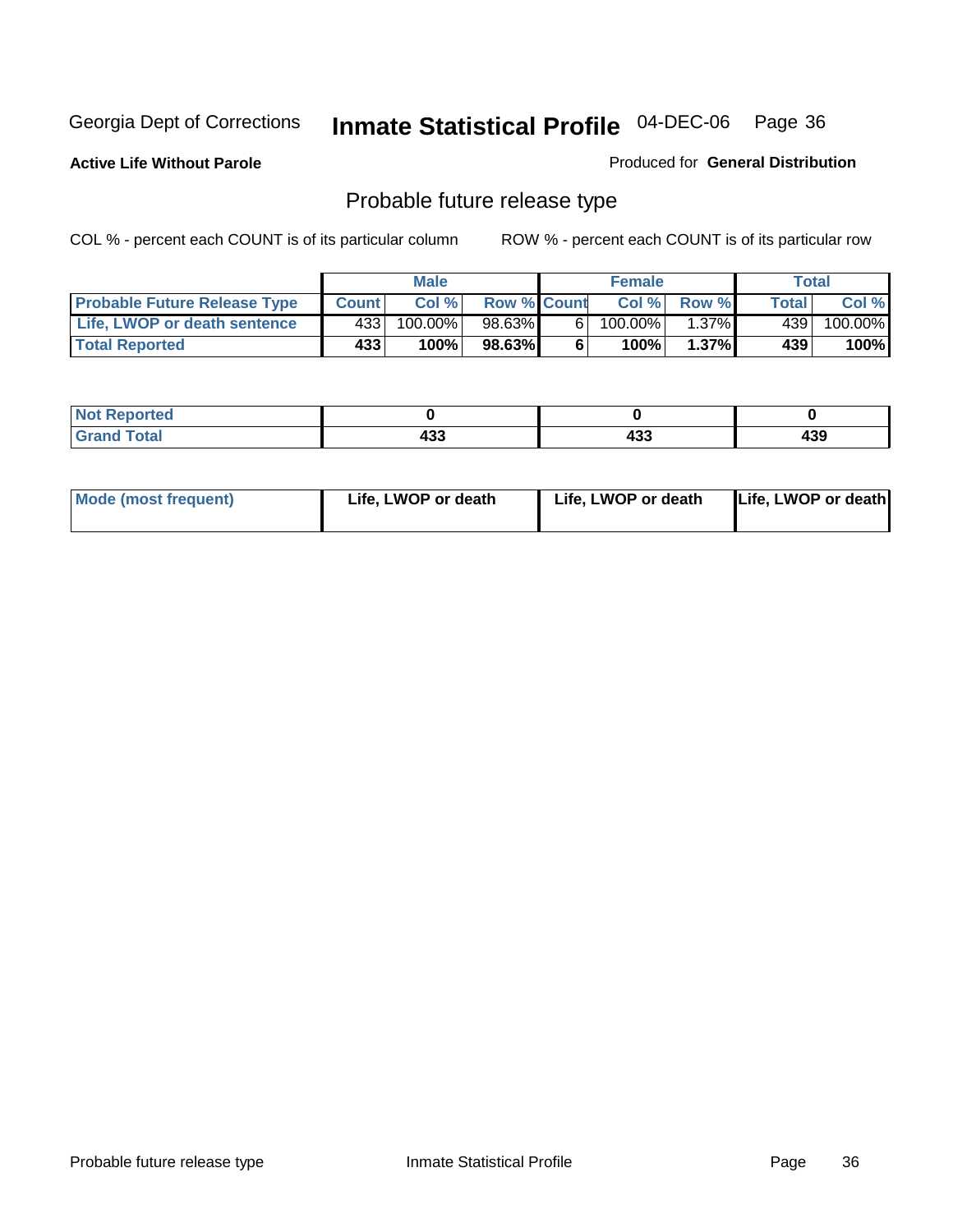Georgia Dept of Corrections **Inmate Statistical Profile** 04-DEC-06

**Active Life Without Parole**

Produced for **General Distribution**

## Probable future release type

COL % - percent each COUNT is of its particular column

ROW % - percent each COUNT is of its particular row

| | Male | | | Female | | | Total | |
|---|---|---|---|---|---|---|---|---|
| **Probable Future Release Type** | **Count** | **Col %** | **Row %** | **Count** | **Col %** | **Row %** | **Total** | **Col %** |
| **Life, LWOP or death sentence** | 433 | 100.00% | 98.63% | 6 | 100.00% | 1.37% | 439 | 100.00% |
| **Total Reported** | **433** | **100%** | **98.63%** | **6** | **100%** | **1.37%** | **439** | **100%** |

| | Male | Female | Total |
|---|---|---|---|
| **Not Reported** | **0** | **0** | **0** |
| **Grand Total** | **433** | **433** | **439** |

| | Male | Female | Total |
|---|---|---|---|
| **Mode (most frequent)** | **Life, LWOP or death** | **Life, LWOP or death** | **Life, LWOP or death** |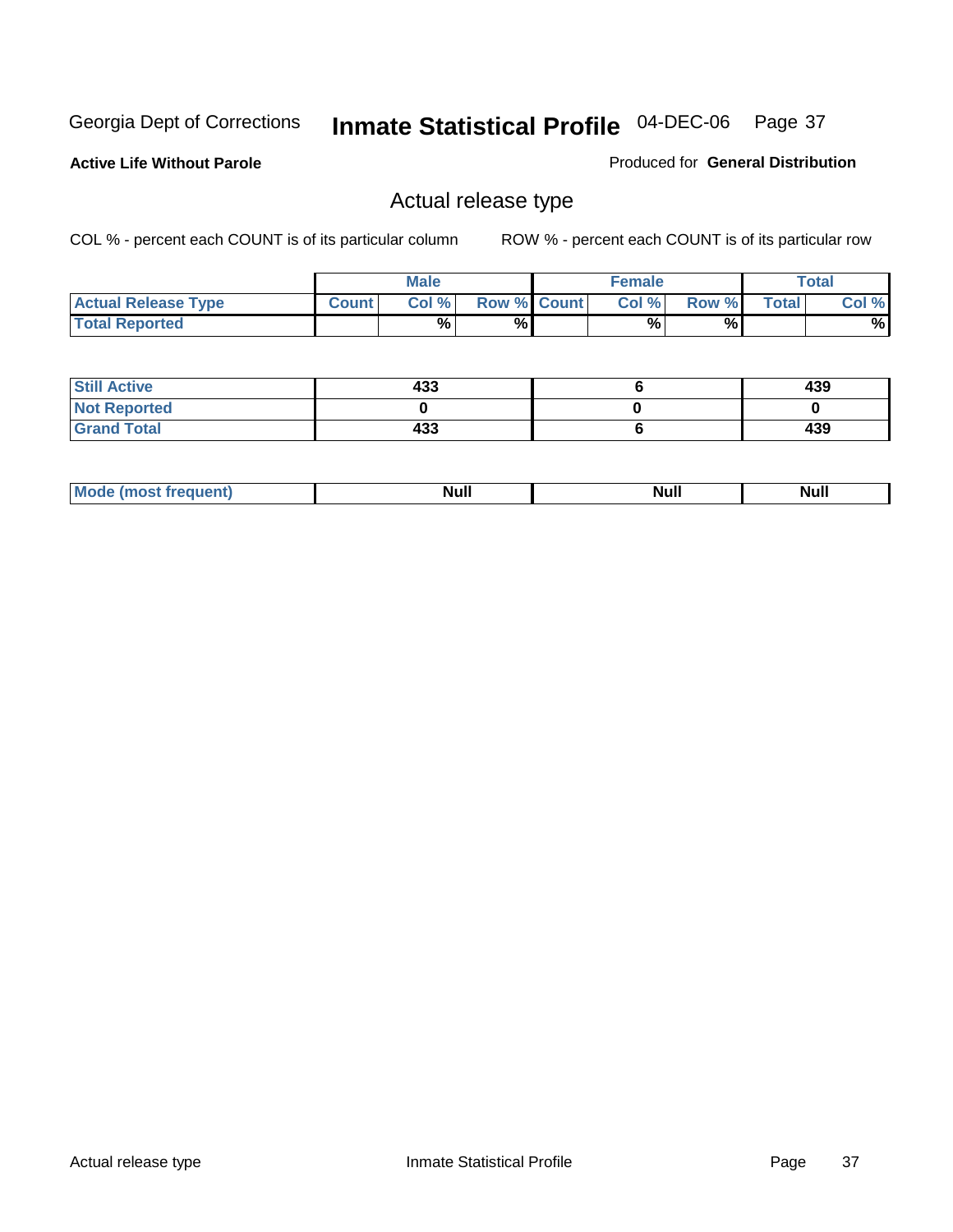Georgia Dept of Corrections **Inmate Statistical Profile** 04-DEC-06

**Active Life Without Parole**

Produced for **General Distribution**

## Actual release type

COL % - percent each COUNT is of its particular column

ROW % - percent each COUNT is of its particular row

| | Male | | | Female | | | Total | |
|---|---|---|---|---|---|---|---|---|
| **Actual Release Type** | **Count** | **Col %** | **Row %** | **Count** | **Col %** | **Row %** | **Total** | **Col %** |
| **Total Reported** | | **%** | **%** | | **%** | **%** | | **%** |

| | Male | Female | Total |
|---|---|---|---|
| **Still Active** | **433** | **6** | **439** |
| **Not Reported** | **0** | **0** | **0** |
| **Grand Total** | **433** | **6** | **439** |

| | Male | Female | Total |
|---|---|---|---|
| **Mode (most frequent)** | **Null** | **Null** | **Null** |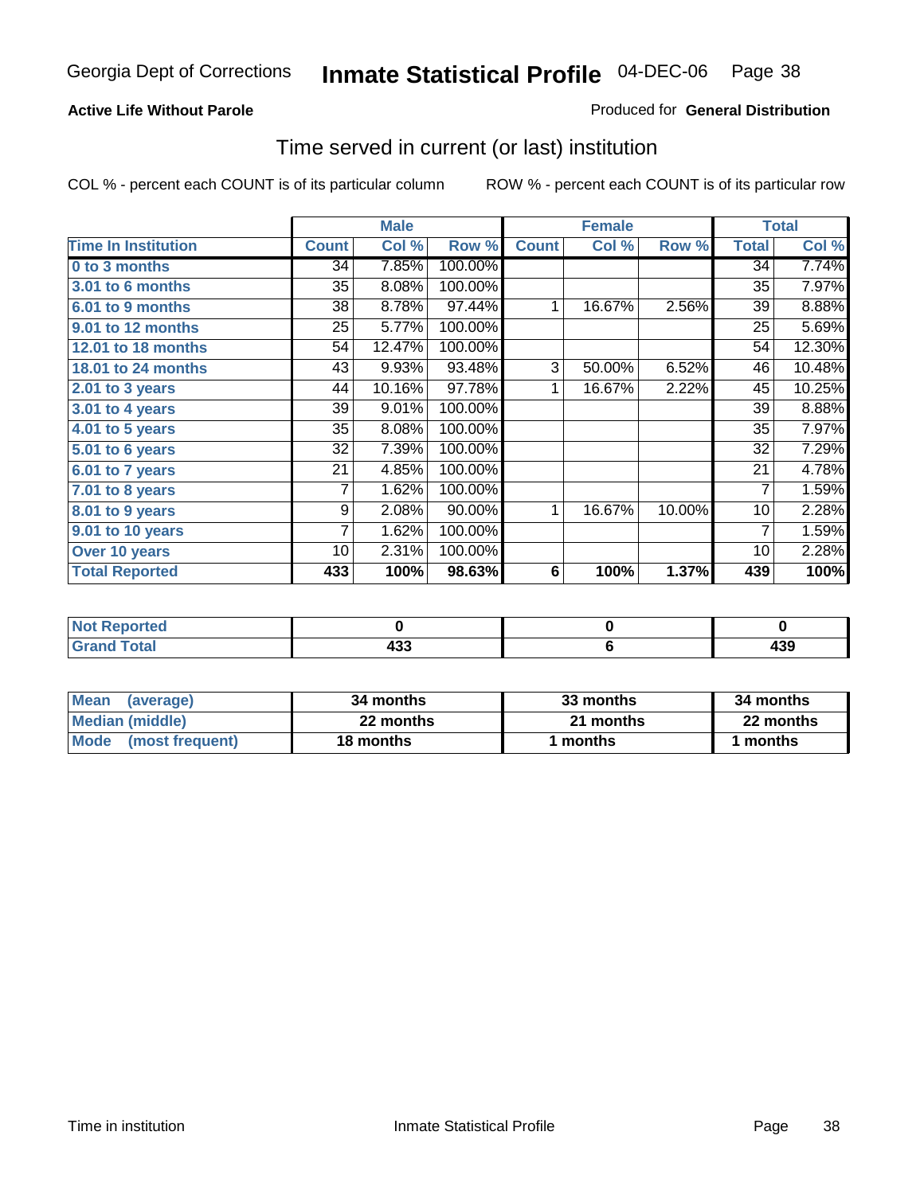Georgia Dept of Corrections **Inmate Statistical Profile** 04-DEC-06

**Active Life Without Parole**

Produced for **General Distribution**

## Time served in current (or last) institution

COL % - percent each COUNT is of its particular column

ROW % - percent each COUNT is of its particular row

| | Male | | | Female | | | Total | |
|---|---|---|---|---|---|---|---|---|
| **Time In Institution** | **Count** | **Col %** | **Row %** | **Count** | **Col %** | **Row %** | **Total** | **Col %** |
| **0 to 3 months** | 34 | 7.85% | 100.00% | | | | 34 | 7.74% |
| **3.01 to 6 months** | 35 | 8.08% | 100.00% | | | | 35 | 7.97% |
| **6.01 to 9 months** | 38 | 8.78% | 97.44% | 1 | 16.67% | 2.56% | 39 | 8.88% |
| **9.01 to 12 months** | 25 | 5.77% | 100.00% | | | | 25 | 5.69% |
| **12.01 to 18 months** | 54 | 12.47% | 100.00% | | | | 54 | 12.30% |
| **18.01 to 24 months** | 43 | 9.93% | 93.48% | 3 | 50.00% | 6.52% | 46 | 10.48% |
| **2.01 to 3 years** | 44 | 10.16% | 97.78% | 1 | 16.67% | 2.22% | 45 | 10.25% |
| **3.01 to 4 years** | 39 | 9.01% | 100.00% | | | | 39 | 8.88% |
| **4.01 to 5 years** | 35 | 8.08% | 100.00% | | | | 35 | 7.97% |
| **5.01 to 6 years** | 32 | 7.39% | 100.00% | | | | 32 | 7.29% |
| **6.01 to 7 years** | 21 | 4.85% | 100.00% | | | | 21 | 4.78% |
| **7.01 to 8 years** | 7 | 1.62% | 100.00% | | | | 7 | 1.59% |
| **8.01 to 9 years** | 9 | 2.08% | 90.00% | 1 | 16.67% | 10.00% | 10 | 2.28% |
| **9.01 to 10 years** | 7 | 1.62% | 100.00% | | | | 7 | 1.59% |
| **Over 10 years** | 10 | 2.31% | 100.00% | | | | 10 | 2.28% |
| **Total Reported** | **433** | **100%** | **98.63%** | **6** | **100%** | **1.37%** | **439** | **100%** |

| | Male | Female | Total |
|---|---|---|---|
| **Not Reported** | **0** | **0** | **0** |
| **Grand Total** | **433** | **6** | **439** |

| | Male | Female | Total |
|---|---|---|---|
| **Mean (average)** | **34 months** | **33 months** | **34 months** |
| **Median (middle)** | **22 months** | **21 months** | **22 months** |
| **Mode (most frequent)** | **18 months** | **1 months** | **1 months** |

Time in institution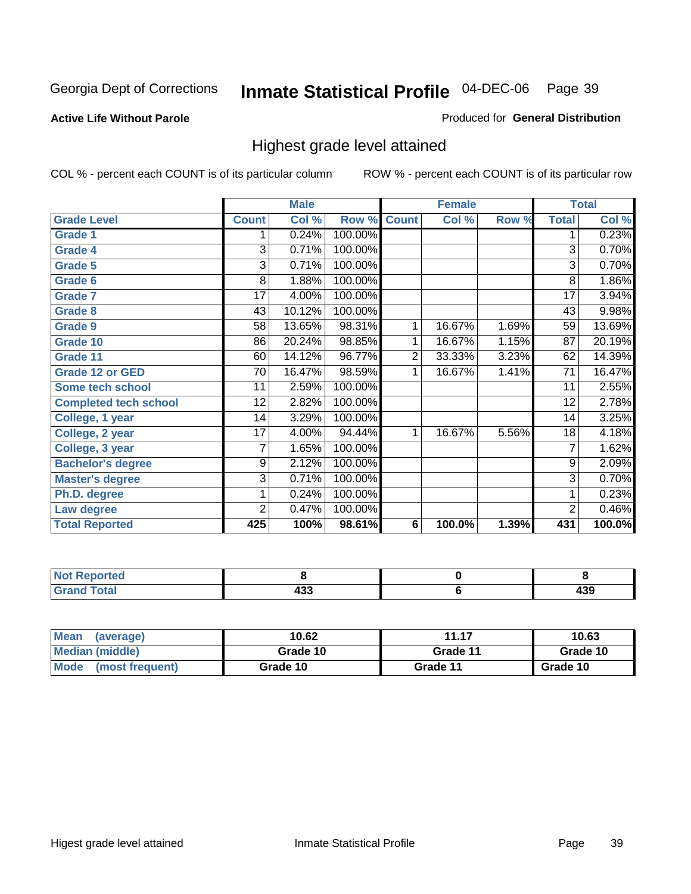Georgia Dept of Corrections **Inmate Statistical Profile** 04-DEC-06

**Active Life Without Parole**

Produced for **General Distribution**

## Highest grade level attained

COL % - percent each COUNT is of its particular column

ROW % - percent each COUNT is of its particular row

| | Male | | | Female | | | Total | |
|---|---|---|---|---|---|---|---|---|
| **Grade Level** | **Count** | **Col %** | **Row %** | **Count** | **Col %** | **Row %** | **Total** | **Col %** |
| **Grade 1** | 1 | 0.24% | 100.00% | | | | 1 | 0.23% |
| **Grade 4** | 3 | 0.71% | 100.00% | | | | 3 | 0.70% |
| **Grade 5** | 3 | 0.71% | 100.00% | | | | 3 | 0.70% |
| **Grade 6** | 8 | 1.88% | 100.00% | | | | 8 | 1.86% |
| **Grade 7** | 17 | 4.00% | 100.00% | | | | 17 | 3.94% |
| **Grade 8** | 43 | 10.12% | 100.00% | | | | 43 | 9.98% |
| **Grade 9** | 58 | 13.65% | 98.31% | 1 | 16.67% | 1.69% | 59 | 13.69% |
| **Grade 10** | 86 | 20.24% | 98.85% | 1 | 16.67% | 1.15% | 87 | 20.19% |
| **Grade 11** | 60 | 14.12% | 96.77% | 2 | 33.33% | 3.23% | 62 | 14.39% |
| **Grade 12 or GED** | 70 | 16.47% | 98.59% | 1 | 16.67% | 1.41% | 71 | 16.47% |
| **Some tech school** | 11 | 2.59% | 100.00% | | | | 11 | 2.55% |
| **Completed tech school** | 12 | 2.82% | 100.00% | | | | 12 | 2.78% |
| **College, 1 year** | 14 | 3.29% | 100.00% | | | | 14 | 3.25% |
| **College, 2 year** | 17 | 4.00% | 94.44% | 1 | 16.67% | 5.56% | 18 | 4.18% |
| **College, 3 year** | 7 | 1.65% | 100.00% | | | | 7 | 1.62% |
| **Bachelor's degree** | 9 | 2.12% | 100.00% | | | | 9 | 2.09% |
| **Master's degree** | 3 | 0.71% | 100.00% | | | | 3 | 0.70% |
| **Ph.D. degree** | 1 | 0.24% | 100.00% | | | | 1 | 0.23% |
| **Law degree** | 2 | 0.47% | 100.00% | | | | 2 | 0.46% |
| **Total Reported** | **425** | **100%** | **98.61%** | **6** | **100.0%** | **1.39%** | **431** | **100.0%** |

| | Male | Female | Total |
|---|---|---|---|
| **Not Reported** | **8** | **0** | **8** |
| **Grand Total** | **433** | **6** | **439** |

| | Male | Female | Total |
|---|---|---|---|
| **Mean (average)** | **10.62** | **11.17** | **10.63** |
| **Median (middle)** | **Grade 10** | **Grade 11** | **Grade 10** |
| **Mode (most frequent)** | **Grade 10** | **Grade 11** | **Grade 10** |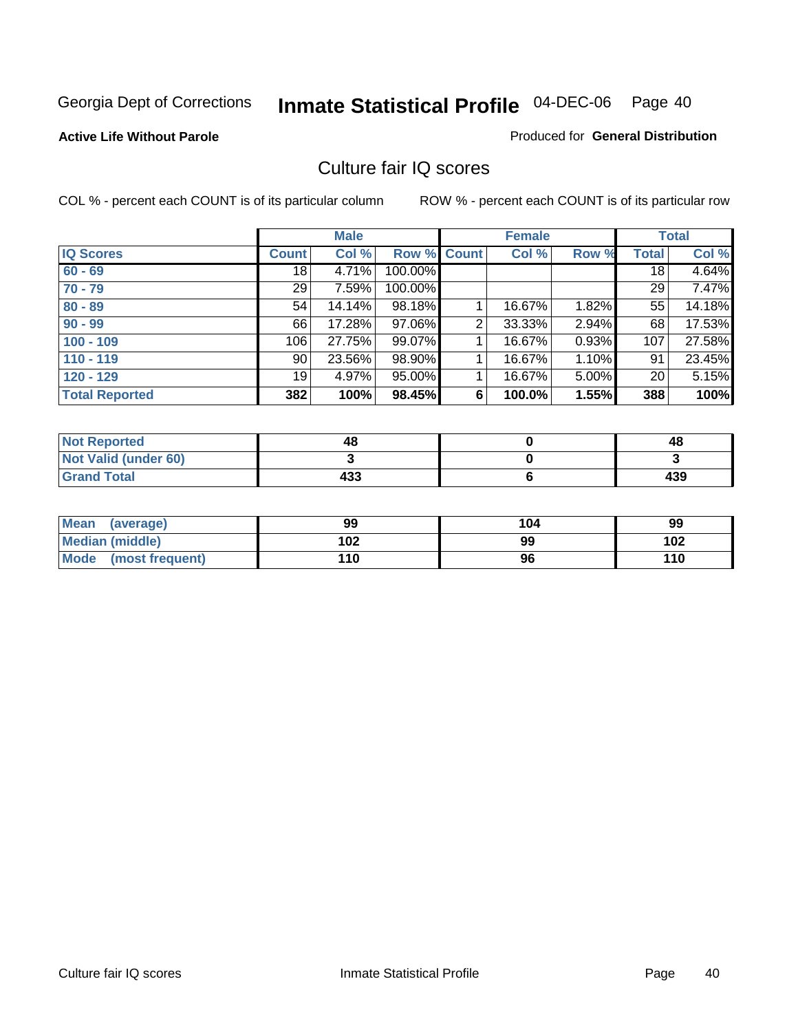Georgia Dept of Corrections **Inmate Statistical Profile** 04-DEC-06

**Active Life Without Parole**

Produced for **General Distribution**

## Culture fair IQ scores

COL % - percent each COUNT is of its particular column

ROW % - percent each COUNT is of its particular row

| | Male | | | Female | | | Total | |
|---|---|---|---|---|---|---|---|---|
| **IQ Scores** | **Count** | **Col %** | **Row %** | **Count** | **Col %** | **Row %** | **Total** | **Col %** |
| **60 - 69** | 18 | 4.71% | 100.00% | | | | 18 | 4.64% |
| **70 - 79** | 29 | 7.59% | 100.00% | | | | 29 | 7.47% |
| **80 - 89** | 54 | 14.14% | 98.18% | 1 | 16.67% | 1.82% | 55 | 14.18% |
| **90 - 99** | 66 | 17.28% | 97.06% | 2 | 33.33% | 2.94% | 68 | 17.53% |
| **100 - 109** | 106 | 27.75% | 99.07% | 1 | 16.67% | 0.93% | 107 | 27.58% |
| **110 - 119** | 90 | 23.56% | 98.90% | 1 | 16.67% | 1.10% | 91 | 23.45% |
| **120 - 129** | 19 | 4.97% | 95.00% | 1 | 16.67% | 5.00% | 20 | 5.15% |
| **Total Reported** | **382** | **100%** | **98.45%** | **6** | **100.0%** | **1.55%** | **388** | **100%** |

| | Male | Female | Total |
|---|---|---|---|
| **Not Reported** | **48** | **0** | **48** |
| **Not Valid (under 60)** | **3** | **0** | **3** |
| **Grand Total** | **433** | **6** | **439** |

| | Male | Female | Total |
|---|---|---|---|
| **Mean (average)** | **99** | **104** | **99** |
| **Median (middle)** | **102** | **99** | **102** |
| **Mode (most frequent)** | **110** | **96** | **110** |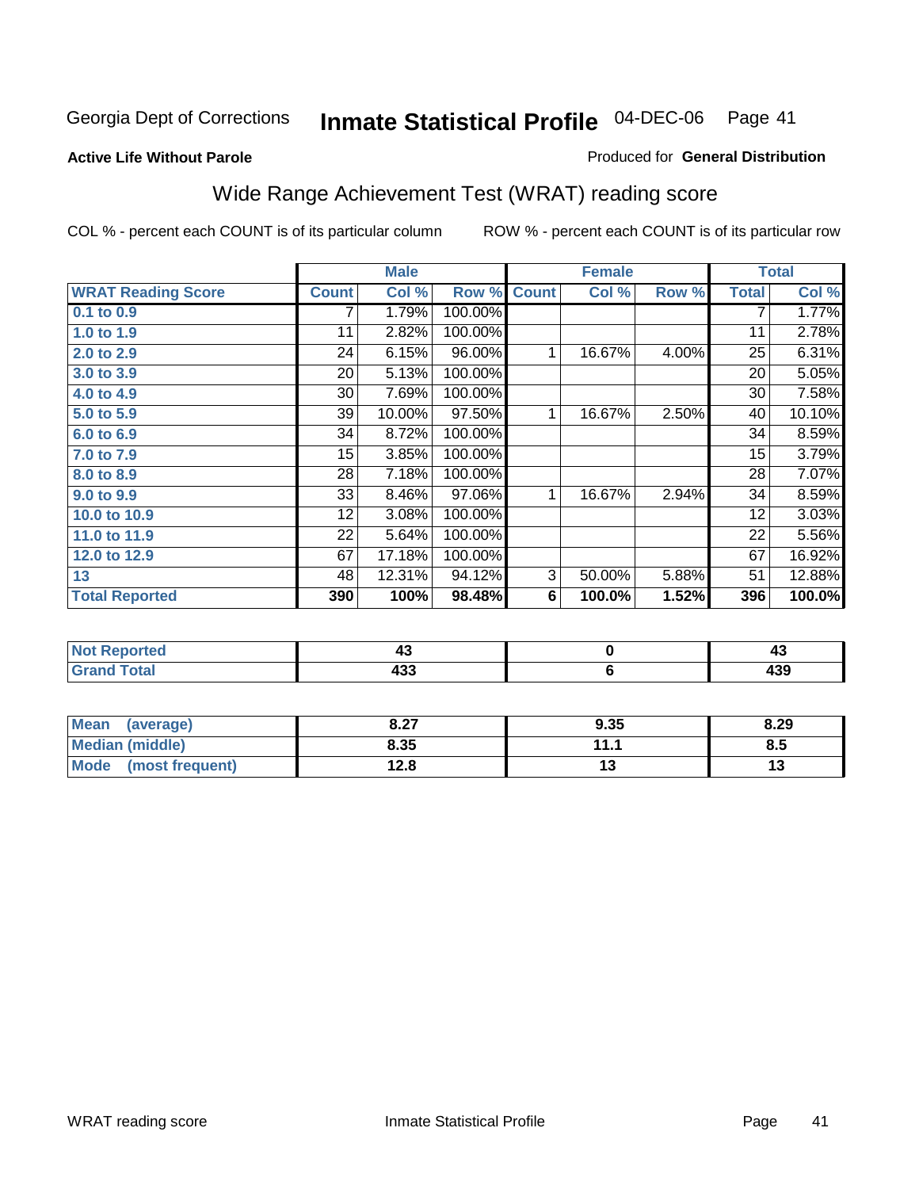Georgia Dept of Corrections **Inmate Statistical Profile** 04-DEC-06

**Active Life Without Parole**

Produced for **General Distribution**

## Wide Range Achievement Test (WRAT) reading score

COL % - percent each COUNT is of its particular column

ROW % - percent each COUNT is of its particular row

| | Male | | | Female | | | Total | |
|---|---|---|---|---|---|---|---|---|
| **WRAT Reading Score** | **Count** | **Col %** | **Row %** | **Count** | **Col %** | **Row %** | **Total** | **Col %** |
| 0.1 to 0.9 | 7 | 1.79% | 100.00% | | | | 7 | 1.77% |
| 1.0 to 1.9 | 11 | 2.82% | 100.00% | | | | 11 | 2.78% |
| 2.0 to 2.9 | 24 | 6.15% | 96.00% | 1 | 16.67% | 4.00% | 25 | 6.31% |
| 3.0 to 3.9 | 20 | 5.13% | 100.00% | | | | 20 | 5.05% |
| 4.0 to 4.9 | 30 | 7.69% | 100.00% | | | | 30 | 7.58% |
| 5.0 to 5.9 | 39 | 10.00% | 97.50% | 1 | 16.67% | 2.50% | 40 | 10.10% |
| 6.0 to 6.9 | 34 | 8.72% | 100.00% | | | | 34 | 8.59% |
| 7.0 to 7.9 | 15 | 3.85% | 100.00% | | | | 15 | 3.79% |
| 8.0 to 8.9 | 28 | 7.18% | 100.00% | | | | 28 | 7.07% |
| 9.0 to 9.9 | 33 | 8.46% | 97.06% | 1 | 16.67% | 2.94% | 34 | 8.59% |
| 10.0 to 10.9 | 12 | 3.08% | 100.00% | | | | 12 | 3.03% |
| 11.0 to 11.9 | 22 | 5.64% | 100.00% | | | | 22 | 5.56% |
| 12.0 to 12.9 | 67 | 17.18% | 100.00% | | | | 67 | 16.92% |
| 13 | 48 | 12.31% | 94.12% | 3 | 50.00% | 5.88% | 51 | 12.88% |
| **Total Reported** | **390** | **100%** | **98.48%** | **6** | **100.0%** | **1.52%** | **396** | **100.0%** |

| | Male | Female | Total |
|---|---|---|---|
| Not Reported | 43 | 0 | 43 |
| Grand Total | 433 | 6 | 439 |

| | Male | Female | Total |
|---|---|---|---|
| Mean (average) | 8.27 | 9.35 | 8.29 |
| Median (middle) | 8.35 | 11.1 | 8.5 |
| Mode (most frequent) | 12.8 | 13 | 13 |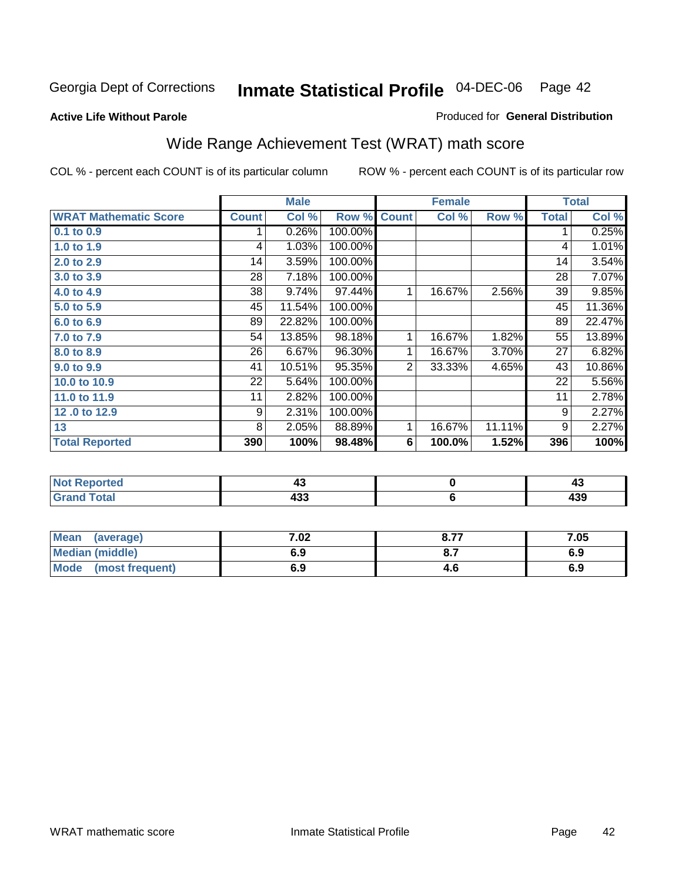Georgia Dept of Corrections **Inmate Statistical Profile** 04-DEC-06

**Active Life Without Parole**

Produced for **General Distribution**

## Wide Range Achievement Test (WRAT) math score

COL % - percent each COUNT is of its particular column

ROW % - percent each COUNT is of its particular row

| | Male | | | Female | | | Total | |
|---|---|---|---|---|---|---|---|---|
| **WRAT Mathematic Score** | **Count** | **Col %** | **Row %** | **Count** | **Col %** | **Row %** | **Total** | **Col %** |
| 0.1 to 0.9 | 1 | 0.26% | 100.00% | | | | 1 | 0.25% |
| 1.0 to 1.9 | 4 | 1.03% | 100.00% | | | | 4 | 1.01% |
| 2.0 to 2.9 | 14 | 3.59% | 100.00% | | | | 14 | 3.54% |
| 3.0 to 3.9 | 28 | 7.18% | 100.00% | | | | 28 | 7.07% |
| 4.0 to 4.9 | 38 | 9.74% | 97.44% | 1 | 16.67% | 2.56% | 39 | 9.85% |
| 5.0 to 5.9 | 45 | 11.54% | 100.00% | | | | 45 | 11.36% |
| 6.0 to 6.9 | 89 | 22.82% | 100.00% | | | | 89 | 22.47% |
| 7.0 to 7.9 | 54 | 13.85% | 98.18% | 1 | 16.67% | 1.82% | 55 | 13.89% |
| 8.0 to 8.9 | 26 | 6.67% | 96.30% | 1 | 16.67% | 3.70% | 27 | 6.82% |
| 9.0 to 9.9 | 41 | 10.51% | 95.35% | 2 | 33.33% | 4.65% | 43 | 10.86% |
| 10.0 to 10.9 | 22 | 5.64% | 100.00% | | | | 22 | 5.56% |
| 11.0 to 11.9 | 11 | 2.82% | 100.00% | | | | 11 | 2.78% |
| 12 .0 to 12.9 | 9 | 2.31% | 100.00% | | | | 9 | 2.27% |
| 13 | 8 | 2.05% | 88.89% | 1 | 16.67% | 11.11% | 9 | 2.27% |
| **Total Reported** | **390** | **100%** | **98.48%** | **6** | **100.0%** | **1.52%** | **396** | **100%** |

| | Male | Female | Total |
|---|---|---|---|
| **Not Reported** | **43** | **0** | **43** |
| **Grand Total** | **433** | **6** | **439** |

| | Male | Female | Total |
|---|---|---|---|
| **Mean (average)** | **7.02** | **8.77** | **7.05** |
| **Median (middle)** | **6.9** | **8.7** | **6.9** |
| **Mode (most frequent)** | **6.9** | **4.6** | **6.9** |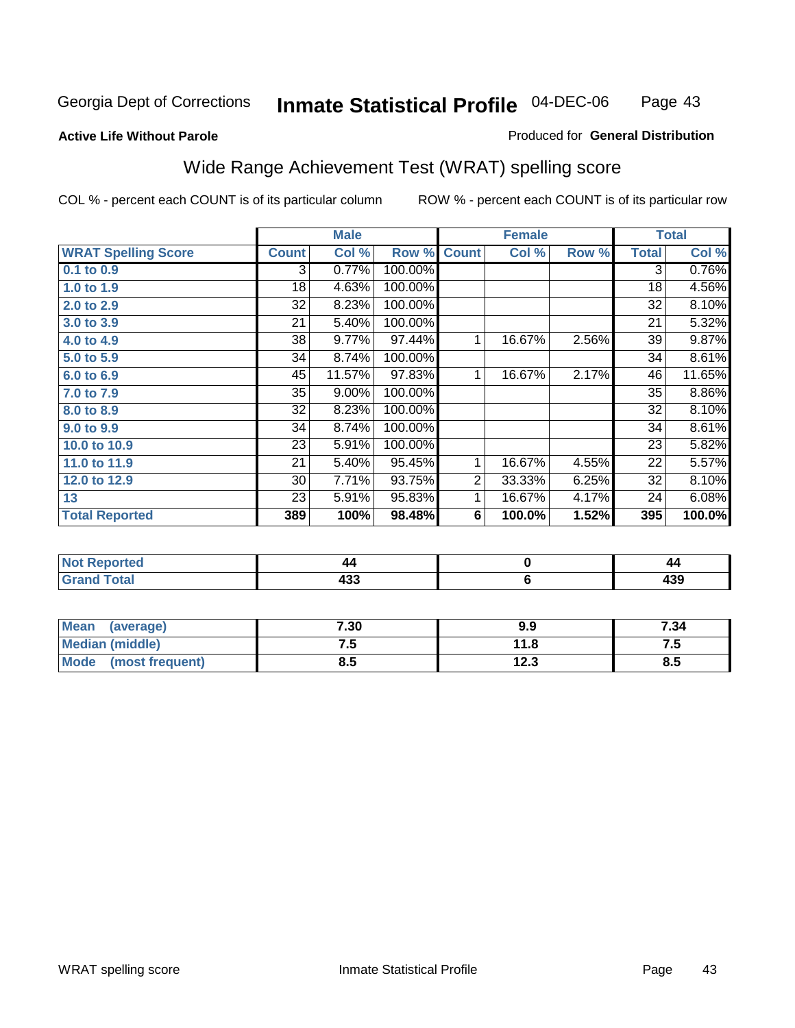Georgia Dept of Corrections **Inmate Statistical Profile** 04-DEC-06

**Active Life Without Parole**

Produced for **General Distribution**

## Wide Range Achievement Test (WRAT) spelling score

COL % - percent each COUNT is of its particular column

ROW % - percent each COUNT is of its particular row

| | Male | | | Female | | | Total | |
|---|---|---|---|---|---|---|---|---|
| **WRAT Spelling Score** | **Count** | **Col %** | **Row %** | **Count** | **Col %** | **Row %** | **Total** | **Col %** |
| 0.1 to 0.9 | 3 | 0.77% | 100.00% | | | | 3 | 0.76% |
| 1.0 to 1.9 | 18 | 4.63% | 100.00% | | | | 18 | 4.56% |
| 2.0 to 2.9 | 32 | 8.23% | 100.00% | | | | 32 | 8.10% |
| 3.0 to 3.9 | 21 | 5.40% | 100.00% | | | | 21 | 5.32% |
| 4.0 to 4.9 | 38 | 9.77% | 97.44% | 1 | 16.67% | 2.56% | 39 | 9.87% |
| 5.0 to 5.9 | 34 | 8.74% | 100.00% | | | | 34 | 8.61% |
| 6.0 to 6.9 | 45 | 11.57% | 97.83% | 1 | 16.67% | 2.17% | 46 | 11.65% |
| 7.0 to 7.9 | 35 | 9.00% | 100.00% | | | | 35 | 8.86% |
| 8.0 to 8.9 | 32 | 8.23% | 100.00% | | | | 32 | 8.10% |
| 9.0 to 9.9 | 34 | 8.74% | 100.00% | | | | 34 | 8.61% |
| 10.0 to 10.9 | 23 | 5.91% | 100.00% | | | | 23 | 5.82% |
| 11.0 to 11.9 | 21 | 5.40% | 95.45% | 1 | 16.67% | 4.55% | 22 | 5.57% |
| 12.0 to 12.9 | 30 | 7.71% | 93.75% | 2 | 33.33% | 6.25% | 32 | 8.10% |
| 13 | 23 | 5.91% | 95.83% | 1 | 16.67% | 4.17% | 24 | 6.08% |
| **Total Reported** | **389** | **100%** | **98.48%** | **6** | **100.0%** | **1.52%** | **395** | **100.0%** |

| | Male | Female | Total |
|---|---|---|---|
| Not Reported | 44 | 0 | 44 |
| Grand Total | 433 | 6 | 439 |

| | Male | Female | Total |
|---|---|---|---|
| Mean (average) | 7.30 | 9.9 | 7.34 |
| Median (middle) | 7.5 | 11.8 | 7.5 |
| Mode (most frequent) | 8.5 | 12.3 | 8.5 |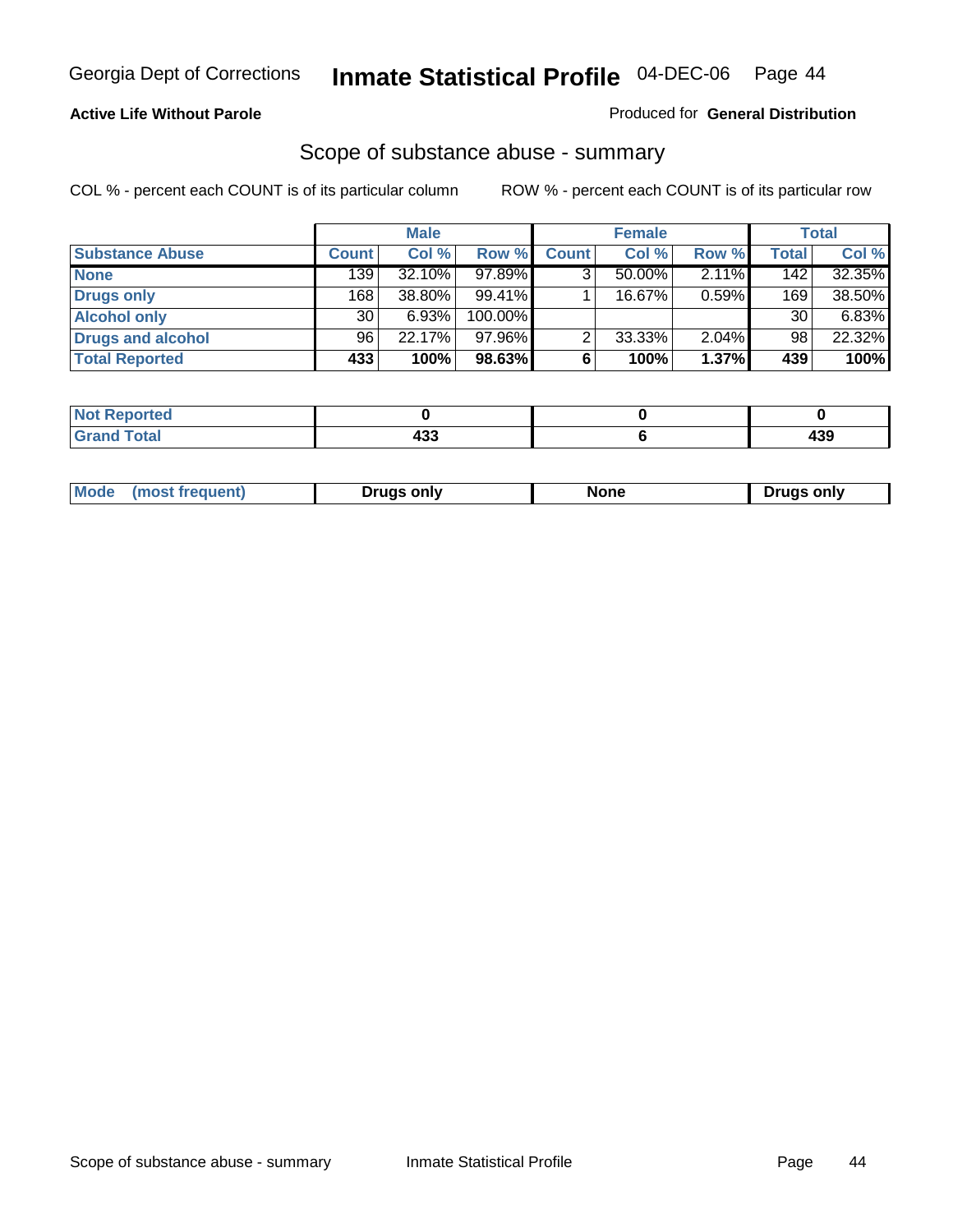Georgia Dept of Corrections **Inmate Statistical Profile** 04-DEC-06

**Active Life Without Parole**

Produced for **General Distribution**

## Scope of substance abuse - summary

COL % - percent each COUNT is of its particular column ROW % - percent each COUNT is of its particular row

| | Male | | | Female | | | Total | |
|---|---|---|---|---|---|---|---|---|
| **Substance Abuse** | **Count** | **Col %** | **Row %** | **Count** | **Col %** | **Row %** | **Total** | **Col %** |
| **None** | 139 | 32.10% | 97.89% | 3 | 50.00% | 2.11% | 142 | 32.35% |
| **Drugs only** | 168 | 38.80% | 99.41% | 1 | 16.67% | 0.59% | 169 | 38.50% |
| **Alcohol only** | 30 | 6.93% | 100.00% | | | | 30 | 6.83% |
| **Drugs and alcohol** | 96 | 22.17% | 97.96% | 2 | 33.33% | 2.04% | 98 | 22.32% |
| **Total Reported** | **433** | **100%** | **98.63%** | **6** | **100%** | **1.37%** | **439** | **100%** |

| | Male | Female | Total |
|---|---|---|---|
| **Not Reported** | **0** | **0** | **0** |
| **Grand Total** | **433** | **6** | **439** |

| | Male | Female | Total |
|---|---|---|---|
| **Mode (most frequent)** | **Drugs only** | **None** | **Drugs only** |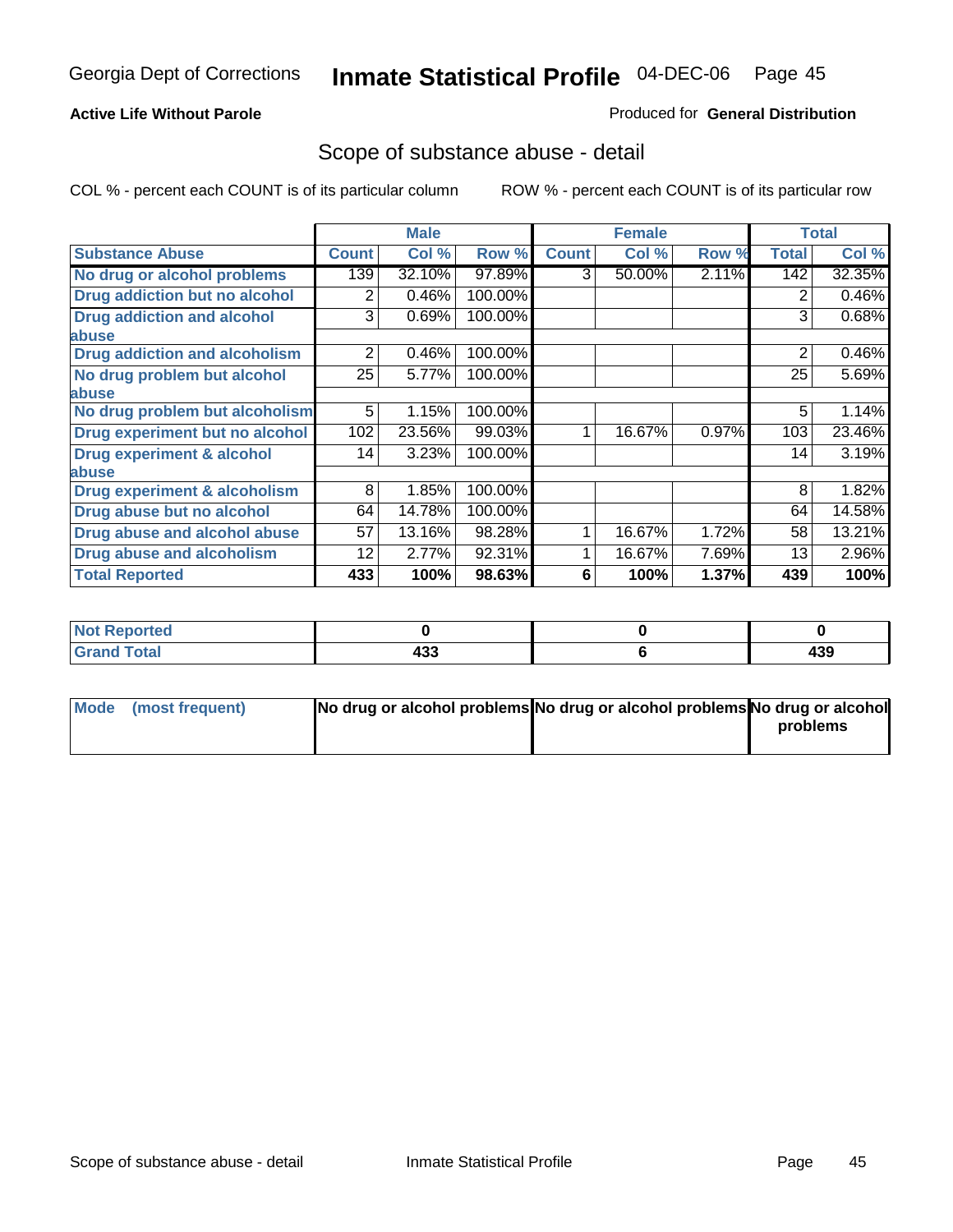Georgia Dept of Corrections **Inmate Statistical Profile** 04-DEC-06

**Active Life Without Parole**

Produced for **General Distribution**

## Scope of substance abuse - detail

COL % - percent each COUNT is of its particular column

ROW % - percent each COUNT is of its particular row

| | Male | | | Female | | | Total | |
|---|---|---|---|---|---|---|---|---|
| **Substance Abuse** | **Count** | **Col %** | **Row %** | **Count** | **Col %** | **Row %** | **Total** | **Col %** |
| **No drug or alcohol problems** | 139 | 32.10% | 97.89% | 3 | 50.00% | 2.11% | 142 | 32.35% |
| **Drug addiction but no alcohol** | 2 | 0.46% | 100.00% | | | | 2 | 0.46% |
| **Drug addiction and alcohol abuse** | 3 | 0.69% | 100.00% | | | | 3 | 0.68% |
| **Drug addiction and alcoholism** | 2 | 0.46% | 100.00% | | | | 2 | 0.46% |
| **No drug problem but alcohol abuse** | 25 | 5.77% | 100.00% | | | | 25 | 5.69% |
| **No drug problem but alcoholism** | 5 | 1.15% | 100.00% | | | | 5 | 1.14% |
| **Drug experiment but no alcohol** | 102 | 23.56% | 99.03% | 1 | 16.67% | 0.97% | 103 | 23.46% |
| **Drug experiment & alcohol abuse** | 14 | 3.23% | 100.00% | | | | 14 | 3.19% |
| **Drug experiment & alcoholism** | 8 | 1.85% | 100.00% | | | | 8 | 1.82% |
| **Drug abuse but no alcohol** | 64 | 14.78% | 100.00% | | | | 64 | 14.58% |
| **Drug abuse and alcohol abuse** | 57 | 13.16% | 98.28% | 1 | 16.67% | 1.72% | 58 | 13.21% |
| **Drug abuse and alcoholism** | 12 | 2.77% | 92.31% | 1 | 16.67% | 7.69% | 13 | 2.96% |
| **Total Reported** | **433** | **100%** | **98.63%** | **6** | **100%** | **1.37%** | **439** | **100%** |

| | Male | Female | Total |
|---|---|---|---|
| **Not Reported** | **0** | **0** | **0** |
| **Grand Total** | **433** | **6** | **439** |

| | Male | Female | Total |
|---|---|---|---|
| **Mode (most frequent)** | **No drug or alcohol problems** | **No drug or alcohol problems** | **No drug or alcohol problems** |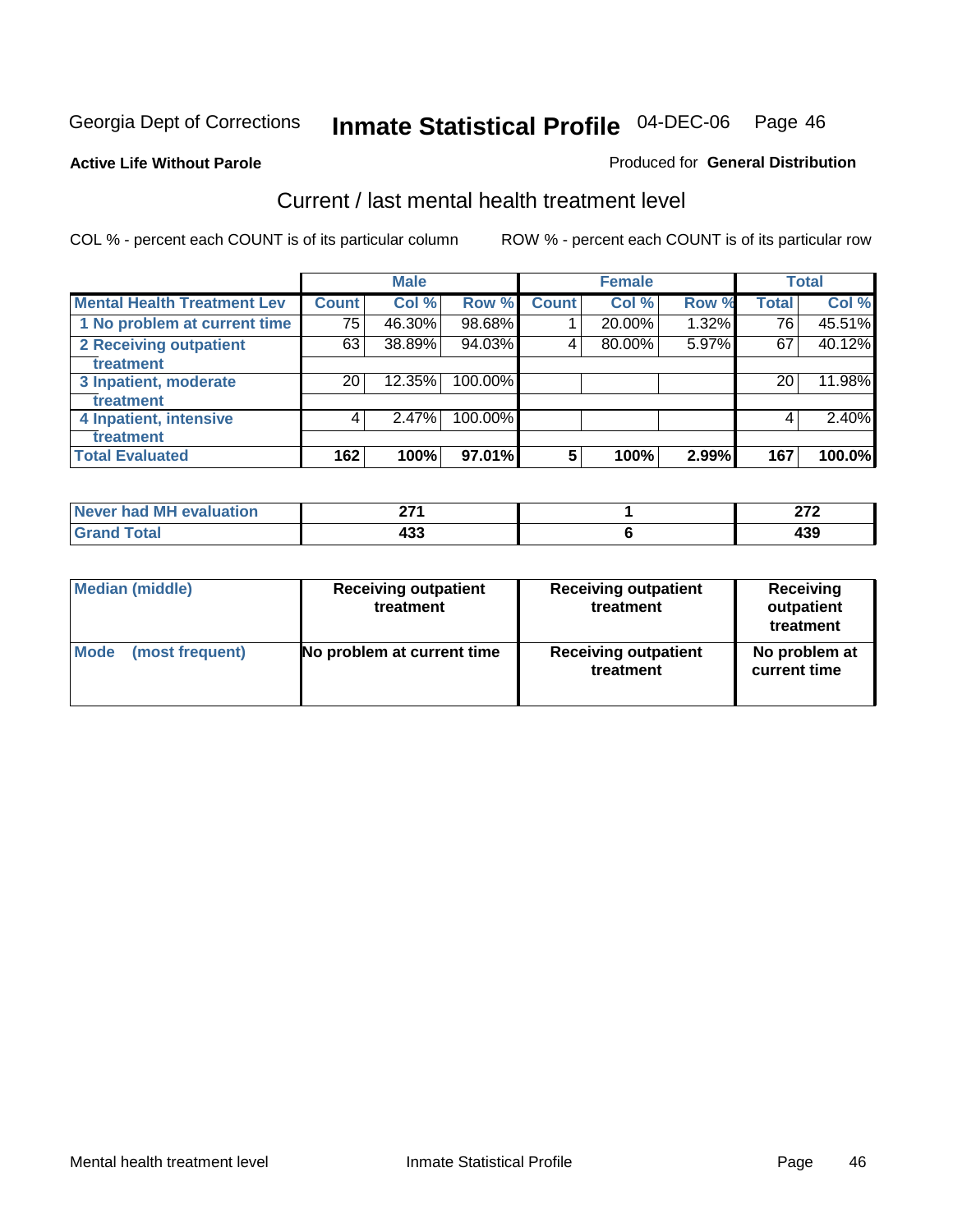Georgia Dept of Corrections **Inmate Statistical Profile** 04-DEC-06 Page 46

**Active Life Without Parole**

Produced for **General Distribution**

## Current / last mental health treatment level

COL % - percent each COUNT is of its particular column

ROW % - percent each COUNT is of its particular row

| | Male | | | Female | | | Total | |
|---|---|---|---|---|---|---|---|---|
| **Mental Health Treatment Lev** | **Count** | **Col %** | **Row %** | **Count** | **Col %** | **Row %** | **Total** | **Col %** |
| 1 No problem at current time | 75 | 46.30% | 98.68% | 1 | 20.00% | 1.32% | 76 | 45.51% |
| 2 Receiving outpatient treatment | 63 | 38.89% | 94.03% | 4 | 80.00% | 5.97% | 67 | 40.12% |
| 3 Inpatient, moderate treatment | 20 | 12.35% | 100.00% | | | | 20 | 11.98% |
| 4 Inpatient, intensive treatment | 4 | 2.47% | 100.00% | | | | 4 | 2.40% |
| **Total Evaluated** | **162** | **100%** | **97.01%** | **5** | **100%** | **2.99%** | **167** | **100.0%** |

| | Male | Female | Total |
|---|---|---|---|
| **Never had MH evaluation** | **271** | **1** | **272** |
| **Grand Total** | **433** | **6** | **439** |

| | Male | Female | Total |
|---|---|---|---|
| **Median (middle)** | **Receiving outpatient treatment** | **Receiving outpatient treatment** | **Receiving outpatient treatment** |
| **Mode (most frequent)** | **No problem at current time** | **Receiving outpatient treatment** | **No problem at current time** |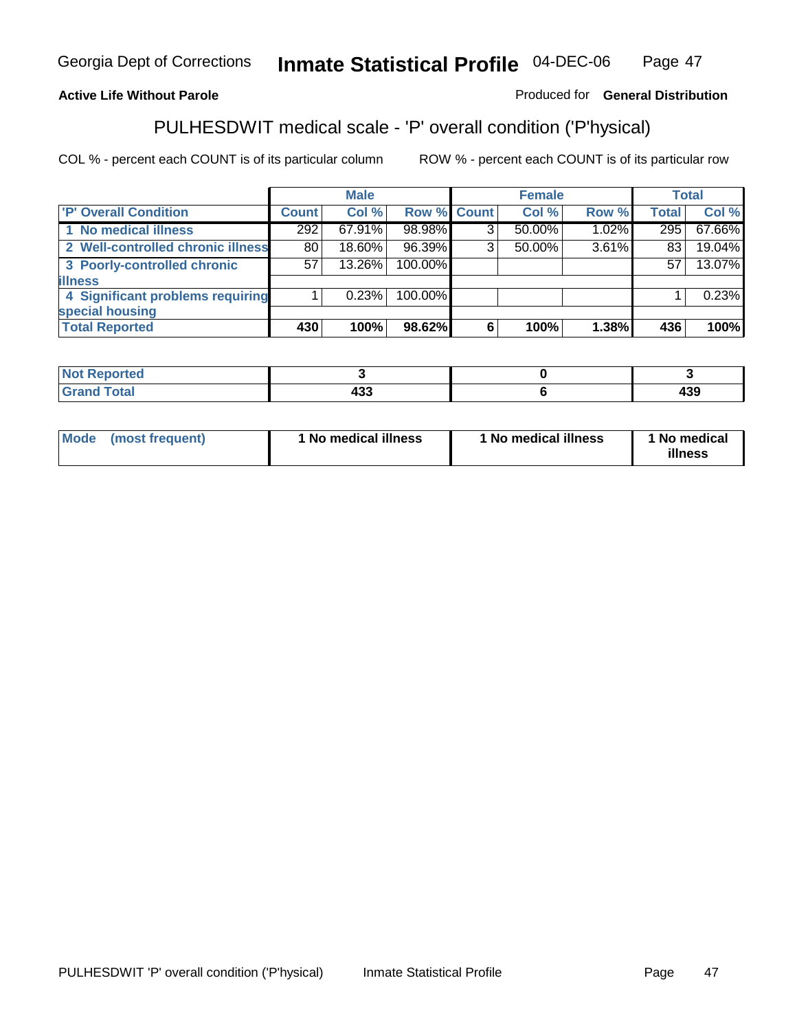Georgia Dept of Corrections **Inmate Statistical Profile** 04-DEC-06

**Active Life Without Parole**

Produced for **General Distribution**

## PULHESDWIT medical scale - 'P' overall condition ('P'hysical)

COL % - percent each COUNT is of its particular column

ROW % - percent each COUNT is of its particular row

| | Male | | | Female | | | Total | |
|---|---|---|---|---|---|---|---|---|
| 'P' Overall Condition | Count | Col % | Row % | Count | Col % | Row % | Total | Col % |
| 1 No medical illness | 292 | 67.91% | 98.98% | 3 | 50.00% | 1.02% | 295 | 67.66% |
| 2 Well-controlled chronic illness | 80 | 18.60% | 96.39% | 3 | 50.00% | 3.61% | 83 | 19.04% |
| 3 Poorly-controlled chronic illness | 57 | 13.26% | 100.00% | | | | 57 | 13.07% |
| 4 Significant problems requiring special housing | 1 | 0.23% | 100.00% | | | | 1 | 0.23% |
| **Total Reported** | **430** | **100%** | **98.62%** | **6** | **100%** | **1.38%** | **436** | **100%** |

| | Male | Female | Total |
|---|---|---|---|
| Not Reported | 3 | 0 | 3 |
| Grand Total | 433 | 6 | 439 |

| | Male | Female | Total |
|---|---|---|---|
| Mode (most frequent) | 1 No medical illness | 1 No medical illness | 1 No medical illness |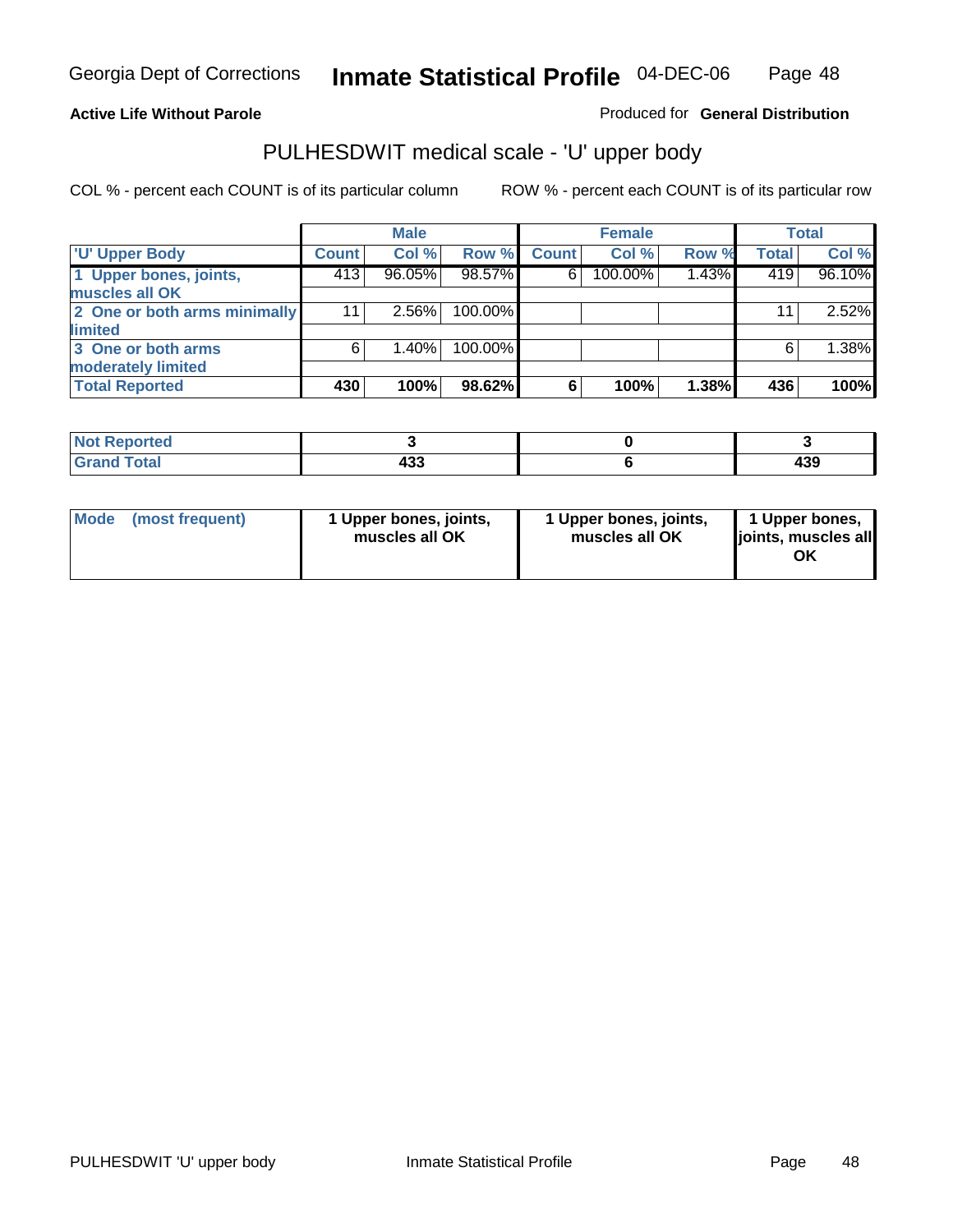Georgia Dept of Corrections **Inmate Statistical Profile** 04-DEC-06

**Active Life Without Parole**

Produced for **General Distribution**

## PULHESDWIT medical scale - 'U' upper body

COL % - percent each COUNT is of its particular column

ROW % - percent each COUNT is of its particular row

| | Male | | | Female | | | Total | |
|---|---|---|---|---|---|---|---|---|
| 'U' Upper Body | Count | Col % | Row % | Count | Col % | Row % | Total | Col % |
| 1 Upper bones, joints, muscles all OK | 413 | 96.05% | 98.57% | 6 | 100.00% | 1.43% | 419 | 96.10% |
| 2 One or both arms minimally limited | 11 | 2.56% | 100.00% | | | | 11 | 2.52% |
| 3 One or both arms moderately limited | 6 | 1.40% | 100.00% | | | | 6 | 1.38% |
| **Total Reported** | **430** | **100%** | **98.62%** | **6** | **100%** | **1.38%** | **436** | **100%** |

| | Male | Female | Total |
|---|---|---|---|
| Not Reported | 3 | 0 | 3 |
| Grand Total | 433 | 6 | 439 |

| | Male | Female | Total |
|---|---|---|---|
| Mode (most frequent) | 1 Upper bones, joints, muscles all OK | 1 Upper bones, joints, muscles all OK | 1 Upper bones, joints, muscles all OK |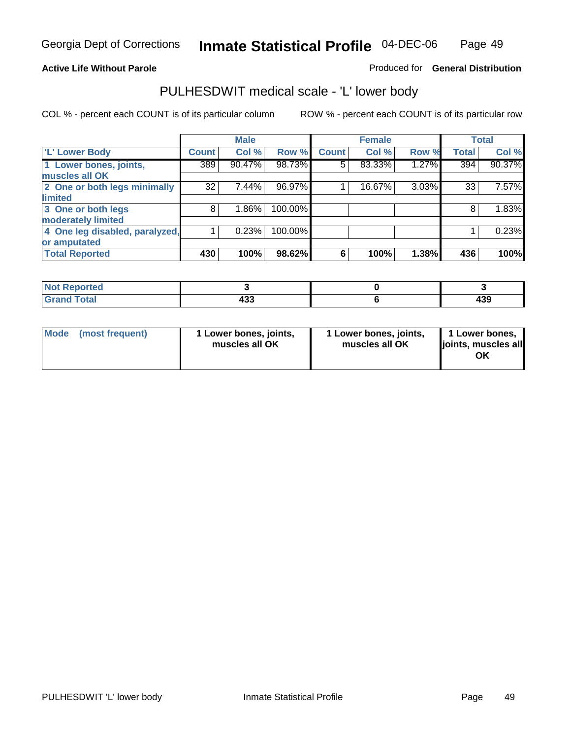Georgia Dept of Corrections **Inmate Statistical Profile** 04-DEC-06

**Active Life Without Parole**

Produced for **General Distribution**

## PULHESDWIT medical scale - 'L' lower body

COL % - percent each COUNT is of its particular column

ROW % - percent each COUNT is of its particular row

| | Male | | | Female | | | Total | |
|---|---|---|---|---|---|---|---|---|
| 'L' Lower Body | Count | Col % | Row % | Count | Col % | Row % | Total | Col % |
| 1 Lower bones, joints, muscles all OK | 389 | 90.47% | 98.73% | 5 | 83.33% | 1.27% | 394 | 90.37% |
| 2 One or both legs minimally limited | 32 | 7.44% | 96.97% | 1 | 16.67% | 3.03% | 33 | 7.57% |
| 3 One or both legs moderately limited | 8 | 1.86% | 100.00% | | | | 8 | 1.83% |
| 4 One leg disabled, paralyzed, or amputated | 1 | 0.23% | 100.00% | | | | 1 | 0.23% |
| **Total Reported** | **430** | **100%** | **98.62%** | **6** | **100%** | **1.38%** | **436** | **100%** |

| | Male | Female | Total |
|---|---|---|---|
| Not Reported | 3 | 0 | 3 |
| Grand Total | 433 | 6 | 439 |

| | Male | Female | Total |
|---|---|---|---|
| Mode (most frequent) | 1 Lower bones, joints, muscles all OK | 1 Lower bones, joints, muscles all OK | 1 Lower bones, joints, muscles all OK |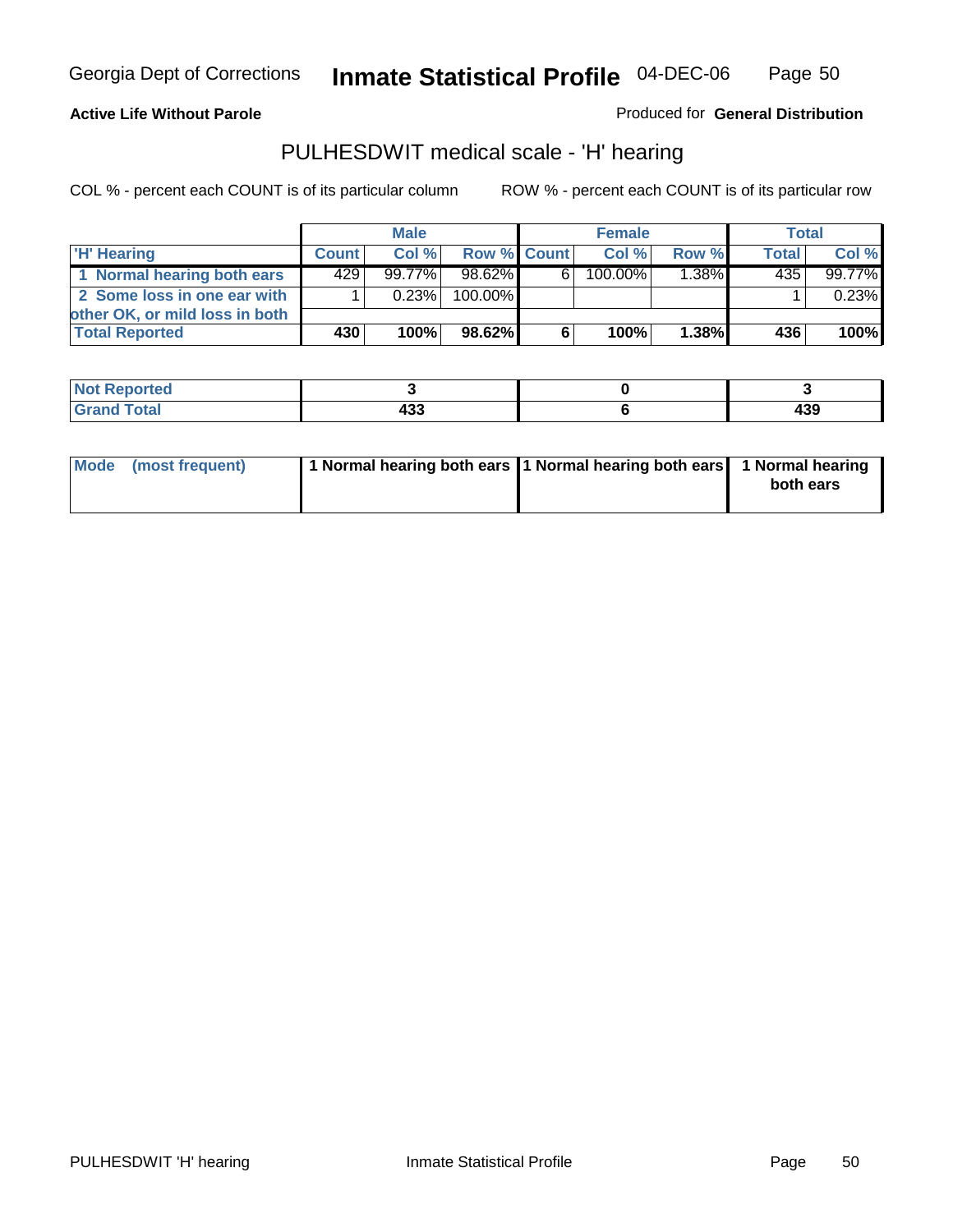Georgia Dept of Corrections **Inmate Statistical Profile** 04-DEC-06

**Active Life Without Parole**

Produced for **General Distribution**

## PULHESDWIT medical scale - 'H' hearing

COL % - percent each COUNT is of its particular column

ROW % - percent each COUNT is of its particular row

| | Male | | | Female | | | Total | |
|---|---|---|---|---|---|---|---|---|
| 'H' Hearing | Count | Col % | Row % | Count | Col % | Row % | Total | Col % |
| 1 Normal hearing both ears | 429 | 99.77% | 98.62% | 6 | 100.00% | 1.38% | 435 | 99.77% |
| 2 Some loss in one ear with other OK, or mild loss in both | 1 | 0.23% | 100.00% | | | | 1 | 0.23% |
| **Total Reported** | **430** | **100%** | **98.62%** | **6** | **100%** | **1.38%** | **436** | **100%** |

| | Male | Female | Total |
|---|---|---|---|
| Not Reported | 3 | 0 | 3 |
| Grand Total | 433 | 6 | 439 |

| | Male | Female | Total |
|---|---|---|---|
| Mode (most frequent) | 1 Normal hearing both ears | 1 Normal hearing both ears | 1 Normal hearing both ears |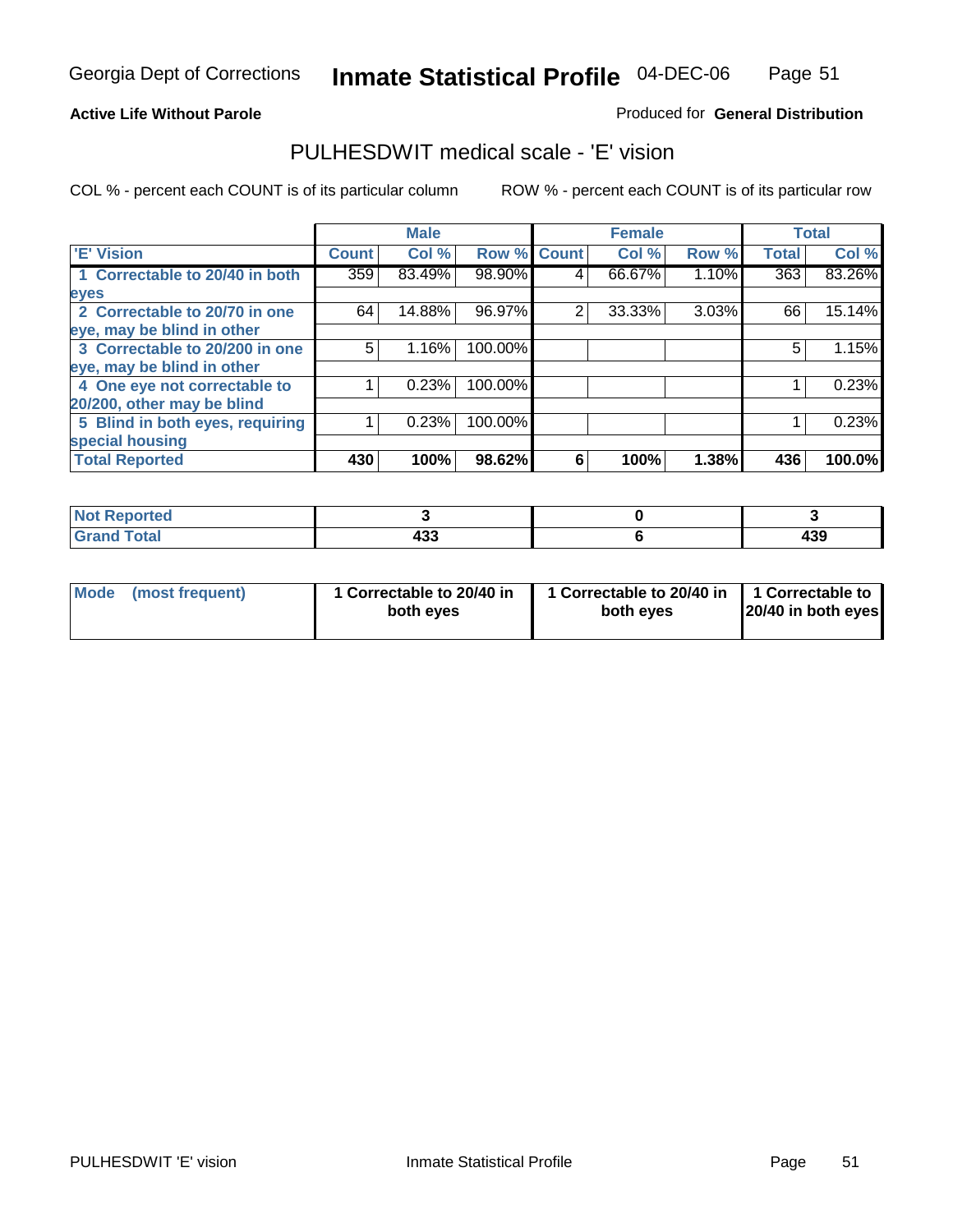Georgia Dept of Corrections **Inmate Statistical Profile** 04-DEC-06

**Active Life Without Parole**

Produced for **General Distribution**

## PULHESDWIT medical scale - 'E' vision

COL % - percent each COUNT is of its particular column     ROW % - percent each COUNT is of its particular row

| 'E' Vision | Male | | | Female | | | Total | |
|---|---|---|---|---|---|---|---|---|
| | Count | Col % | Row % | Count | Col % | Row % | Total | Col % |
| 1 Correctable to 20/40 in both eyes | 359 | 83.49% | 98.90% | 4 | 66.67% | 1.10% | 363 | 83.26% |
| 2 Correctable to 20/70 in one eye, may be blind in other | 64 | 14.88% | 96.97% | 2 | 33.33% | 3.03% | 66 | 15.14% |
| 3 Correctable to 20/200 in one eye, may be blind in other | 5 | 1.16% | 100.00% | | | | 5 | 1.15% |
| 4 One eye not correctable to 20/200, other may be blind | 1 | 0.23% | 100.00% | | | | 1 | 0.23% |
| 5 Blind in both eyes, requiring special housing | 1 | 0.23% | 100.00% | | | | 1 | 0.23% |
| **Total Reported** | **430** | **100%** | **98.62%** | **6** | **100%** | **1.38%** | **436** | **100.0%** |

| | Male | Female | Total |
|---|---|---|---|
| Not Reported | 3 | 0 | 3 |
| Grand Total | 433 | 6 | 439 |

| | Male | Female | Total |
|---|---|---|---|
| Mode (most frequent) | 1 Correctable to 20/40 in both eyes | 1 Correctable to 20/40 in both eyes | 1 Correctable to 20/40 in both eyes |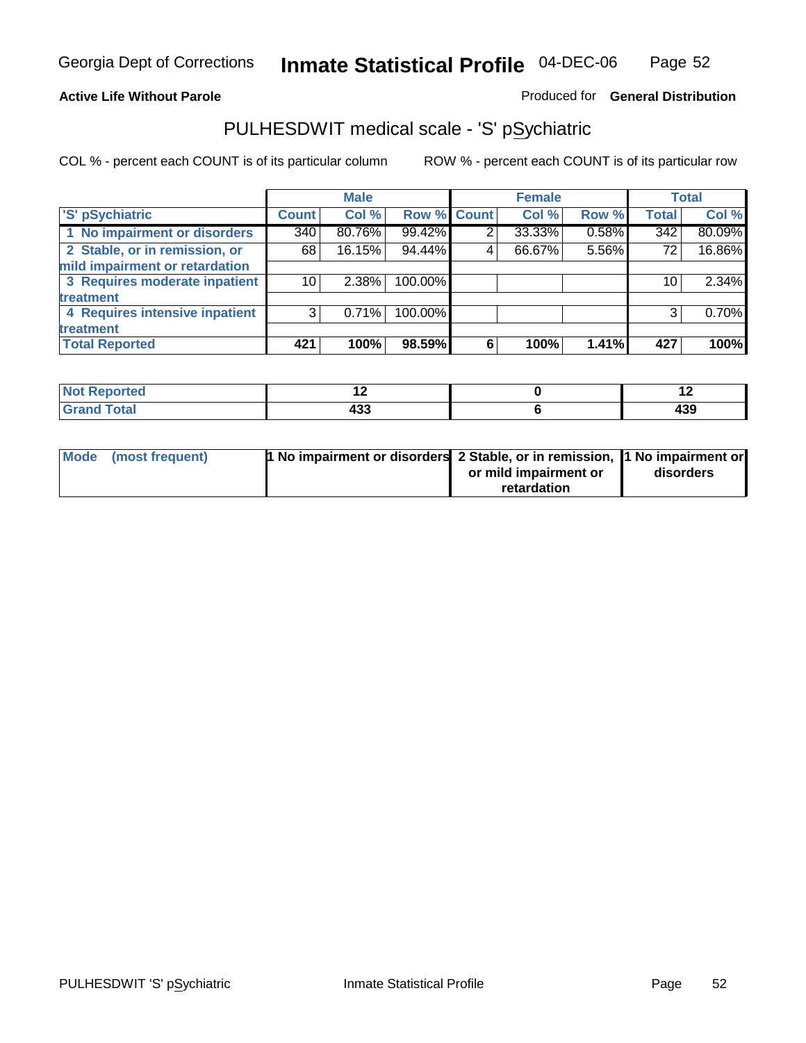Georgia Dept of Corrections **Inmate Statistical Profile** 04-DEC-06

**Active Life Without Parole**

Produced for **General Distribution**

## PULHESDWIT medical scale - 'S' pSychiatric

COL % - percent each COUNT is of its particular column

ROW % - percent each COUNT is of its particular row

| | Male | | | Female | | | Total | |
|---|---|---|---|---|---|---|---|---|
| 'S' pSychiatric | Count | Col % | Row % | Count | Col % | Row % | Total | Col % |
| 1 No impairment or disorders | 340 | 80.76% | 99.42% | 2 | 33.33% | 0.58% | 342 | 80.09% |
| 2 Stable, or in remission, or mild impairment or retardation | 68 | 16.15% | 94.44% | 4 | 66.67% | 5.56% | 72 | 16.86% |
| 3 Requires moderate inpatient treatment | 10 | 2.38% | 100.00% | | | | 10 | 2.34% |
| 4 Requires intensive inpatient treatment | 3 | 0.71% | 100.00% | | | | 3 | 0.70% |
| **Total Reported** | **421** | **100%** | **98.59%** | **6** | **100%** | **1.41%** | **427** | **100%** |

| | Male | Female | Total |
|---|---|---|---|
| Not Reported | 12 | 0 | 12 |
| Grand Total | 433 | 6 | 439 |

| | Male | Female | Total |
|---|---|---|---|
| Mode (most frequent) | 1 No impairment or disorders | 2 Stable, or in remission, or mild impairment or retardation | 1 No impairment or disorders |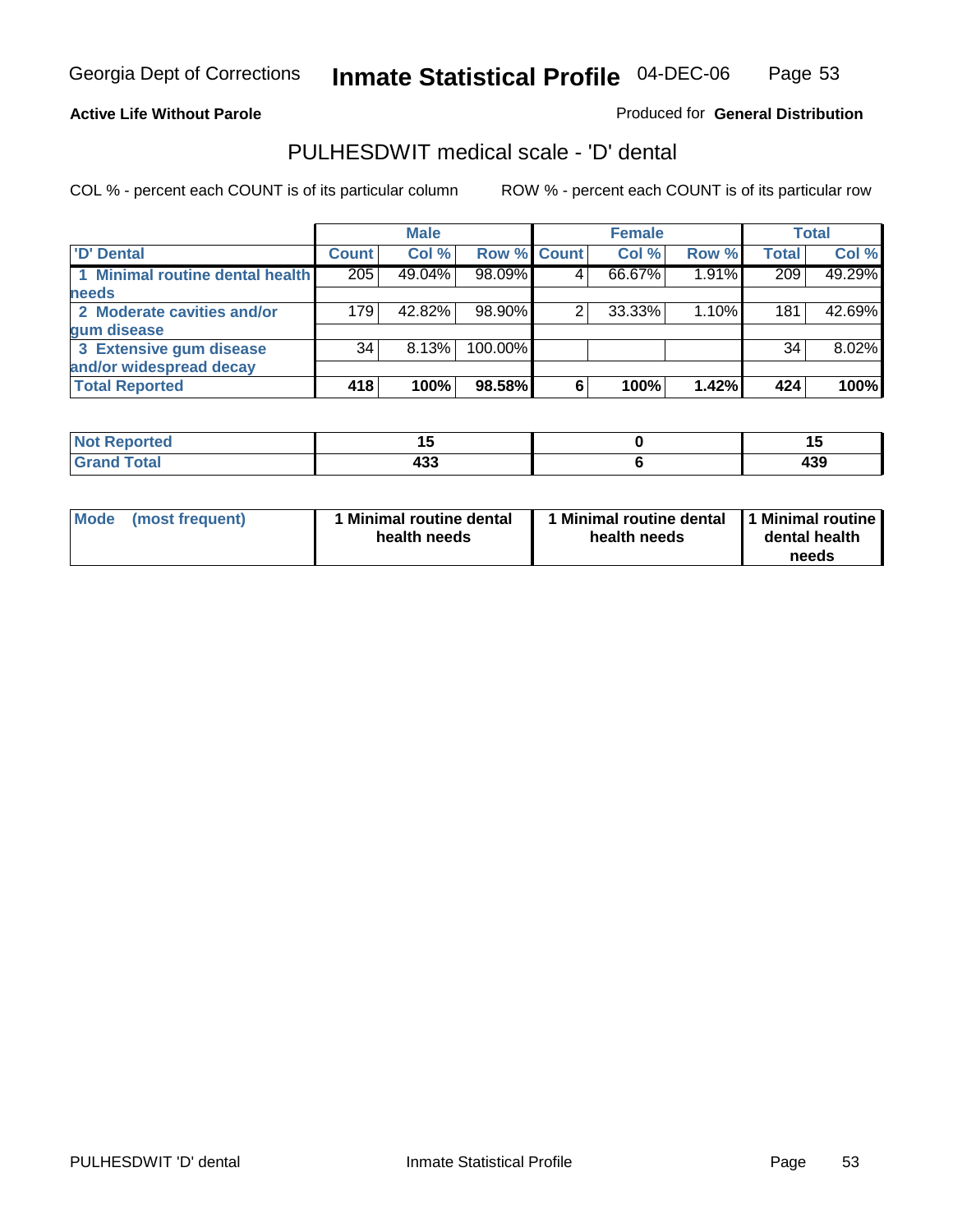Georgia Dept of Corrections **Inmate Statistical Profile** 04-DEC-06

**Active Life Without Parole** Produced for **General Distribution**

## PULHESDWIT medical scale - 'D' dental

COL % - percent each COUNT is of its particular column ROW % - percent each COUNT is of its particular row

| | Male | | | Female | | | Total | |
|---|---|---|---|---|---|---|---|---|
| 'D' Dental | Count | Col % | Row % | Count | Col % | Row % | Total | Col % |
| 1 Minimal routine dental health needs | 205 | 49.04% | 98.09% | 4 | 66.67% | 1.91% | 209 | 49.29% |
| 2 Moderate cavities and/or gum disease | 179 | 42.82% | 98.90% | 2 | 33.33% | 1.10% | 181 | 42.69% |
| 3 Extensive gum disease and/or widespread decay | 34 | 8.13% | 100.00% | | | | 34 | 8.02% |
| **Total Reported** | **418** | **100%** | **98.58%** | **6** | **100%** | **1.42%** | **424** | **100%** |

| | Male | Female | Total |
|---|---|---|---|
| Not Reported | 15 | 0 | 15 |
| Grand Total | 433 | 6 | 439 |

| | Male | Female | Total |
|---|---|---|---|
| Mode (most frequent) | 1 Minimal routine dental health needs | 1 Minimal routine dental health needs | 1 Minimal routine dental health needs |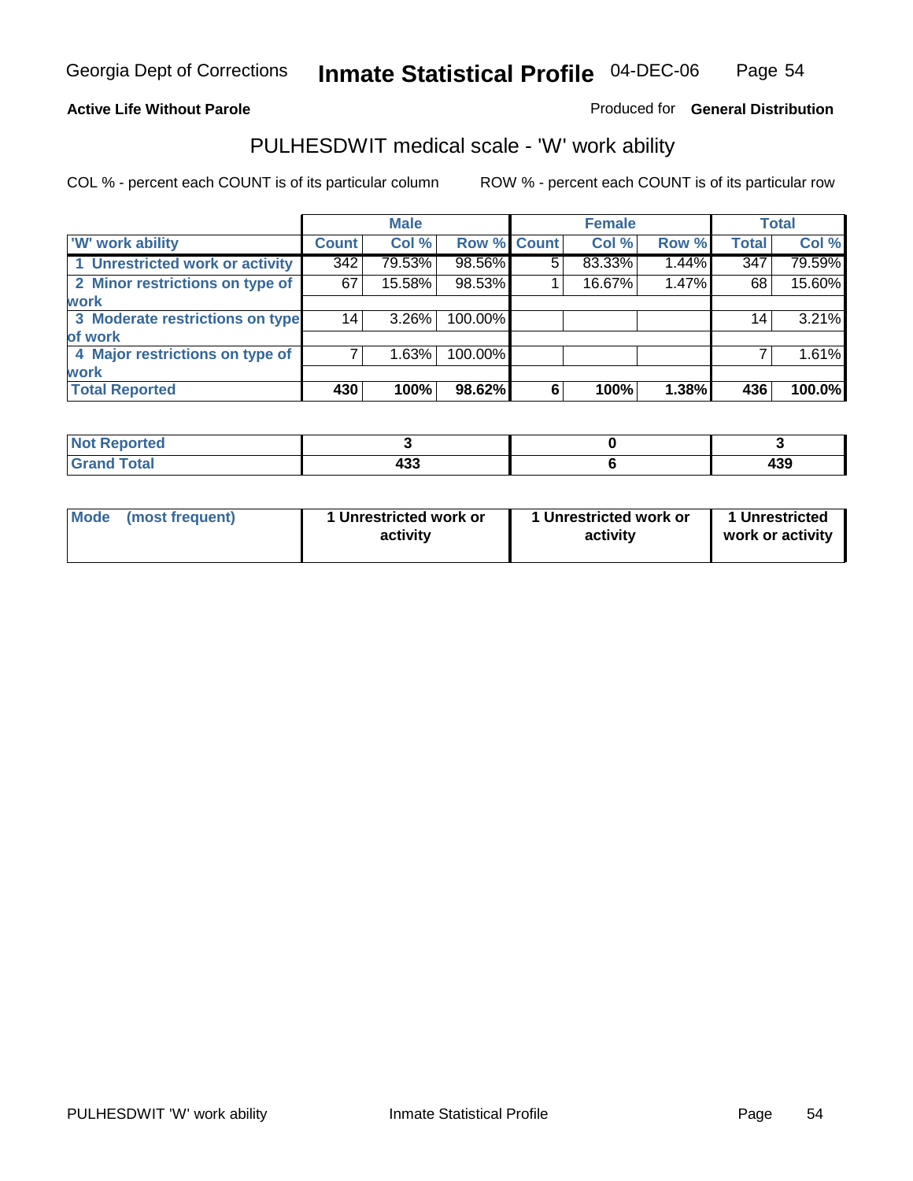Georgia Dept of Corrections **Inmate Statistical Profile** 04-DEC-06

**Active Life Without Parole**

Produced for **General Distribution**

## PULHESDWIT medical scale - 'W' work ability

COL % - percent each COUNT is of its particular column

ROW % - percent each COUNT is of its particular row

| | Male | | | Female | | | Total | |
|---|---|---|---|---|---|---|---|---|
| 'W' work ability | Count | Col % | Row % | Count | Col % | Row % | Total | Col % |
| 1 Unrestricted work or activity | 342 | 79.53% | 98.56% | 5 | 83.33% | 1.44% | 347 | 79.59% |
| 2 Minor restrictions on type of work | 67 | 15.58% | 98.53% | 1 | 16.67% | 1.47% | 68 | 15.60% |
| 3 Moderate restrictions on type of work | 14 | 3.26% | 100.00% | | | | 14 | 3.21% |
| 4 Major restrictions on type of work | 7 | 1.63% | 100.00% | | | | 7 | 1.61% |
| **Total Reported** | **430** | **100%** | **98.62%** | **6** | **100%** | **1.38%** | **436** | **100.0%** |

| | Male | Female | Total |
|---|---|---|---|
| Not Reported | 3 | 0 | 3 |
| Grand Total | 433 | 6 | 439 |

| | Male | Female | Total |
|---|---|---|---|
| Mode (most frequent) | 1 Unrestricted work or activity | 1 Unrestricted work or activity | 1 Unrestricted work or activity |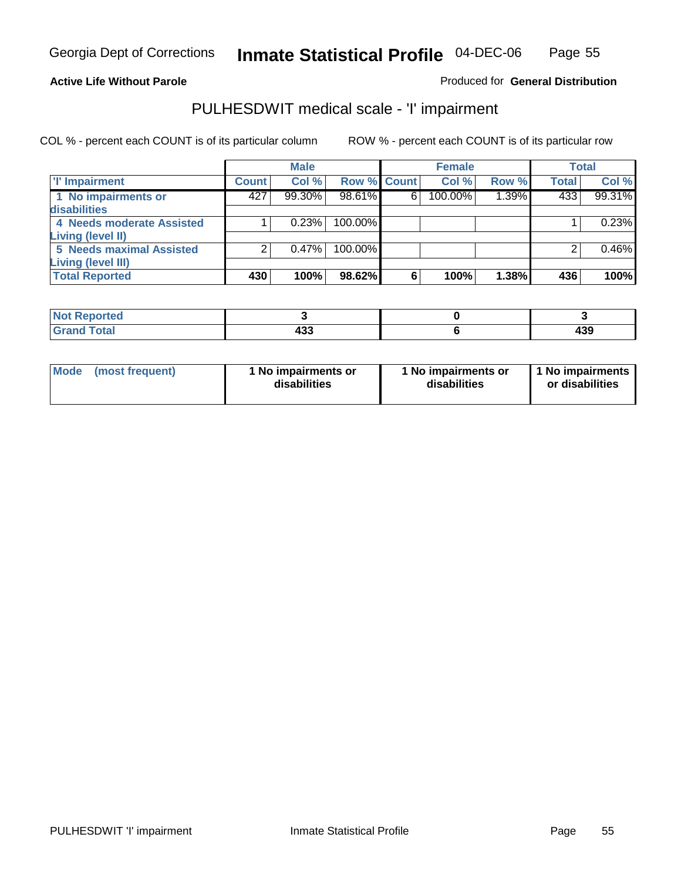Georgia Dept of Corrections **Inmate Statistical Profile** 04-DEC-06

**Active Life Without Parole**

Produced for **General Distribution**

## PULHESDWIT medical scale - 'I' impairment

COL % - percent each COUNT is of its particular column

ROW % - percent each COUNT is of its particular row

| 'I' Impairment | Male | | | Female | | | Total | |
|---|---|---|---|---|---|---|---|---|
| | Count | Col % | Row % | Count | Col % | Row % | Total | Col % |
| 1 No impairments or disabilities | 427 | 99.30% | 98.61% | 6 | 100.00% | 1.39% | 433 | 99.31% |
| 4 Needs moderate Assisted Living (level II) | 1 | 0.23% | 100.00% | | | | 1 | 0.23% |
| 5 Needs maximal Assisted Living (level III) | 2 | 0.47% | 100.00% | | | | 2 | 0.46% |
| **Total Reported** | **430** | **100%** | **98.62%** | **6** | **100%** | **1.38%** | **436** | **100%** |

| | Male | Female | Total |
|---|---|---|---|
| Not Reported | 3 | 0 | 3 |
| Grand Total | 433 | 6 | 439 |

| | Male | Female | Total |
|---|---|---|---|
| Mode (most frequent) | 1 No impairments or disabilities | 1 No impairments or disabilities | 1 No impairments or disabilities |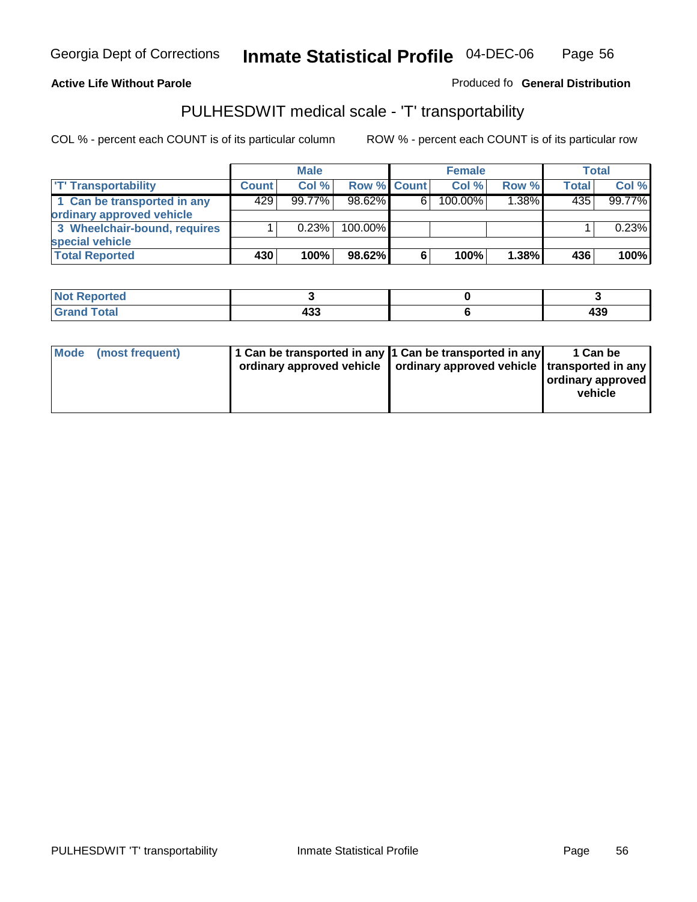Georgia Dept of Corrections **Inmate Statistical Profile** 04-DEC-06

**Active Life Without Parole**

Produced fo **General Distribution**

## PULHESDWIT medical scale - 'T' transportability

COL % - percent each COUNT is of its particular column ROW % - percent each COUNT is of its particular row

| | Male | | | Female | | | Total | |
|---|---|---|---|---|---|---|---|---|
| 'T' Transportability | Count | Col % | Row % | Count | Col % | Row % | Total | Col % |
| 1 Can be transported in any ordinary approved vehicle | 429 | 99.77% | 98.62% | 6 | 100.00% | 1.38% | 435 | 99.77% |
| 3 Wheelchair-bound, requires special vehicle | 1 | 0.23% | 100.00% | | | | 1 | 0.23% |
| **Total Reported** | **430** | **100%** | **98.62%** | **6** | **100%** | **1.38%** | **436** | **100%** |

| | Male | Female | Total |
|---|---|---|---|
| Not Reported | 3 | 0 | 3 |
| Grand Total | 433 | 6 | 439 |

| | Male | Female | Total |
|---|---|---|---|
| Mode (most frequent) | 1 Can be transported in any ordinary approved vehicle | 1 Can be transported in any ordinary approved vehicle | 1 Can be transported in any ordinary approved vehicle |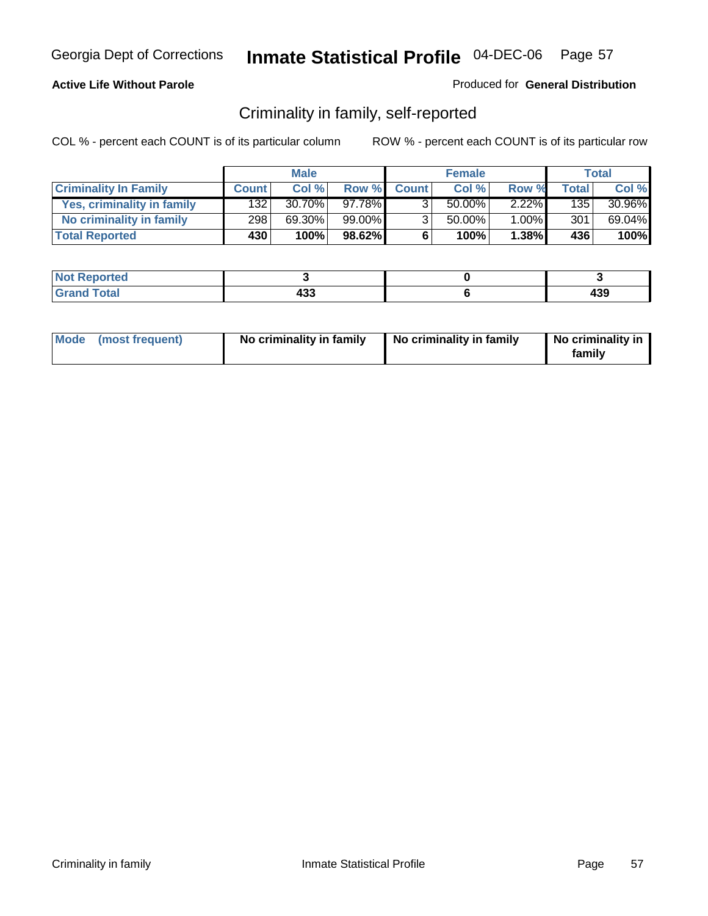**Active Life Without Parole**

Produced for **General Distribution**

## Criminality in family, self-reported

COL % - percent each COUNT is of its particular column

ROW % - percent each COUNT is of its particular row

| | Male | | | Female | | | Total | |
|---|---|---|---|---|---|---|---|---|
| **Criminality In Family** | **Count** | **Col %** | **Row %** | **Count** | **Col %** | **Row %** | **Total** | **Col %** |
| **Yes, criminality in family** | 132 | 30.70% | 97.78% | 3 | 50.00% | 2.22% | 135 | 30.96% |
| **No criminality in family** | 298 | 69.30% | 99.00% | 3 | 50.00% | 1.00% | 301 | 69.04% |
| **Total Reported** | **430** | **100%** | **98.62%** | **6** | **100%** | **1.38%** | **436** | **100%** |

| | Male | Female | Total |
|---|---|---|---|
| **Not Reported** | **3** | **0** | **3** |
| **Grand Total** | **433** | **6** | **439** |

| | Male | Female | Total |
|---|---|---|---|
| **Mode (most frequent)** | **No criminality in family** | **No criminality in family** | **No criminality in family** |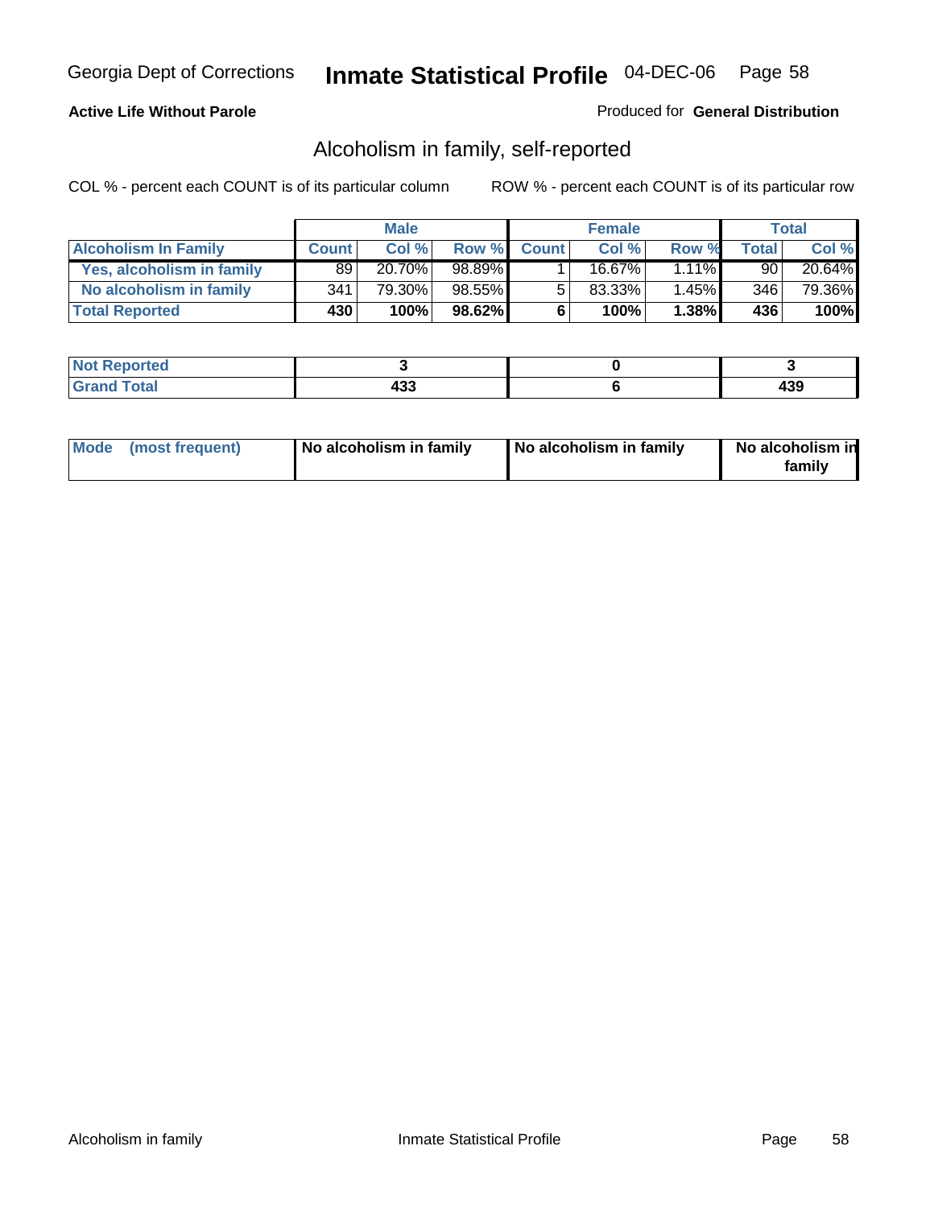Georgia Dept of Corrections **Inmate Statistical Profile** 04-DEC-06

**Active Life Without Parole**

Produced for **General Distribution**

## Alcoholism in family, self-reported

COL % - percent each COUNT is of its particular column

ROW % - percent each COUNT is of its particular row

| | Male | | | Female | | | Total | |
|---|---|---|---|---|---|---|---|---|
| **Alcoholism In Family** | **Count** | **Col %** | **Row %** | **Count** | **Col %** | **Row %** | **Total** | **Col %** |
| **Yes, alcoholism in family** | 89 | 20.70% | 98.89% | 1 | 16.67% | 1.11% | 90 | 20.64% |
| **No alcoholism in family** | 341 | 79.30% | 98.55% | 5 | 83.33% | 1.45% | 346 | 79.36% |
| **Total Reported** | **430** | **100%** | **98.62%** | **6** | **100%** | **1.38%** | **436** | **100%** |

| | Male | Female | Total |
|---|---|---|---|
| **Not Reported** | **3** | **0** | **3** |
| **Grand Total** | **433** | **6** | **439** |

| | Male | Female | Total |
|---|---|---|---|
| **Mode (most frequent)** | **No alcoholism in family** | **No alcoholism in family** | **No alcoholism in family** |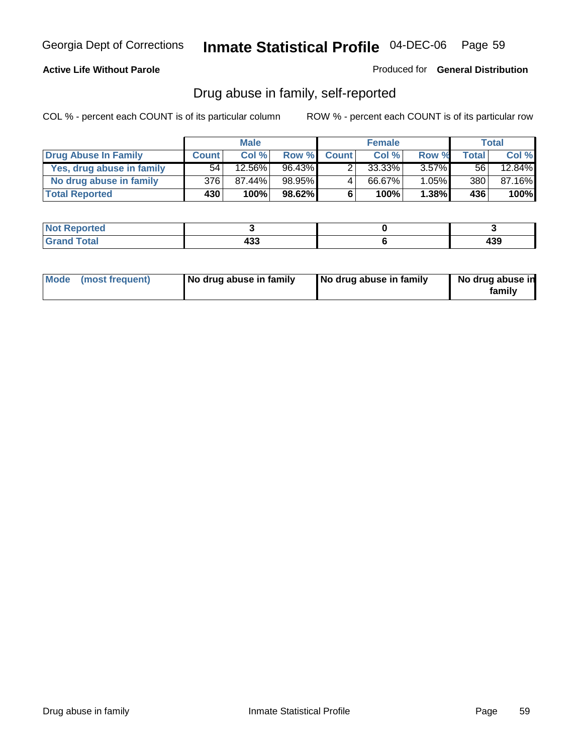Georgia Dept of Corrections **Inmate Statistical Profile** 04-DEC-06

**Active Life Without Parole**

Produced for **General Distribution**

## Drug abuse in family, self-reported

COL % - percent each COUNT is of its particular column ROW % - percent each COUNT is of its particular row

| | Male | | | Female | | | Total | |
|---|---|---|---|---|---|---|---|---|
| **Drug Abuse In Family** | **Count** | **Col %** | **Row %** | **Count** | **Col %** | **Row %** | **Total** | **Col %** |
| **Yes, drug abuse in family** | 54 | 12.56% | 96.43% | 2 | 33.33% | 3.57% | 56 | 12.84% |
| **No drug abuse in family** | 376 | 87.44% | 98.95% | 4 | 66.67% | 1.05% | 380 | 87.16% |
| **Total Reported** | **430** | **100%** | **98.62%** | **6** | **100%** | **1.38%** | **436** | **100%** |

| | Male | Female | Total |
|---|---|---|---|
| **Not Reported** | **3** | **0** | **3** |
| **Grand Total** | **433** | **6** | **439** |

| | Male | Female | Total |
|---|---|---|---|
| **Mode (most frequent)** | **No drug abuse in family** | **No drug abuse in family** | **No drug abuse in family** |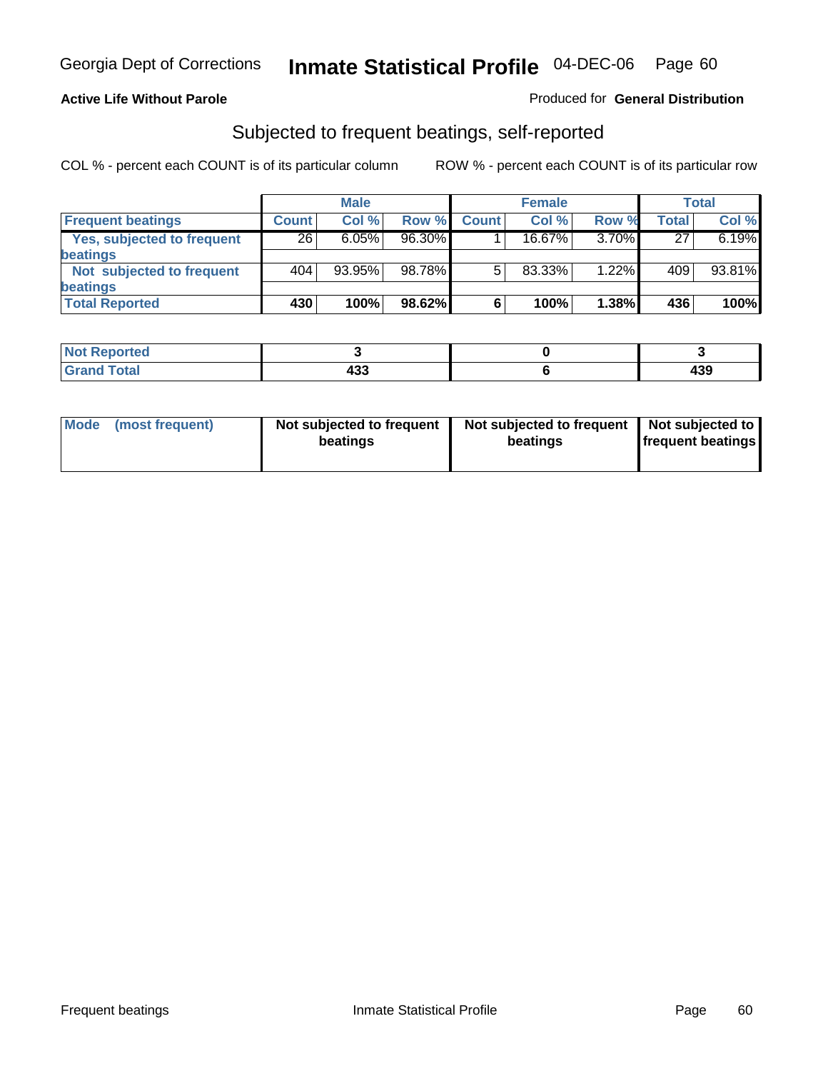Georgia Dept of Corrections **Inmate Statistical Profile** 04-DEC-06

**Active Life Without Parole**

Produced for **General Distribution**

## Subjected to frequent beatings, self-reported

COL % - percent each COUNT is of its particular column ROW % - percent each COUNT is of its particular row

| | Male | | | Female | | | Total | |
|---|---|---|---|---|---|---|---|---|
| **Frequent beatings** | **Count** | **Col %** | **Row %** | **Count** | **Col %** | **Row %** | **Total** | **Col %** |
| **Yes, subjected to frequent beatings** | 26 | 6.05% | 96.30% | 1 | 16.67% | 3.70% | 27 | 6.19% |
| **Not subjected to frequent beatings** | 404 | 93.95% | 98.78% | 5 | 83.33% | 1.22% | 409 | 93.81% |
| **Total Reported** | **430** | **100%** | **98.62%** | **6** | **100%** | **1.38%** | **436** | **100%** |

| | Male | Female | Total |
|---|---|---|---|
| **Not Reported** | **3** | **0** | **3** |
| **Grand Total** | **433** | **6** | **439** |

| | Male | Female | Total |
|---|---|---|---|
| **Mode (most frequent)** | **Not subjected to frequent beatings** | **Not subjected to frequent beatings** | **Not subjected to frequent beatings** |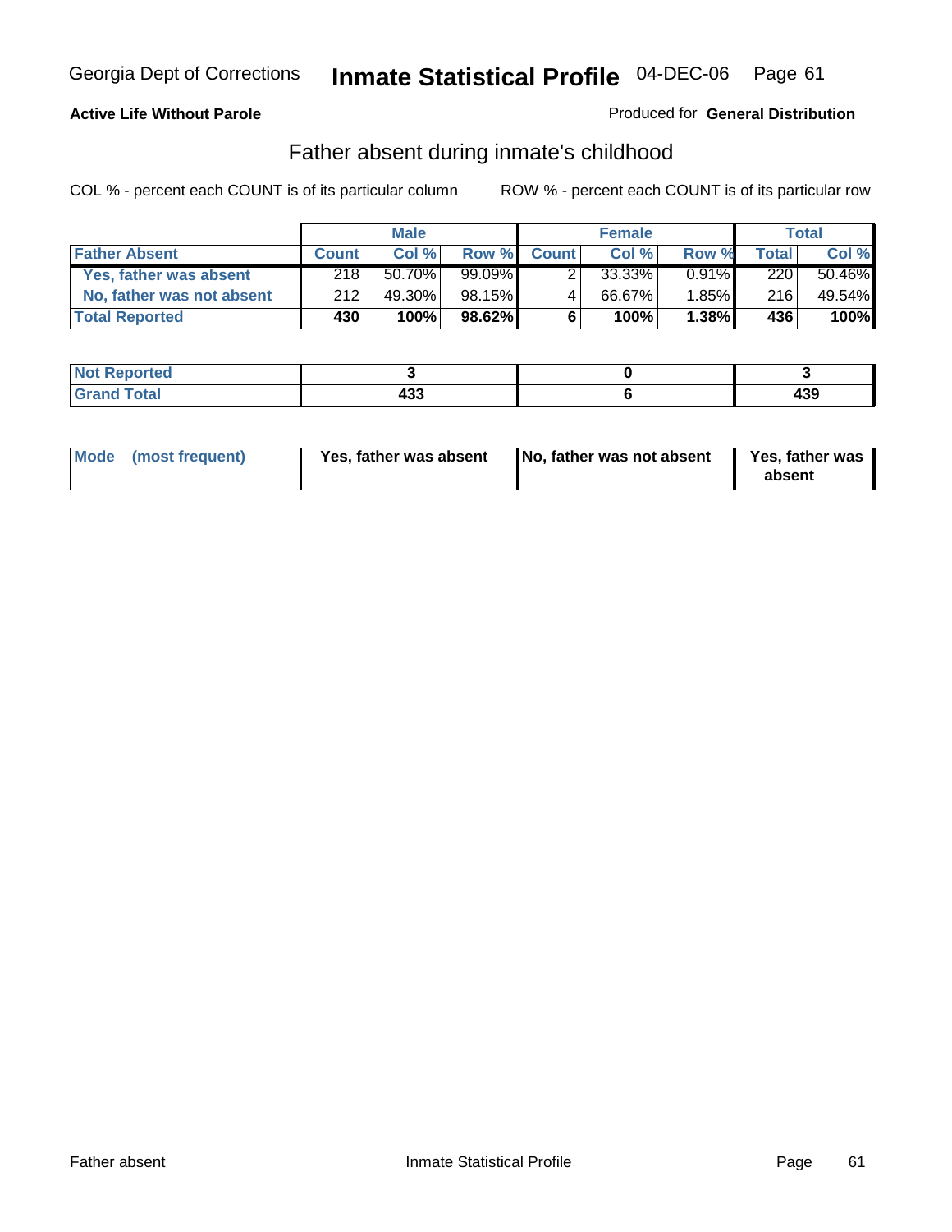Georgia Dept of Corrections **Inmate Statistical Profile** 04-DEC-06

**Active Life Without Parole**

Produced for **General Distribution**

## Father absent during inmate's childhood

COL % - percent each COUNT is of its particular column    ROW % - percent each COUNT is of its particular row

| | Male | | | Female | | | Total | |
|---|---|---|---|---|---|---|---|---|
| **Father Absent** | **Count** | **Col %** | **Row %** | **Count** | **Col %** | **Row %** | **Total** | **Col %** |
| Yes, father was absent | 218 | 50.70% | 99.09% | 2 | 33.33% | 0.91% | 220 | 50.46% |
| No, father was not absent | 212 | 49.30% | 98.15% | 4 | 66.67% | 1.85% | 216 | 49.54% |
| **Total Reported** | **430** | **100%** | **98.62%** | **6** | **100%** | **1.38%** | **436** | **100%** |

| | Male | Female | Total |
|---|---|---|---|
| **Not Reported** | **3** | **0** | **3** |
| **Grand Total** | **433** | **6** | **439** |

| | Male | Female | Total |
|---|---|---|---|
| **Mode (most frequent)** | **Yes, father was absent** | **No, father was not absent** | **Yes, father was absent** |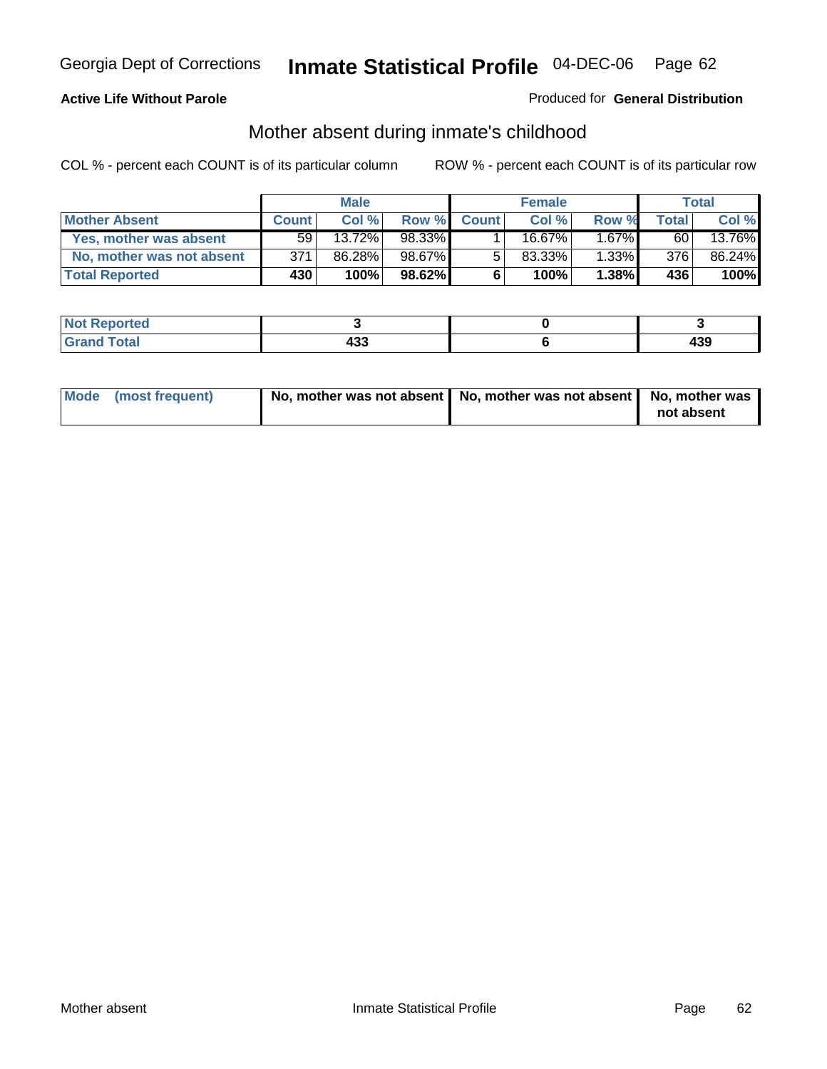Georgia Dept of Corrections **Inmate Statistical Profile** 04-DEC-06

**Active Life Without Parole**

Produced for **General Distribution**

## Mother absent during inmate's childhood

COL % - percent each COUNT is of its particular column

ROW % - percent each COUNT is of its particular row

| | Male | | | Female | | | Total | |
|---|---|---|---|---|---|---|---|---|
| **Mother Absent** | **Count** | **Col %** | **Row %** | **Count** | **Col %** | **Row %** | **Total** | **Col %** |
| **Yes, mother was absent** | 59 | 13.72% | 98.33% | 1 | 16.67% | 1.67% | 60 | 13.76% |
| **No, mother was not absent** | 371 | 86.28% | 98.67% | 5 | 83.33% | 1.33% | 376 | 86.24% |
| **Total Reported** | **430** | **100%** | **98.62%** | **6** | **100%** | **1.38%** | **436** | **100%** |

| | Male | Female | Total |
|---|---|---|---|
| **Not Reported** | **3** | **0** | **3** |
| **Grand Total** | **433** | **6** | **439** |

| | Male | Female | Total |
|---|---|---|---|
| **Mode (most frequent)** | **No, mother was not absent** | **No, mother was not absent** | **No, mother was not absent** |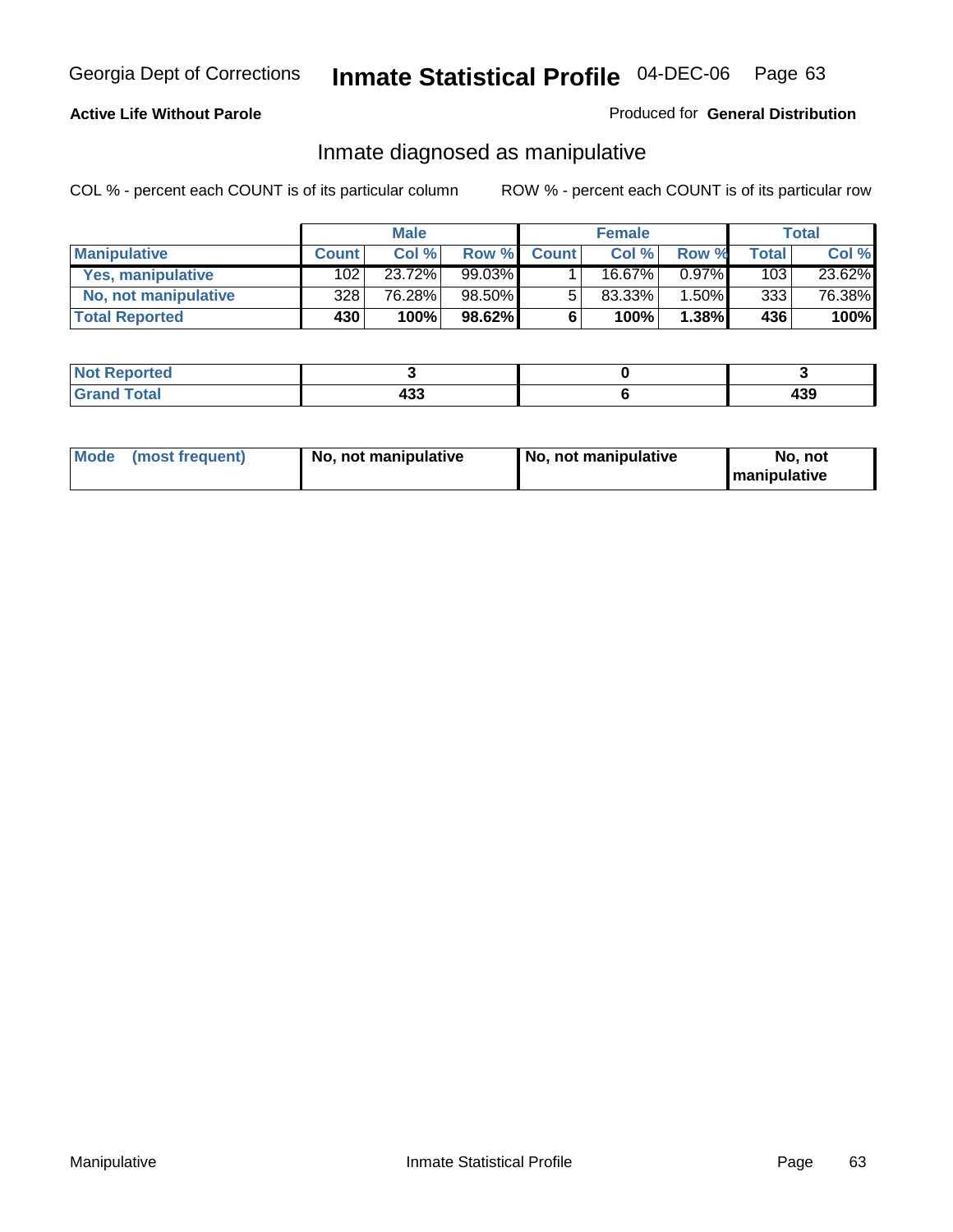Georgia Dept of Corrections **Inmate Statistical Profile** 04-DEC-06

**Active Life Without Parole**

Produced for **General Distribution**

## Inmate diagnosed as manipulative

COL % - percent each COUNT is of its particular column ROW % - percent each COUNT is of its particular row

| | Male | | | Female | | | Total | |
|---|---|---|---|---|---|---|---|---|
| **Manipulative** | **Count** | **Col %** | **Row %** | **Count** | **Col %** | **Row %** | **Total** | **Col %** |
| **Yes, manipulative** | 102 | 23.72% | 99.03% | 1 | 16.67% | 0.97% | 103 | 23.62% |
| **No, not manipulative** | 328 | 76.28% | 98.50% | 5 | 83.33% | 1.50% | 333 | 76.38% |
| **Total Reported** | **430** | **100%** | **98.62%** | **6** | **100%** | **1.38%** | **436** | **100%** |

| | Male | Female | Total |
|---|---|---|---|
| **Not Reported** | **3** | **0** | **3** |
| **Grand Total** | **433** | **6** | **439** |

| | Male | Female | Total |
|---|---|---|---|
| **Mode (most frequent)** | **No, not manipulative** | **No, not manipulative** | **No, not manipulative** |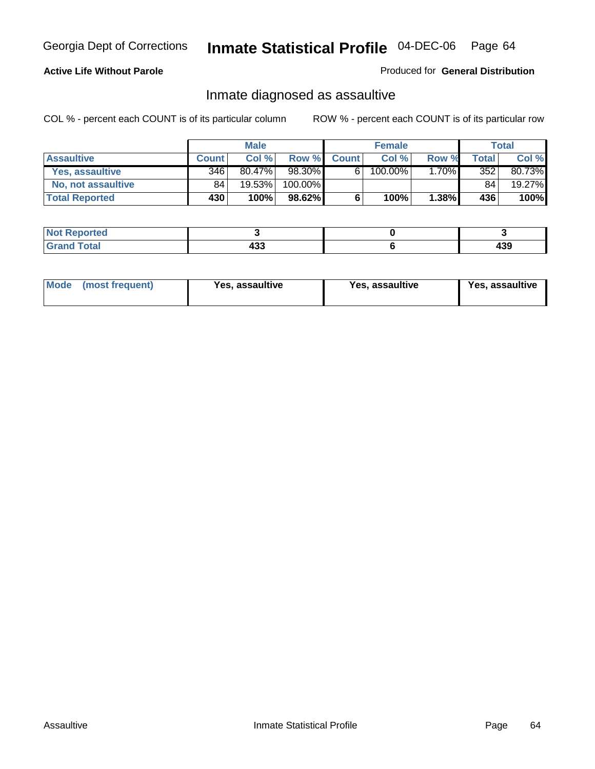**Active Life Without Parole**

Produced for **General Distribution**

## Inmate diagnosed as assaultive

COL % - percent each COUNT is of its particular column

ROW % - percent each COUNT is of its particular row

| | Male | | | Female | | | Total | |
|---|---|---|---|---|---|---|---|---|
| **Assaultive** | **Count** | **Col %** | **Row %** | **Count** | **Col %** | **Row %** | **Total** | **Col %** |
| Yes, assaultive | 346 | 80.47% | 98.30% | 6 | 100.00% | 1.70% | 352 | 80.73% |
| No, not assaultive | 84 | 19.53% | 100.00% | | | | 84 | 19.27% |
| **Total Reported** | **430** | **100%** | **98.62%** | **6** | **100%** | **1.38%** | **436** | **100%** |

| | Male | Female | Total |
|---|---|---|---|
| **Not Reported** | **3** | **0** | **3** |
| **Grand Total** | **433** | **6** | **439** |

| | Male | Female | Total |
|---|---|---|---|
| **Mode (most frequent)** | **Yes, assaultive** | **Yes, assaultive** | **Yes, assaultive** |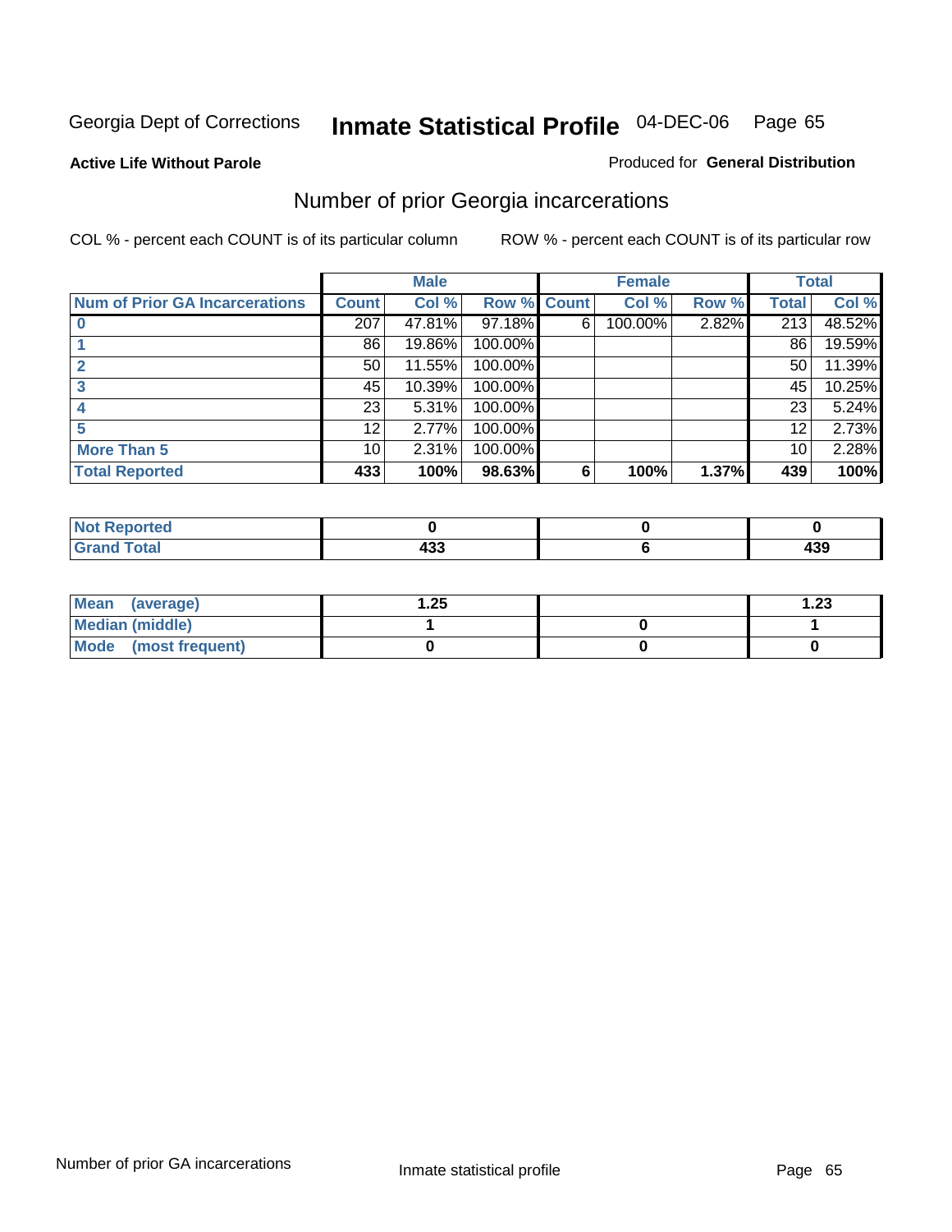Georgia Dept of Corrections **Inmate Statistical Profile** 04-DEC-06

**Active Life Without Parole**

Produced for **General Distribution**

## Number of prior Georgia incarcerations

COL % - percent each COUNT is of its particular column

ROW % - percent each COUNT is of its particular row

| | Male | | | Female | | | Total | |
|---|---|---|---|---|---|---|---|---|
| **Num of Prior GA Incarcerations** | **Count** | **Col %** | **Row %** | **Count** | **Col %** | **Row %** | **Total** | **Col %** |
| **0** | 207 | 47.81% | 97.18% | 6 | 100.00% | 2.82% | 213 | 48.52% |
| **1** | 86 | 19.86% | 100.00% | | | | 86 | 19.59% |
| **2** | 50 | 11.55% | 100.00% | | | | 50 | 11.39% |
| **3** | 45 | 10.39% | 100.00% | | | | 45 | 10.25% |
| **4** | 23 | 5.31% | 100.00% | | | | 23 | 5.24% |
| **5** | 12 | 2.77% | 100.00% | | | | 12 | 2.73% |
| **More Than 5** | 10 | 2.31% | 100.00% | | | | 10 | 2.28% |
| **Total Reported** | **433** | **100%** | **98.63%** | **6** | **100%** | **1.37%** | **439** | **100%** |

| | Male | Female | Total |
|---|---|---|---|
| **Not Reported** | **0** | **0** | **0** |
| **Grand Total** | **433** | **6** | **439** |

| | Male | Female | Total |
|---|---|---|---|
| **Mean (average)** | **1.25** | | **1.23** |
| **Median (middle)** | **1** | **0** | **1** |
| **Mode (most frequent)** | **0** | **0** | **0** |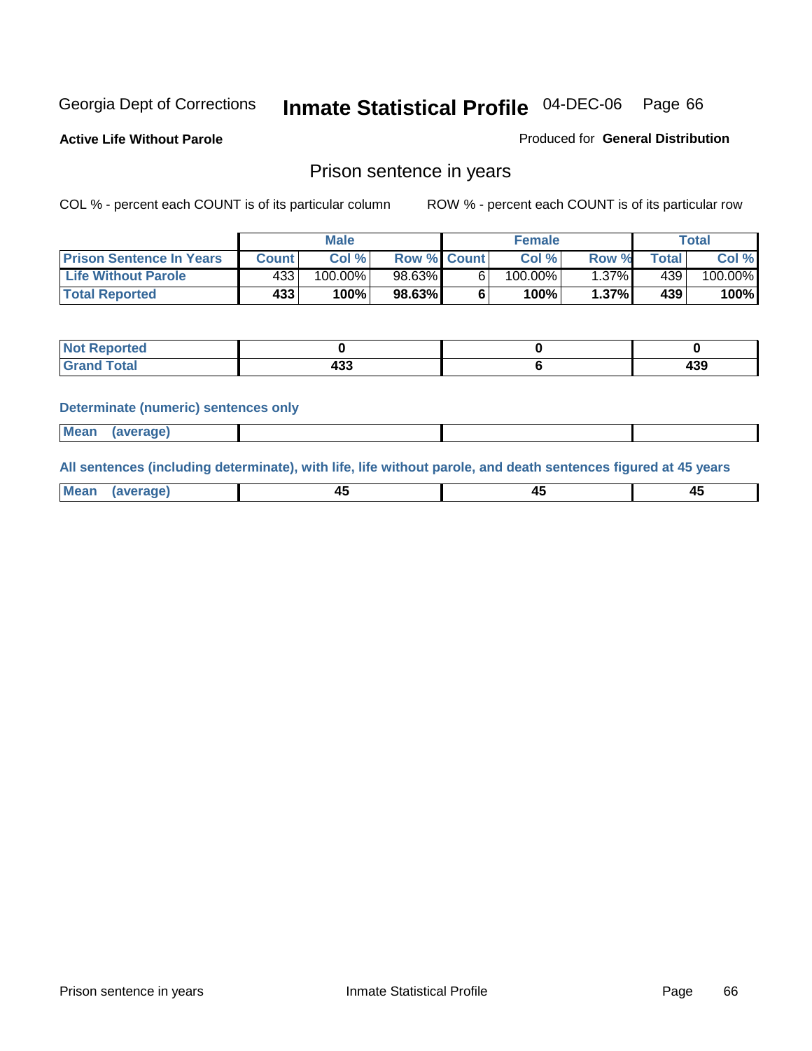Georgia Dept of Corrections **Inmate Statistical Profile** 04-DEC-06

**Active Life Without Parole**

Produced for **General Distribution**

## Prison sentence in years

COL % - percent each COUNT is of its particular column

ROW % - percent each COUNT is of its particular row

| | Male | | | Female | | | Total | |
|---|---|---|---|---|---|---|---|---|
| **Prison Sentence In Years** | **Count** | **Col %** | **Row %** | **Count** | **Col %** | **Row %** | **Total** | **Col %** |
| **Life Without Parole** | 433 | 100.00% | 98.63% | 6 | 100.00% | 1.37% | 439 | 100.00% |
| **Total Reported** | **433** | **100%** | **98.63%** | **6** | **100%** | **1.37%** | **439** | **100%** |

| | Male | Female | Total |
|---|---|---|---|
| **Not Reported** | **0** | **0** | **0** |
| **Grand Total** | **433** | **6** | **439** |

**Determinate (numeric) sentences only**

| | Male | Female | Total |
|---|---|---|---|
| **Mean (average)** | | | |

**All sentences (including determinate), with life, life without parole, and death sentences figured at 45 years**

| | Male | Female | Total |
|---|---|---|---|
| **Mean (average)** | **45** | **45** | **45** |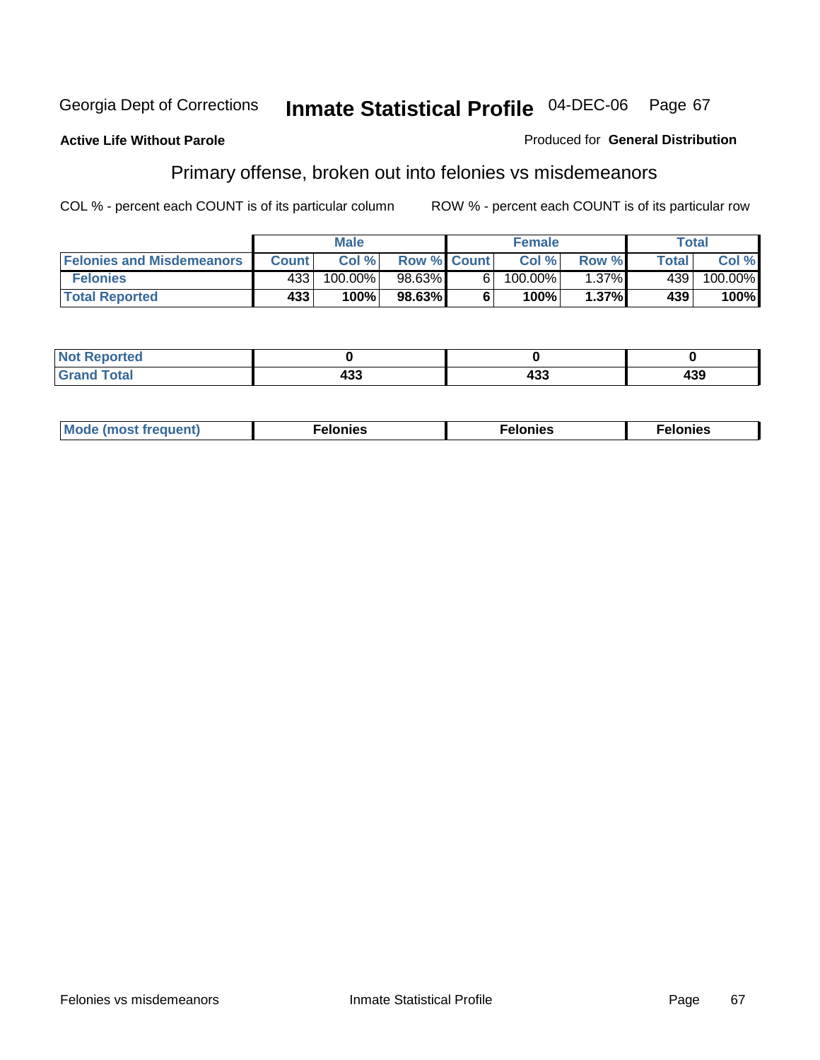Georgia Dept of Corrections **Inmate Statistical Profile** 04-DEC-06

**Active Life Without Parole**

Produced for **General Distribution**

## Primary offense, broken out into felonies vs misdemeanors

COL % - percent each COUNT is of its particular column

ROW % - percent each COUNT is of its particular row

| | Male | | | Female | | | Total | |
|---|---|---|---|---|---|---|---|---|
| **Felonies and Misdemeanors** | **Count** | **Col %** | **Row %** | **Count** | **Col %** | **Row %** | **Total** | **Col %** |
| **Felonies** | 433 | 100.00% | 98.63% | 6 | 100.00% | 1.37% | 439 | 100.00% |
| **Total Reported** | **433** | **100%** | **98.63%** | **6** | **100%** | **1.37%** | **439** | **100%** |

| | | | |
|---|---|---|---|
| **Not Reported** | **0** | **0** | **0** |
| **Grand Total** | **433** | **433** | **439** |

| | | | |
|---|---|---|---|
| **Mode (most frequent)** | **Felonies** | **Felonies** | **Felonies** |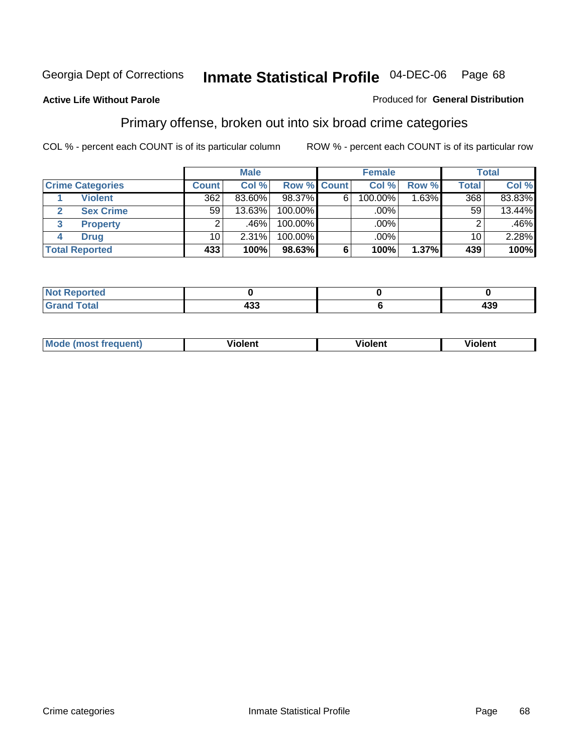Georgia Dept of Corrections **Inmate Statistical Profile** 04-DEC-06 Page 68

**Active Life Without Parole**

Produced for **General Distribution**

## Primary offense, broken out into six broad crime categories

COL % - percent each COUNT is of its particular column

ROW % - percent each COUNT is of its particular row

| Crime Categories | | Male | | | Female | | | Total | |
|---|---|---|---|---|---|---|---|---|---|
| | | Count | Col % | Row % | Count | Col % | Row % | Total | Col % |
| 1 | Violent | 362 | 83.60% | 98.37% | 6 | 100.00% | 1.63% | 368 | 83.83% |
| 2 | Sex Crime | 59 | 13.63% | 100.00% | | .00% | | 59 | 13.44% |
| 3 | Property | 2 | .46% | 100.00% | | .00% | | 2 | .46% |
| 4 | Drug | 10 | 2.31% | 100.00% | | .00% | | 10 | 2.28% |
| **Total Reported** | | **433** | **100%** | **98.63%** | **6** | **100%** | **1.37%** | **439** | **100%** |

| | Male | Female | Total |
|---|---|---|---|
| Not Reported | 0 | 0 | 0 |
| Grand Total | 433 | 6 | 439 |

| | Male | Female | Total |
|---|---|---|---|
| Mode (most frequent) | Violent | Violent | Violent |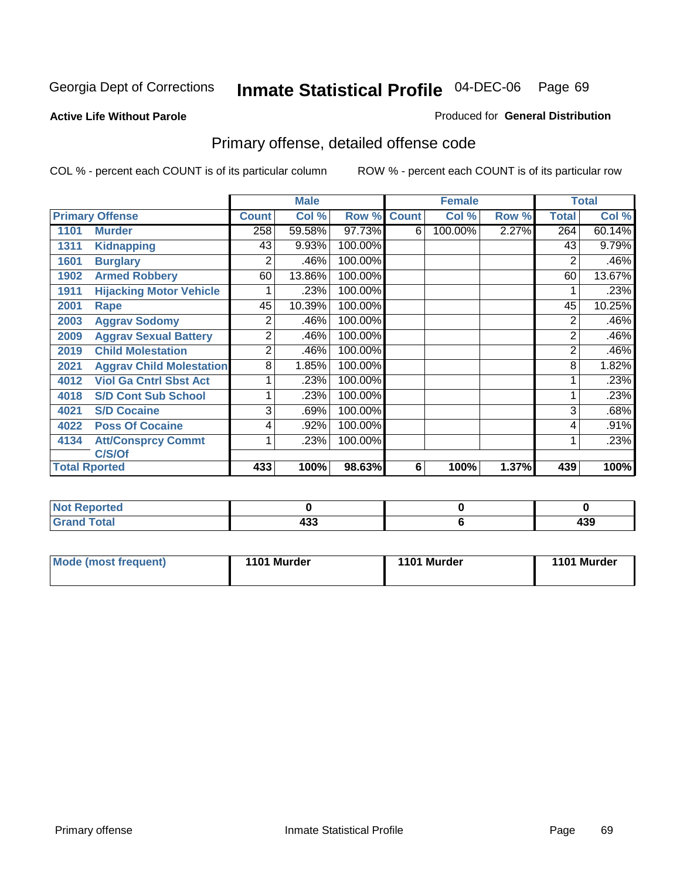Georgia Dept of Corrections **Inmate Statistical Profile** 04-DEC-06

**Active Life Without Parole**

Produced for **General Distribution**

## Primary offense, detailed offense code

COL % - percent each COUNT is of its particular column

ROW % - percent each COUNT is of its particular row

| Primary Offense | | Male | | | Female | | | Total | |
|---|---|---|---|---|---|---|---|---|---|
| | | Count | Col % | Row % | Count | Col % | Row % | Total | Col % |
| 1101 | Murder | 258 | 59.58% | 97.73% | 6 | 100.00% | 2.27% | 264 | 60.14% |
| 1311 | Kidnapping | 43 | 9.93% | 100.00% | | | | 43 | 9.79% |
| 1601 | Burglary | 2 | .46% | 100.00% | | | | 2 | .46% |
| 1902 | Armed Robbery | 60 | 13.86% | 100.00% | | | | 60 | 13.67% |
| 1911 | Hijacking Motor Vehicle | 1 | .23% | 100.00% | | | | 1 | .23% |
| 2001 | Rape | 45 | 10.39% | 100.00% | | | | 45 | 10.25% |
| 2003 | Aggrav Sodomy | 2 | .46% | 100.00% | | | | 2 | .46% |
| 2009 | Aggrav Sexual Battery | 2 | .46% | 100.00% | | | | 2 | .46% |
| 2019 | Child Molestation | 2 | .46% | 100.00% | | | | 2 | .46% |
| 2021 | Aggrav Child Molestation | 8 | 1.85% | 100.00% | | | | 8 | 1.82% |
| 4012 | Viol Ga Cntrl Sbst Act | 1 | .23% | 100.00% | | | | 1 | .23% |
| 4018 | S/D Cont Sub School | 1 | .23% | 100.00% | | | | 1 | .23% |
| 4021 | S/D Cocaine | 3 | .69% | 100.00% | | | | 3 | .68% |
| 4022 | Poss Of Cocaine | 4 | .92% | 100.00% | | | | 4 | .91% |
| 4134 | Att/Consprcy Commt C/S/Of | 1 | .23% | 100.00% | | | | 1 | .23% |
| Total Rported | | 433 | 100% | 98.63% | 6 | 100% | 1.37% | 439 | 100% |

| | Male | Female | Total |
|---|---|---|---|
| Not Reported | 0 | 0 | 0 |
| Grand Total | 433 | 6 | 439 |

| | Male | Female | Total |
|---|---|---|---|
| Mode (most frequent) | 1101 Murder | 1101 Murder | 1101 Murder |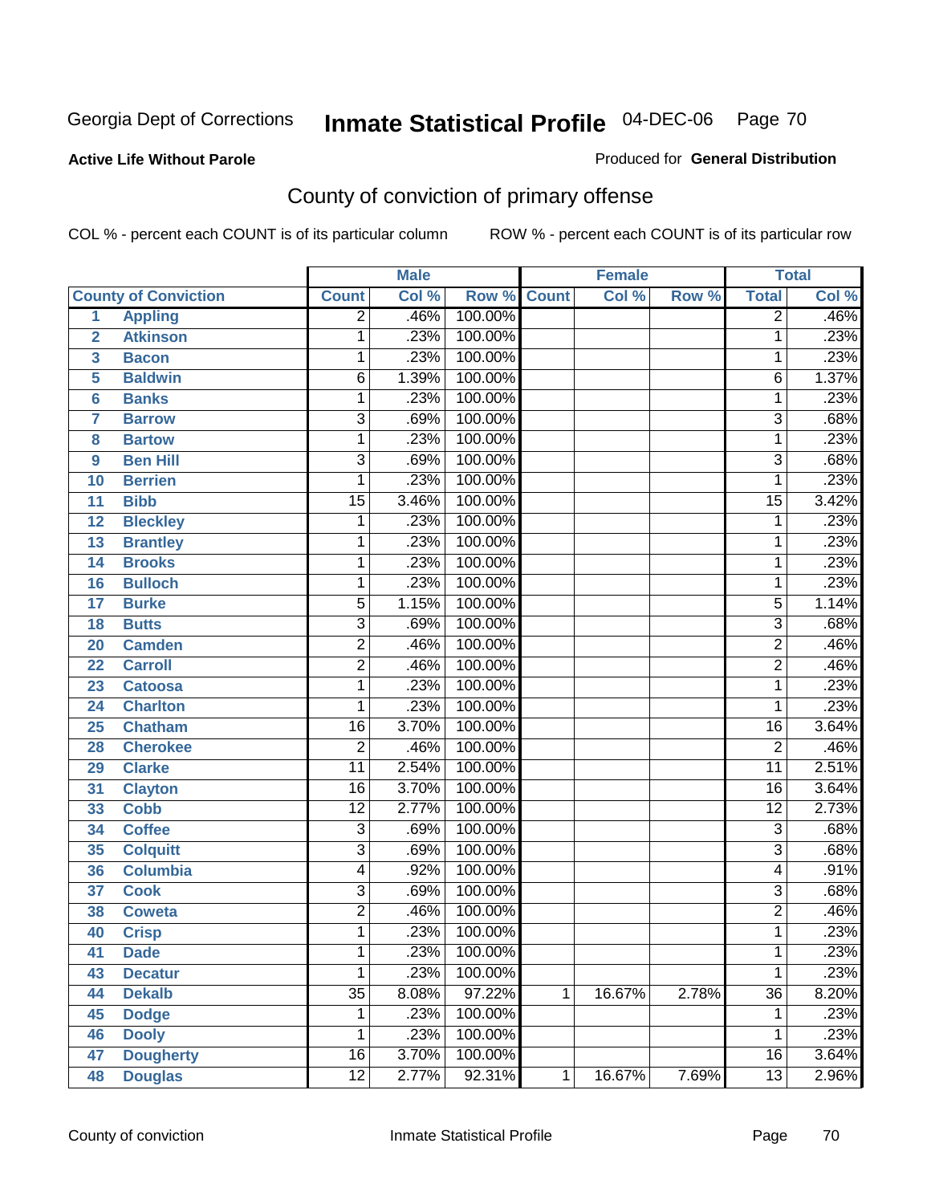Georgia Dept of Corrections **Inmate Statistical Profile** 04-DEC-06

**Active Life Without Parole**

Produced for **General Distribution**

## County of conviction of primary offense

COL % - percent each COUNT is of its particular column ROW % - percent each COUNT is of its particular row

| | | Male | | | Female | | | Total | |
|---|---|---|---|---|---|---|---|---|---|
| **County of Conviction** | | **Count** | **Col %** | **Row %** | **Count** | **Col %** | **Row %** | **Total** | **Col %** |
| 1 | Appling | 2 | .46% | 100.00% | | | | 2 | .46% |
| 2 | Atkinson | 1 | .23% | 100.00% | | | | 1 | .23% |
| 3 | Bacon | 1 | .23% | 100.00% | | | | 1 | .23% |
| 5 | Baldwin | 6 | 1.39% | 100.00% | | | | 6 | 1.37% |
| 6 | Banks | 1 | .23% | 100.00% | | | | 1 | .23% |
| 7 | Barrow | 3 | .69% | 100.00% | | | | 3 | .68% |
| 8 | Bartow | 1 | .23% | 100.00% | | | | 1 | .23% |
| 9 | Ben Hill | 3 | .69% | 100.00% | | | | 3 | .68% |
| 10 | Berrien | 1 | .23% | 100.00% | | | | 1 | .23% |
| 11 | Bibb | 15 | 3.46% | 100.00% | | | | 15 | 3.42% |
| 12 | Bleckley | 1 | .23% | 100.00% | | | | 1 | .23% |
| 13 | Brantley | 1 | .23% | 100.00% | | | | 1 | .23% |
| 14 | Brooks | 1 | .23% | 100.00% | | | | 1 | .23% |
| 16 | Bulloch | 1 | .23% | 100.00% | | | | 1 | .23% |
| 17 | Burke | 5 | 1.15% | 100.00% | | | | 5 | 1.14% |
| 18 | Butts | 3 | .69% | 100.00% | | | | 3 | .68% |
| 20 | Camden | 2 | .46% | 100.00% | | | | 2 | .46% |
| 22 | Carroll | 2 | .46% | 100.00% | | | | 2 | .46% |
| 23 | Catoosa | 1 | .23% | 100.00% | | | | 1 | .23% |
| 24 | Charlton | 1 | .23% | 100.00% | | | | 1 | .23% |
| 25 | Chatham | 16 | 3.70% | 100.00% | | | | 16 | 3.64% |
| 28 | Cherokee | 2 | .46% | 100.00% | | | | 2 | .46% |
| 29 | Clarke | 11 | 2.54% | 100.00% | | | | 11 | 2.51% |
| 31 | Clayton | 16 | 3.70% | 100.00% | | | | 16 | 3.64% |
| 33 | Cobb | 12 | 2.77% | 100.00% | | | | 12 | 2.73% |
| 34 | Coffee | 3 | .69% | 100.00% | | | | 3 | .68% |
| 35 | Colquitt | 3 | .69% | 100.00% | | | | 3 | .68% |
| 36 | Columbia | 4 | .92% | 100.00% | | | | 4 | .91% |
| 37 | Cook | 3 | .69% | 100.00% | | | | 3 | .68% |
| 38 | Coweta | 2 | .46% | 100.00% | | | | 2 | .46% |
| 40 | Crisp | 1 | .23% | 100.00% | | | | 1 | .23% |
| 41 | Dade | 1 | .23% | 100.00% | | | | 1 | .23% |
| 43 | Decatur | 1 | .23% | 100.00% | | | | 1 | .23% |
| 44 | Dekalb | 35 | 8.08% | 97.22% | 1 | 16.67% | 2.78% | 36 | 8.20% |
| 45 | Dodge | 1 | .23% | 100.00% | | | | 1 | .23% |
| 46 | Dooly | 1 | .23% | 100.00% | | | | 1 | .23% |
| 47 | Dougherty | 16 | 3.70% | 100.00% | | | | 16 | 3.64% |
| 48 | Douglas | 12 | 2.77% | 92.31% | 1 | 16.67% | 7.69% | 13 | 2.96% |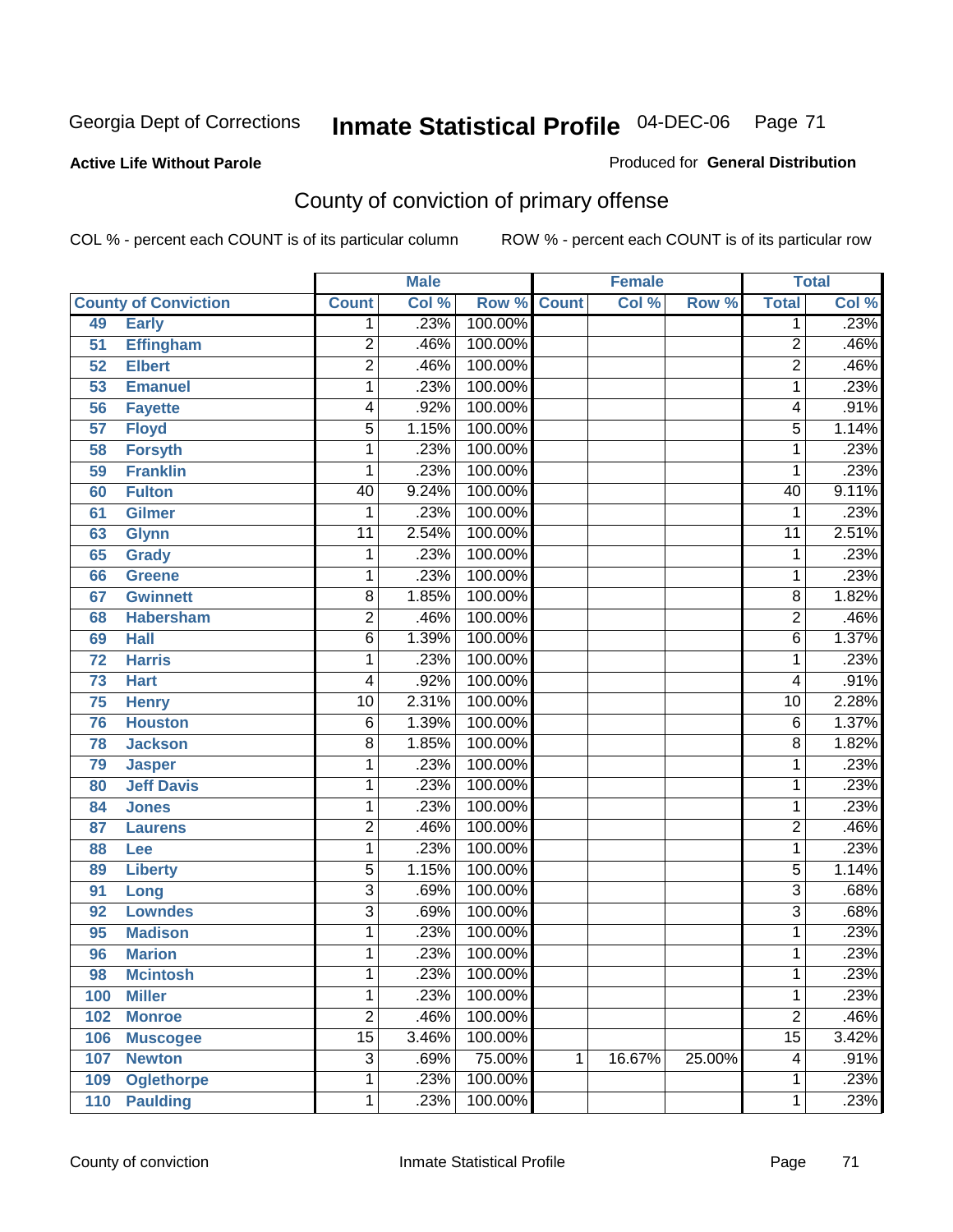Georgia Dept of Corrections **Inmate Statistical Profile** 04-DEC-06

**Active Life Without Parole**

Produced for **General Distribution**

## County of conviction of primary offense

COL % - percent each COUNT is of its particular column ROW % - percent each COUNT is of its particular row

| County of Conviction | | Male | | | Female | | | Total | |
|---|---|---|---|---|---|---|---|---|---|
| | | Count | Col % | Row % | Count | Col % | Row % | Total | Col % |
| 49 | Early | 1 | .23% | 100.00% | | | | 1 | .23% |
| 51 | Effingham | 2 | .46% | 100.00% | | | | 2 | .46% |
| 52 | Elbert | 2 | .46% | 100.00% | | | | 2 | .46% |
| 53 | Emanuel | 1 | .23% | 100.00% | | | | 1 | .23% |
| 56 | Fayette | 4 | .92% | 100.00% | | | | 4 | .91% |
| 57 | Floyd | 5 | 1.15% | 100.00% | | | | 5 | 1.14% |
| 58 | Forsyth | 1 | .23% | 100.00% | | | | 1 | .23% |
| 59 | Franklin | 1 | .23% | 100.00% | | | | 1 | .23% |
| 60 | Fulton | 40 | 9.24% | 100.00% | | | | 40 | 9.11% |
| 61 | Gilmer | 1 | .23% | 100.00% | | | | 1 | .23% |
| 63 | Glynn | 11 | 2.54% | 100.00% | | | | 11 | 2.51% |
| 65 | Grady | 1 | .23% | 100.00% | | | | 1 | .23% |
| 66 | Greene | 1 | .23% | 100.00% | | | | 1 | .23% |
| 67 | Gwinnett | 8 | 1.85% | 100.00% | | | | 8 | 1.82% |
| 68 | Habersham | 2 | .46% | 100.00% | | | | 2 | .46% |
| 69 | Hall | 6 | 1.39% | 100.00% | | | | 6 | 1.37% |
| 72 | Harris | 1 | .23% | 100.00% | | | | 1 | .23% |
| 73 | Hart | 4 | .92% | 100.00% | | | | 4 | .91% |
| 75 | Henry | 10 | 2.31% | 100.00% | | | | 10 | 2.28% |
| 76 | Houston | 6 | 1.39% | 100.00% | | | | 6 | 1.37% |
| 78 | Jackson | 8 | 1.85% | 100.00% | | | | 8 | 1.82% |
| 79 | Jasper | 1 | .23% | 100.00% | | | | 1 | .23% |
| 80 | Jeff Davis | 1 | .23% | 100.00% | | | | 1 | .23% |
| 84 | Jones | 1 | .23% | 100.00% | | | | 1 | .23% |
| 87 | Laurens | 2 | .46% | 100.00% | | | | 2 | .46% |
| 88 | Lee | 1 | .23% | 100.00% | | | | 1 | .23% |
| 89 | Liberty | 5 | 1.15% | 100.00% | | | | 5 | 1.14% |
| 91 | Long | 3 | .69% | 100.00% | | | | 3 | .68% |
| 92 | Lowndes | 3 | .69% | 100.00% | | | | 3 | .68% |
| 95 | Madison | 1 | .23% | 100.00% | | | | 1 | .23% |
| 96 | Marion | 1 | .23% | 100.00% | | | | 1 | .23% |
| 98 | Mcintosh | 1 | .23% | 100.00% | | | | 1 | .23% |
| 100 | Miller | 1 | .23% | 100.00% | | | | 1 | .23% |
| 102 | Monroe | 2 | .46% | 100.00% | | | | 2 | .46% |
| 106 | Muscogee | 15 | 3.46% | 100.00% | | | | 15 | 3.42% |
| 107 | Newton | 3 | .69% | 75.00% | 1 | 16.67% | 25.00% | 4 | .91% |
| 109 | Oglethorpe | 1 | .23% | 100.00% | | | | 1 | .23% |
| 110 | Paulding | 1 | .23% | 100.00% | | | | 1 | .23% |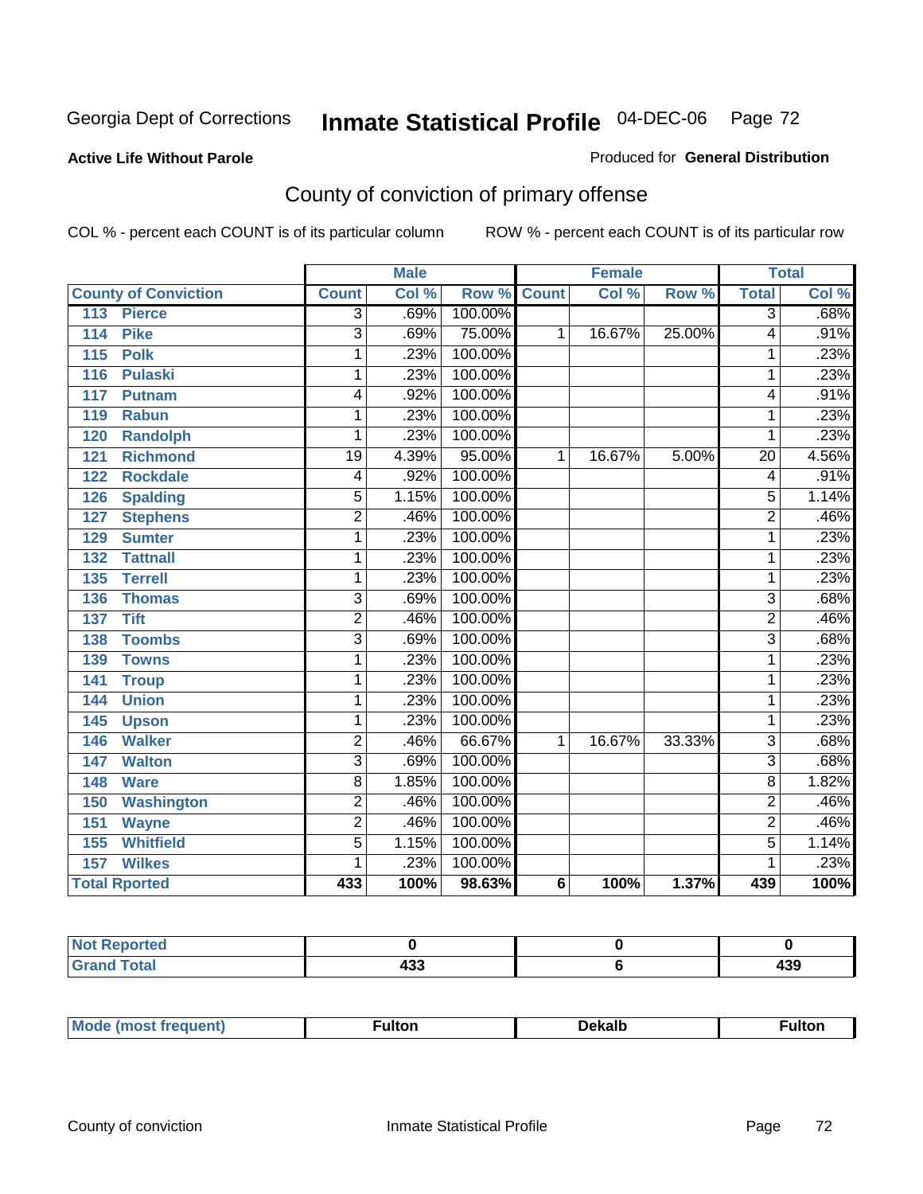Georgia Dept of Corrections **Inmate Statistical Profile** 04-DEC-06

**Active Life Without Parole**

Produced for **General Distribution**

## County of conviction of primary offense

COL % - percent each COUNT is of its particular column ROW % - percent each COUNT is of its particular row

| | Male | | | Female | | | Total | |
|---|---|---|---|---|---|---|---|---|
| County of Conviction | Count | Col % | Row % | Count | Col % | Row % | Total | Col % |
| 113 Pierce | 3 | .69% | 100.00% | | | | 3 | .68% |
| 114 Pike | 3 | .69% | 75.00% | 1 | 16.67% | 25.00% | 4 | .91% |
| 115 Polk | 1 | .23% | 100.00% | | | | 1 | .23% |
| 116 Pulaski | 1 | .23% | 100.00% | | | | 1 | .23% |
| 117 Putnam | 4 | .92% | 100.00% | | | | 4 | .91% |
| 119 Rabun | 1 | .23% | 100.00% | | | | 1 | .23% |
| 120 Randolph | 1 | .23% | 100.00% | | | | 1 | .23% |
| 121 Richmond | 19 | 4.39% | 95.00% | 1 | 16.67% | 5.00% | 20 | 4.56% |
| 122 Rockdale | 4 | .92% | 100.00% | | | | 4 | .91% |
| 126 Spalding | 5 | 1.15% | 100.00% | | | | 5 | 1.14% |
| 127 Stephens | 2 | .46% | 100.00% | | | | 2 | .46% |
| 129 Sumter | 1 | .23% | 100.00% | | | | 1 | .23% |
| 132 Tattnall | 1 | .23% | 100.00% | | | | 1 | .23% |
| 135 Terrell | 1 | .23% | 100.00% | | | | 1 | .23% |
| 136 Thomas | 3 | .69% | 100.00% | | | | 3 | .68% |
| 137 Tift | 2 | .46% | 100.00% | | | | 2 | .46% |
| 138 Toombs | 3 | .69% | 100.00% | | | | 3 | .68% |
| 139 Towns | 1 | .23% | 100.00% | | | | 1 | .23% |
| 141 Troup | 1 | .23% | 100.00% | | | | 1 | .23% |
| 144 Union | 1 | .23% | 100.00% | | | | 1 | .23% |
| 145 Upson | 1 | .23% | 100.00% | | | | 1 | .23% |
| 146 Walker | 2 | .46% | 66.67% | 1 | 16.67% | 33.33% | 3 | .68% |
| 147 Walton | 3 | .69% | 100.00% | | | | 3 | .68% |
| 148 Ware | 8 | 1.85% | 100.00% | | | | 8 | 1.82% |
| 150 Washington | 2 | .46% | 100.00% | | | | 2 | .46% |
| 151 Wayne | 2 | .46% | 100.00% | | | | 2 | .46% |
| 155 Whitfield | 5 | 1.15% | 100.00% | | | | 5 | 1.14% |
| 157 Wilkes | 1 | .23% | 100.00% | | | | 1 | .23% |
| **Total Rported** | **433** | **100%** | **98.63%** | **6** | **100%** | **1.37%** | **439** | **100%** |

| | Male | Female | Total |
|---|---|---|---|
| Not Reported | 0 | 0 | 0 |
| Grand Total | 433 | 6 | 439 |

| | Male | Female | Total |
|---|---|---|---|
| Mode (most frequent) | Fulton | Dekalb | Fulton |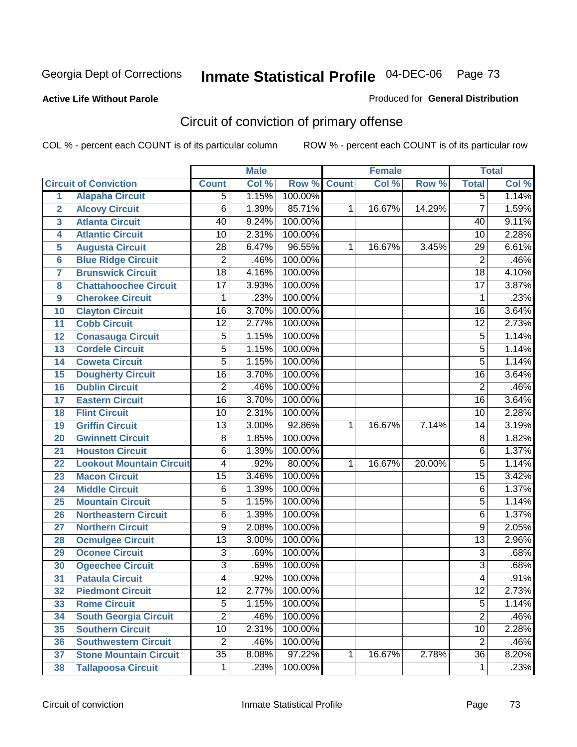Georgia Dept of Corrections **Inmate Statistical Profile** 04-DEC-06

**Active Life Without Parole**

Produced for **General Distribution**

## Circuit of conviction of primary offense

COL % - percent each COUNT is of its particular column

ROW % - percent each COUNT is of its particular row

| | | Male | | | Female | | | Total | |
|---|---|---|---|---|---|---|---|---|---|
| **Circuit of Conviction** | | **Count** | **Col %** | **Row %** | **Count** | **Col %** | **Row %** | **Total** | **Col %** |
| 1 | Alapaha Circuit | 5 | 1.15% | 100.00% | | | | 5 | 1.14% |
| 2 | Alcovy Circuit | 6 | 1.39% | 85.71% | 1 | 16.67% | 14.29% | 7 | 1.59% |
| 3 | Atlanta Circuit | 40 | 9.24% | 100.00% | | | | 40 | 9.11% |
| 4 | Atlantic Circuit | 10 | 2.31% | 100.00% | | | | 10 | 2.28% |
| 5 | Augusta Circuit | 28 | 6.47% | 96.55% | 1 | 16.67% | 3.45% | 29 | 6.61% |
| 6 | Blue Ridge Circuit | 2 | .46% | 100.00% | | | | 2 | .46% |
| 7 | Brunswick Circuit | 18 | 4.16% | 100.00% | | | | 18 | 4.10% |
| 8 | Chattahoochee Circuit | 17 | 3.93% | 100.00% | | | | 17 | 3.87% |
| 9 | Cherokee Circuit | 1 | .23% | 100.00% | | | | 1 | .23% |
| 10 | Clayton Circuit | 16 | 3.70% | 100.00% | | | | 16 | 3.64% |
| 11 | Cobb Circuit | 12 | 2.77% | 100.00% | | | | 12 | 2.73% |
| 12 | Conasauga Circuit | 5 | 1.15% | 100.00% | | | | 5 | 1.14% |
| 13 | Cordele Circuit | 5 | 1.15% | 100.00% | | | | 5 | 1.14% |
| 14 | Coweta Circuit | 5 | 1.15% | 100.00% | | | | 5 | 1.14% |
| 15 | Dougherty Circuit | 16 | 3.70% | 100.00% | | | | 16 | 3.64% |
| 16 | Dublin Circuit | 2 | .46% | 100.00% | | | | 2 | .46% |
| 17 | Eastern Circuit | 16 | 3.70% | 100.00% | | | | 16 | 3.64% |
| 18 | Flint Circuit | 10 | 2.31% | 100.00% | | | | 10 | 2.28% |
| 19 | Griffin Circuit | 13 | 3.00% | 92.86% | 1 | 16.67% | 7.14% | 14 | 3.19% |
| 20 | Gwinnett Circuit | 8 | 1.85% | 100.00% | | | | 8 | 1.82% |
| 21 | Houston Circuit | 6 | 1.39% | 100.00% | | | | 6 | 1.37% |
| 22 | Lookout Mountain Circuit | 4 | .92% | 80.00% | 1 | 16.67% | 20.00% | 5 | 1.14% |
| 23 | Macon Circuit | 15 | 3.46% | 100.00% | | | | 15 | 3.42% |
| 24 | Middle Circuit | 6 | 1.39% | 100.00% | | | | 6 | 1.37% |
| 25 | Mountain Circuit | 5 | 1.15% | 100.00% | | | | 5 | 1.14% |
| 26 | Northeastern Circuit | 6 | 1.39% | 100.00% | | | | 6 | 1.37% |
| 27 | Northern Circuit | 9 | 2.08% | 100.00% | | | | 9 | 2.05% |
| 28 | Ocmulgee Circuit | 13 | 3.00% | 100.00% | | | | 13 | 2.96% |
| 29 | Oconee Circuit | 3 | .69% | 100.00% | | | | 3 | .68% |
| 30 | Ogeechee Circuit | 3 | .69% | 100.00% | | | | 3 | .68% |
| 31 | Pataula Circuit | 4 | .92% | 100.00% | | | | 4 | .91% |
| 32 | Piedmont Circuit | 12 | 2.77% | 100.00% | | | | 12 | 2.73% |
| 33 | Rome Circuit | 5 | 1.15% | 100.00% | | | | 5 | 1.14% |
| 34 | South Georgia Circuit | 2 | .46% | 100.00% | | | | 2 | .46% |
| 35 | Southern Circuit | 10 | 2.31% | 100.00% | | | | 10 | 2.28% |
| 36 | Southwestern Circuit | 2 | .46% | 100.00% | | | | 2 | .46% |
| 37 | Stone Mountain Circuit | 35 | 8.08% | 97.22% | 1 | 16.67% | 2.78% | 36 | 8.20% |
| 38 | Tallapoosa Circuit | 1 | .23% | 100.00% | | | | 1 | .23% |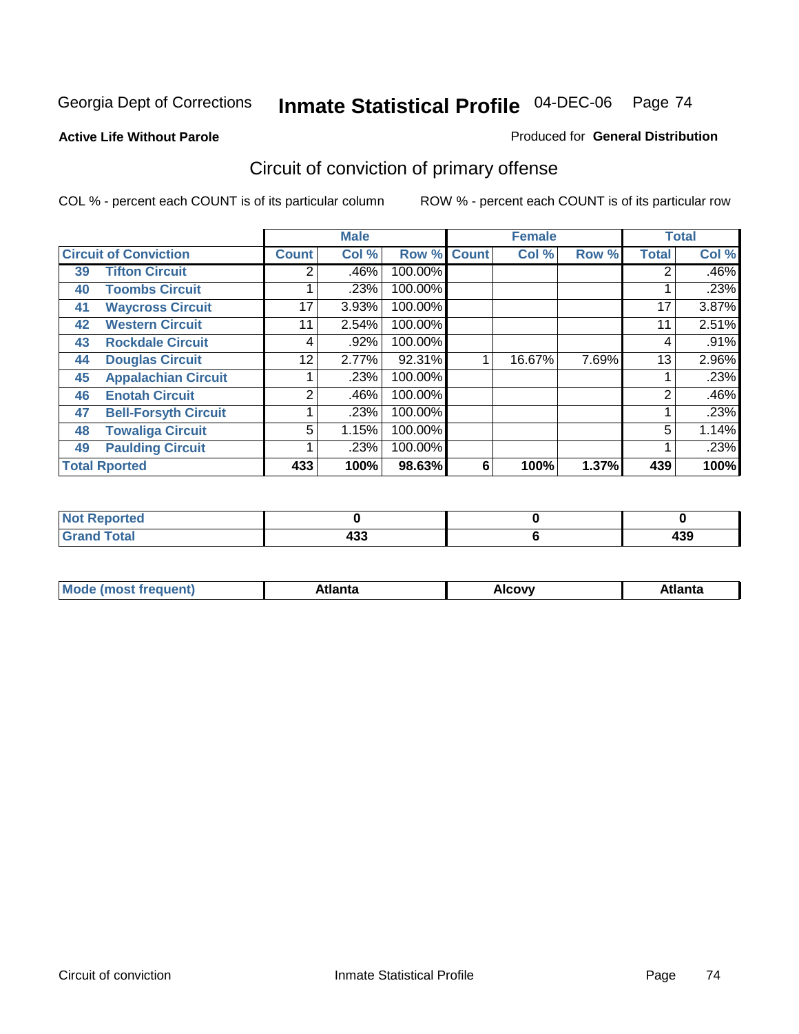Georgia Dept of Corrections **Inmate Statistical Profile** 04-DEC-06 Page 74

**Active Life Without Parole**

Produced for **General Distribution**

## Circuit of conviction of primary offense

COL % - percent each COUNT is of its particular column

ROW % - percent each COUNT is of its particular row

| | | Male | | | Female | | | Total | |
|---|---|---|---|---|---|---|---|---|---|
| **Circuit of Conviction** | | **Count** | **Col %** | **Row %** | **Count** | **Col %** | **Row %** | **Total** | **Col %** |
| 39 | **Tifton Circuit** | 2 | .46% | 100.00% | | | | 2 | .46% |
| 40 | **Toombs Circuit** | 1 | .23% | 100.00% | | | | 1 | .23% |
| 41 | **Waycross Circuit** | 17 | 3.93% | 100.00% | | | | 17 | 3.87% |
| 42 | **Western Circuit** | 11 | 2.54% | 100.00% | | | | 11 | 2.51% |
| 43 | **Rockdale Circuit** | 4 | .92% | 100.00% | | | | 4 | .91% |
| 44 | **Douglas Circuit** | 12 | 2.77% | 92.31% | 1 | 16.67% | 7.69% | 13 | 2.96% |
| 45 | **Appalachian Circuit** | 1 | .23% | 100.00% | | | | 1 | .23% |
| 46 | **Enotah Circuit** | 2 | .46% | 100.00% | | | | 2 | .46% |
| 47 | **Bell-Forsyth Circuit** | 1 | .23% | 100.00% | | | | 1 | .23% |
| 48 | **Towaliga Circuit** | 5 | 1.15% | 100.00% | | | | 5 | 1.14% |
| 49 | **Paulding Circuit** | 1 | .23% | 100.00% | | | | 1 | .23% |
| **Total Rported** | | **433** | **100%** | **98.63%** | **6** | **100%** | **1.37%** | **439** | **100%** |

| | Male | Female | Total |
|---|---|---|---|
| **Not Reported** | **0** | **0** | **0** |
| **Grand Total** | **433** | **6** | **439** |

| | Male | Female | Total |
|---|---|---|---|
| **Mode (most frequent)** | **Atlanta** | **Alcovy** | **Atlanta** |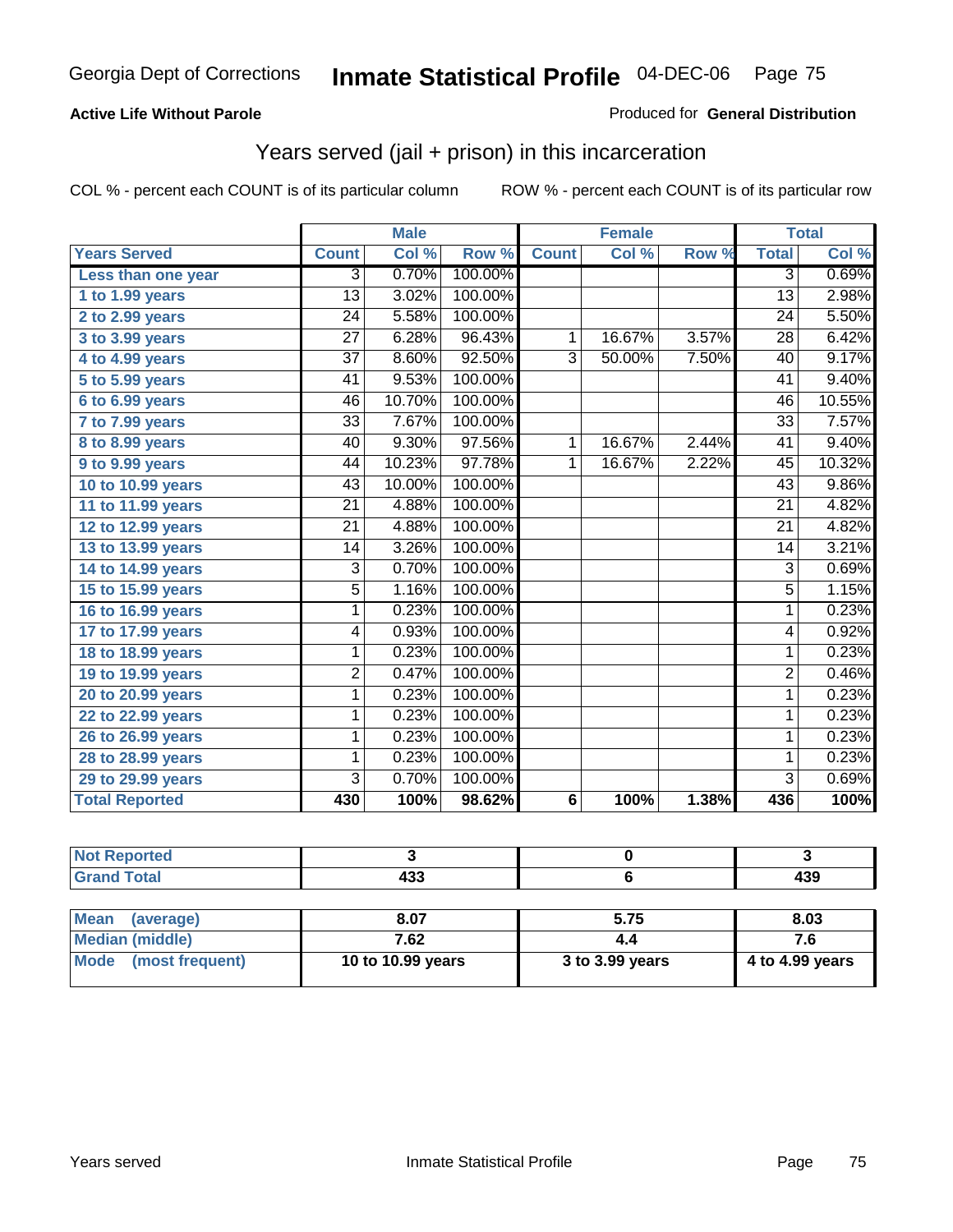Georgia Dept of Corrections **Inmate Statistical Profile** 04-DEC-06

**Active Life Without Parole**

Produced for **General Distribution**

## Years served (jail + prison) in this incarceration

COL % - percent each COUNT is of its particular column    ROW % - percent each COUNT is of its particular row

| | Male | | | Female | | | Total | |
|---|---|---|---|---|---|---|---|---|
| **Years Served** | **Count** | **Col %** | **Row %** | **Count** | **Col %** | **Row %** | **Total** | **Col %** |
| Less than one year | 3 | 0.70% | 100.00% | | | | 3 | 0.69% |
| 1 to 1.99 years | 13 | 3.02% | 100.00% | | | | 13 | 2.98% |
| 2 to 2.99 years | 24 | 5.58% | 100.00% | | | | 24 | 5.50% |
| 3 to 3.99 years | 27 | 6.28% | 96.43% | 1 | 16.67% | 3.57% | 28 | 6.42% |
| 4 to 4.99 years | 37 | 8.60% | 92.50% | 3 | 50.00% | 7.50% | 40 | 9.17% |
| 5 to 5.99 years | 41 | 9.53% | 100.00% | | | | 41 | 9.40% |
| 6 to 6.99 years | 46 | 10.70% | 100.00% | | | | 46 | 10.55% |
| 7 to 7.99 years | 33 | 7.67% | 100.00% | | | | 33 | 7.57% |
| 8 to 8.99 years | 40 | 9.30% | 97.56% | 1 | 16.67% | 2.44% | 41 | 9.40% |
| 9 to 9.99 years | 44 | 10.23% | 97.78% | 1 | 16.67% | 2.22% | 45 | 10.32% |
| 10 to 10.99 years | 43 | 10.00% | 100.00% | | | | 43 | 9.86% |
| 11 to 11.99 years | 21 | 4.88% | 100.00% | | | | 21 | 4.82% |
| 12 to 12.99 years | 21 | 4.88% | 100.00% | | | | 21 | 4.82% |
| 13 to 13.99 years | 14 | 3.26% | 100.00% | | | | 14 | 3.21% |
| 14 to 14.99 years | 3 | 0.70% | 100.00% | | | | 3 | 0.69% |
| 15 to 15.99 years | 5 | 1.16% | 100.00% | | | | 5 | 1.15% |
| 16 to 16.99 years | 1 | 0.23% | 100.00% | | | | 1 | 0.23% |
| 17 to 17.99 years | 4 | 0.93% | 100.00% | | | | 4 | 0.92% |
| 18 to 18.99 years | 1 | 0.23% | 100.00% | | | | 1 | 0.23% |
| 19 to 19.99 years | 2 | 0.47% | 100.00% | | | | 2 | 0.46% |
| 20 to 20.99 years | 1 | 0.23% | 100.00% | | | | 1 | 0.23% |
| 22 to 22.99 years | 1 | 0.23% | 100.00% | | | | 1 | 0.23% |
| 26 to 26.99 years | 1 | 0.23% | 100.00% | | | | 1 | 0.23% |
| 28 to 28.99 years | 1 | 0.23% | 100.00% | | | | 1 | 0.23% |
| 29 to 29.99 years | 3 | 0.70% | 100.00% | | | | 3 | 0.69% |
| **Total Reported** | **430** | **100%** | **98.62%** | **6** | **100%** | **1.38%** | **436** | **100%** |

| | Male | Female | Total |
|---|---|---|---|
| Not Reported | 3 | 0 | 3 |
| Grand Total | 433 | 6 | 439 |

| | Male | Female | Total |
|---|---|---|---|
| Mean (average) | 8.07 | 5.75 | 8.03 |
| Median (middle) | 7.62 | 4.4 | 7.6 |
| Mode (most frequent) | 10 to 10.99 years | 3 to 3.99 years | 4 to 4.99 years |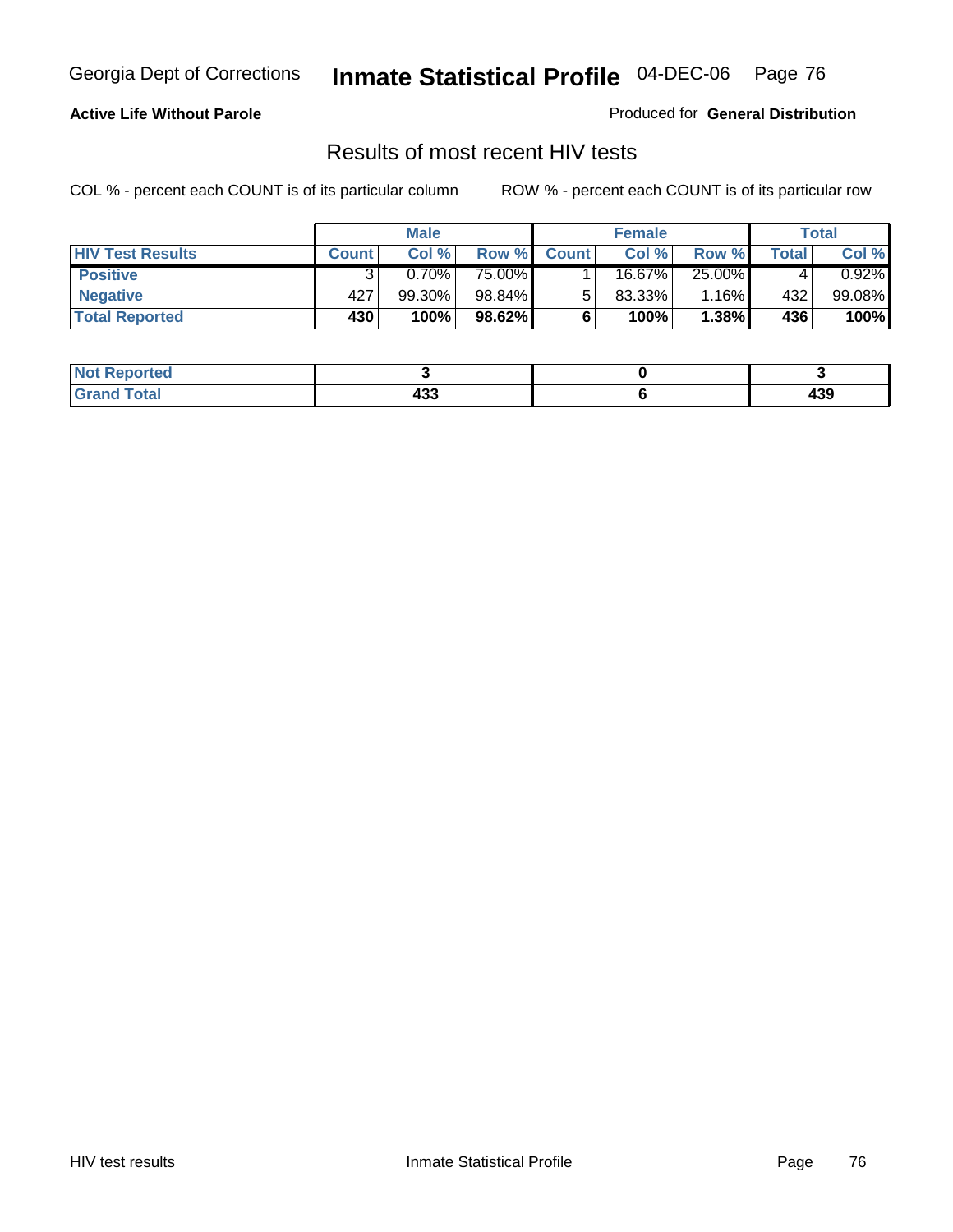Georgia Dept of Corrections **Inmate Statistical Profile** 04-DEC-06

**Active Life Without Parole**

Produced for **General Distribution**

## Results of most recent HIV tests

COL % - percent each COUNT is of its particular column    ROW % - percent each COUNT is of its particular row

| | Male | | | Female | | | Total | |
|---|---|---|---|---|---|---|---|---|
| **HIV Test Results** | **Count** | **Col %** | **Row %** | **Count** | **Col %** | **Row %** | **Total** | **Col %** |
| **Positive** | 3 | 0.70% | 75.00% | 1 | 16.67% | 25.00% | 4 | 0.92% |
| **Negative** | 427 | 99.30% | 98.84% | 5 | 83.33% | 1.16% | 432 | 99.08% |
| **Total Reported** | **430** | **100%** | **98.62%** | **6** | **100%** | **1.38%** | **436** | **100%** |

| | Male | Female | Total |
|---|---|---|---|
| **Not Reported** | **3** | **0** | **3** |
| **Grand Total** | **433** | **6** | **439** |

HIV test results    Inmate Statistical Profile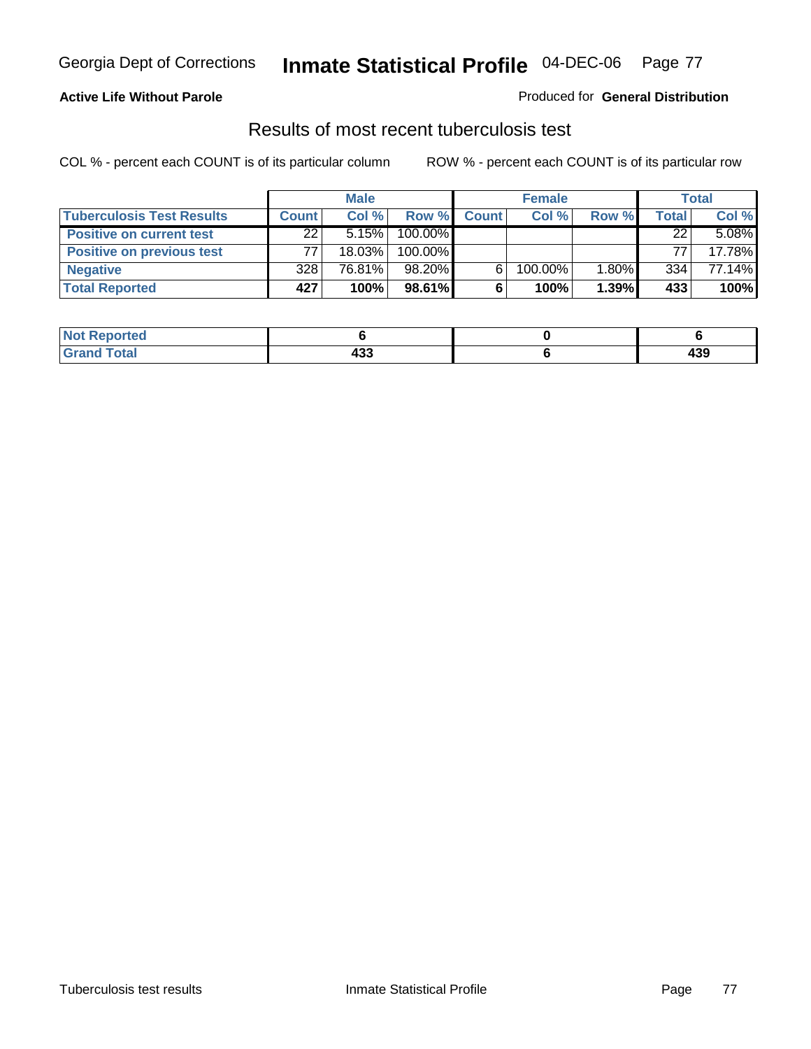# Inmate Statistical Profile

Georgia Dept of Corrections — 04-DEC-06

**Active Life Without Parole**

Produced for **General Distribution**

## Results of most recent tuberculosis test

COL % - percent each COUNT is of its particular column

ROW % - percent each COUNT is of its particular row

| Tuberculosis Test Results | Male | | | Female | | | Total | |
|---|---|---|---|---|---|---|---|---|
| | Count | Col % | Row % | Count | Col % | Row % | Total | Col % |
| Positive on current test | 22 | 5.15% | 100.00% | | | | 22 | 5.08% |
| Positive on previous test | 77 | 18.03% | 100.00% | | | | 77 | 17.78% |
| Negative | 328 | 76.81% | 98.20% | 6 | 100.00% | 1.80% | 334 | 77.14% |
| **Total Reported** | **427** | **100%** | **98.61%** | **6** | **100%** | **1.39%** | **433** | **100%** |

| | Male | Female | Total |
|---|---|---|---|
| Not Reported | 6 | 0 | 6 |
| Grand Total | 433 | 6 | 439 |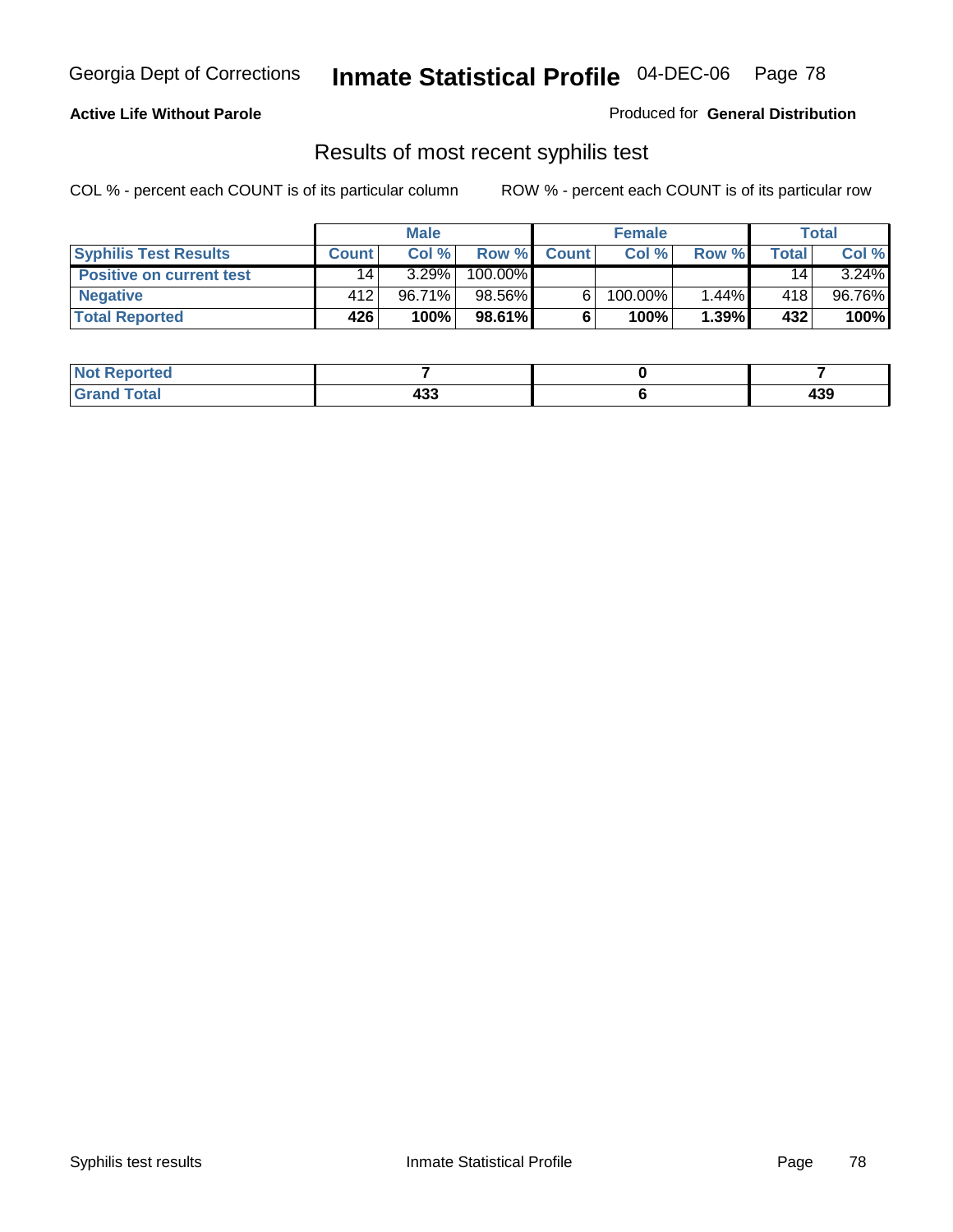**Active Life Without Parole**

Produced for **General Distribution**

## Results of most recent syphilis test

COL % - percent each COUNT is of its particular column

ROW % - percent each COUNT is of its particular row

| | Male | | | Female | | | Total | |
|---|---|---|---|---|---|---|---|---|
| **Syphilis Test Results** | **Count** | **Col %** | **Row %** | **Count** | **Col %** | **Row %** | **Total** | **Col %** |
| **Positive on current test** | 14 | 3.29% | 100.00% | | | | 14 | 3.24% |
| **Negative** | 412 | 96.71% | 98.56% | 6 | 100.00% | 1.44% | 418 | 96.76% |
| **Total Reported** | **426** | **100%** | **98.61%** | **6** | **100%** | **1.39%** | **432** | **100%** |

| | Male | Female | Total |
|---|---|---|---|
| **Not Reported** | **7** | **0** | **7** |
| **Grand Total** | **433** | **6** | **439** |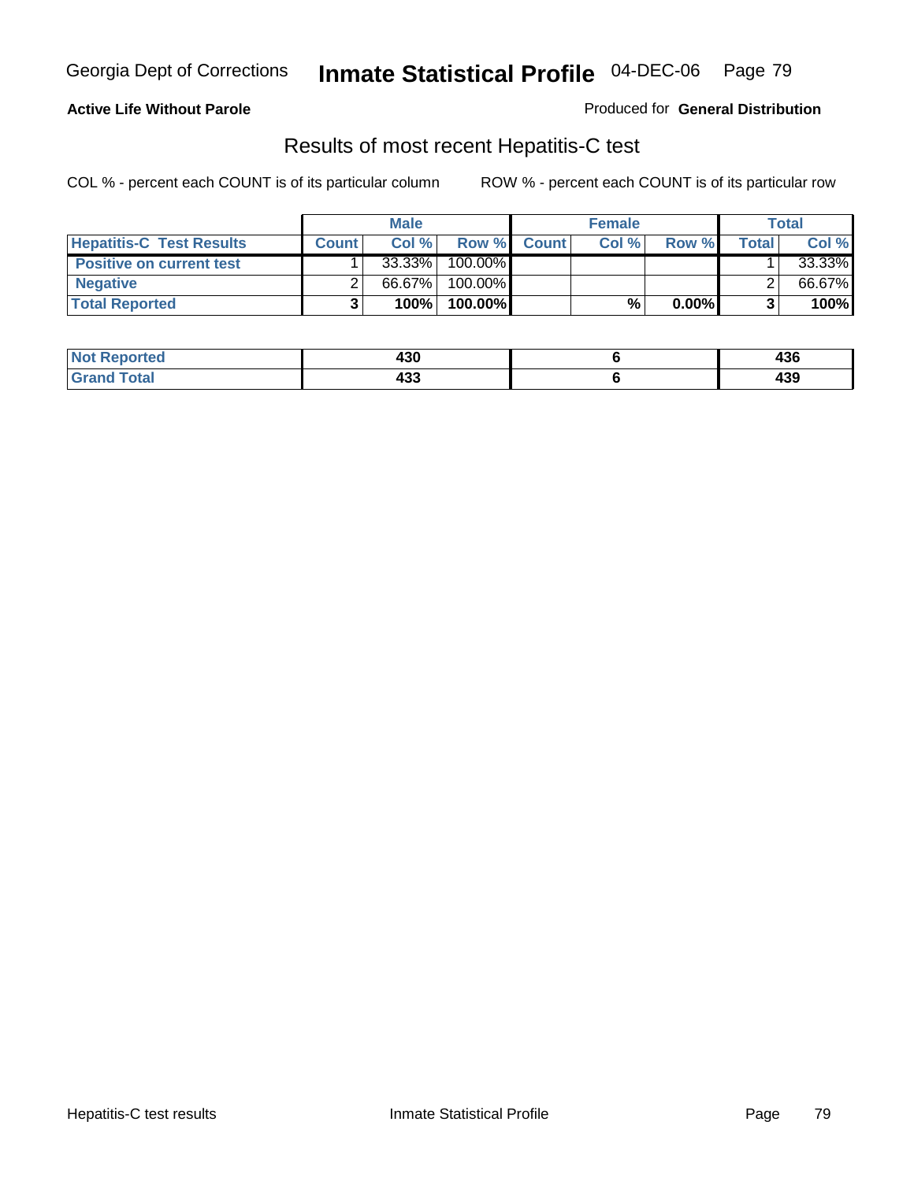Georgia Dept of Corrections **Inmate Statistical Profile** 04-DEC-06

**Active Life Without Parole**

Produced for **General Distribution**

## Results of most recent Hepatitis-C test

COL % - percent each COUNT is of its particular column    ROW % - percent each COUNT is of its particular row

| | Male | | | Female | | | Total | |
|---|---|---|---|---|---|---|---|---|
| **Hepatitis-C Test Results** | **Count** | **Col %** | **Row %** | **Count** | **Col %** | **Row %** | **Total** | **Col %** |
| **Positive on current test** | 1 | 33.33% | 100.00% | | | | 1 | 33.33% |
| **Negative** | 2 | 66.67% | 100.00% | | | | 2 | 66.67% |
| **Total Reported** | **3** | **100%** | **100.00%** | | **%** | **0.00%** | **3** | **100%** |

| | Male | Female | Total |
|---|---|---|---|
| **Not Reported** | **430** | **6** | **436** |
| **Grand Total** | **433** | **6** | **439** |

Hepatitis-C test results    Inmate Statistical Profile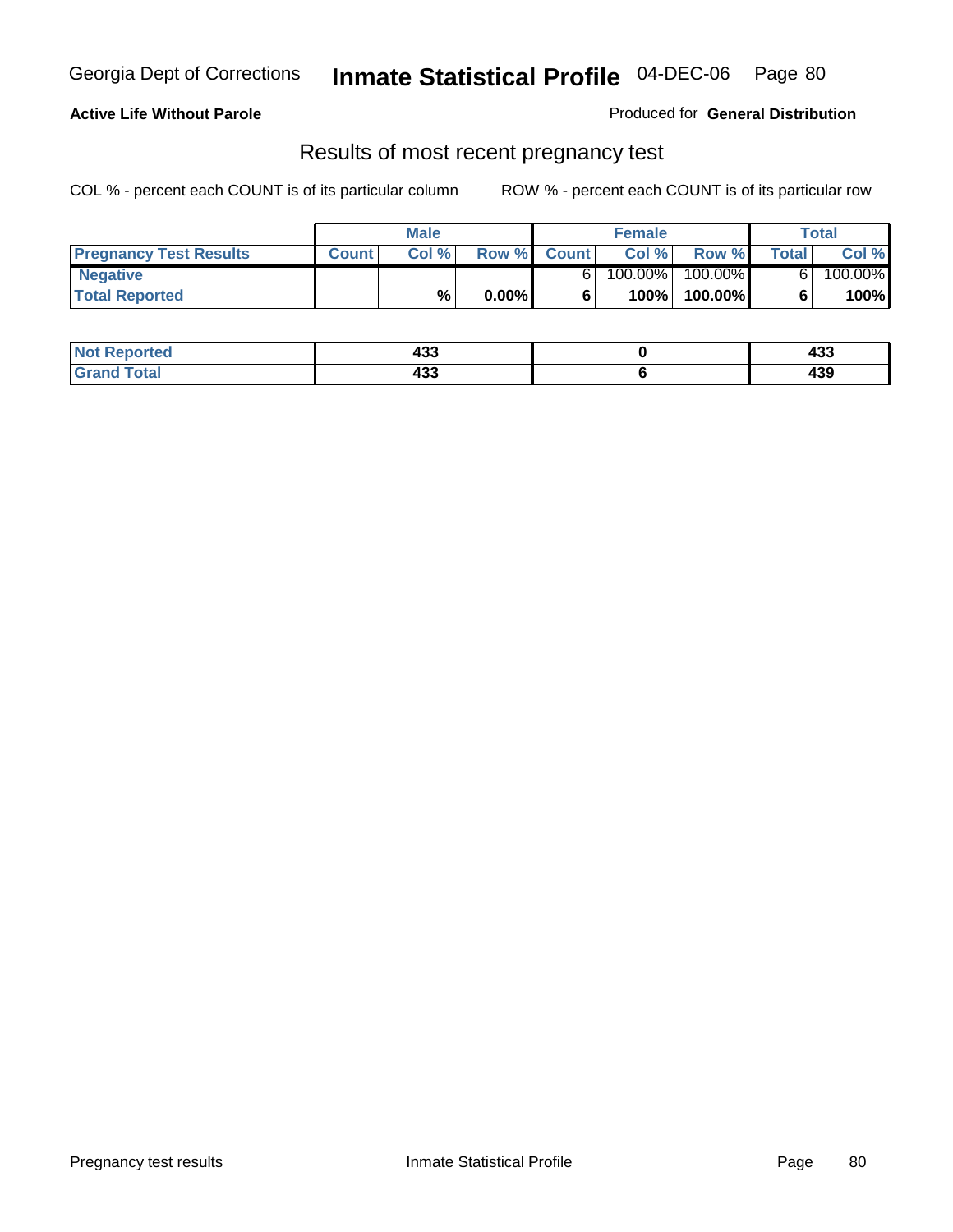Georgia Dept of Corrections **Inmate Statistical Profile** 04-DEC-06

**Active Life Without Parole**

Produced for **General Distribution**

## Results of most recent pregnancy test

COL % - percent each COUNT is of its particular column ROW % - percent each COUNT is of its particular row

| | Male | | | Female | | | Total | |
|---|---|---|---|---|---|---|---|---|
| **Pregnancy Test Results** | **Count** | **Col %** | **Row %** | **Count** | **Col %** | **Row %** | **Total** | **Col %** |
| **Negative** | | | | 6 | 100.00% | 100.00% | 6 | 100.00% |
| **Total Reported** | | **%** | **0.00%** | **6** | **100%** | **100.00%** | **6** | **100%** |

| | Male | Female | Total |
|---|---|---|---|
| **Not Reported** | **433** | **0** | **433** |
| **Grand Total** | **433** | **6** | **439** |

Pregnancy test results Inmate Statistical Profile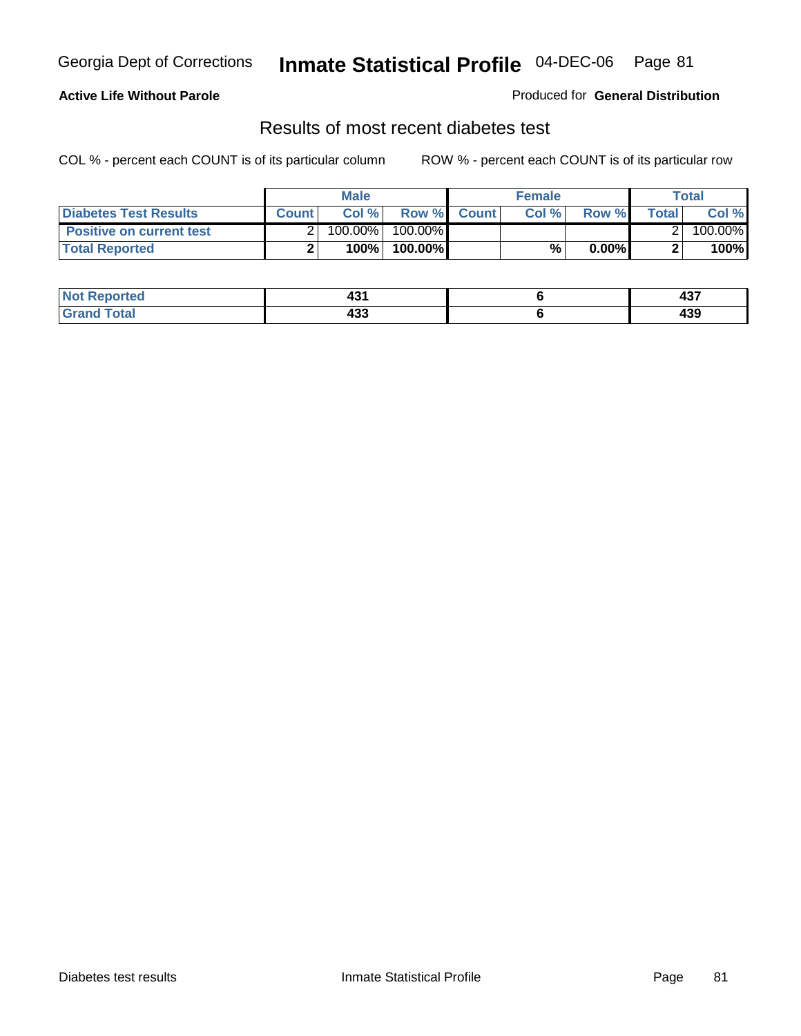Georgia Dept of Corrections **Inmate Statistical Profile** 04-DEC-06

**Active Life Without Parole**

Produced for **General Distribution**

## Results of most recent diabetes test

COL % - percent each COUNT is of its particular column  ROW % - percent each COUNT is of its particular row

| | Male | | | Female | | | Total | |
|---|---|---|---|---|---|---|---|---|
| **Diabetes Test Results** | **Count** | **Col %** | **Row %** | **Count** | **Col %** | **Row %** | **Total** | **Col %** |
| **Positive on current test** | 2 | 100.00% | 100.00% | | | | 2 | 100.00% |
| **Total Reported** | **2** | **100%** | **100.00%** | | **%** | **0.00%** | **2** | **100%** |

| | Male | Female | Total |
|---|---|---|---|
| **Not Reported** | **431** | **6** | **437** |
| **Grand Total** | **433** | **6** | **439** |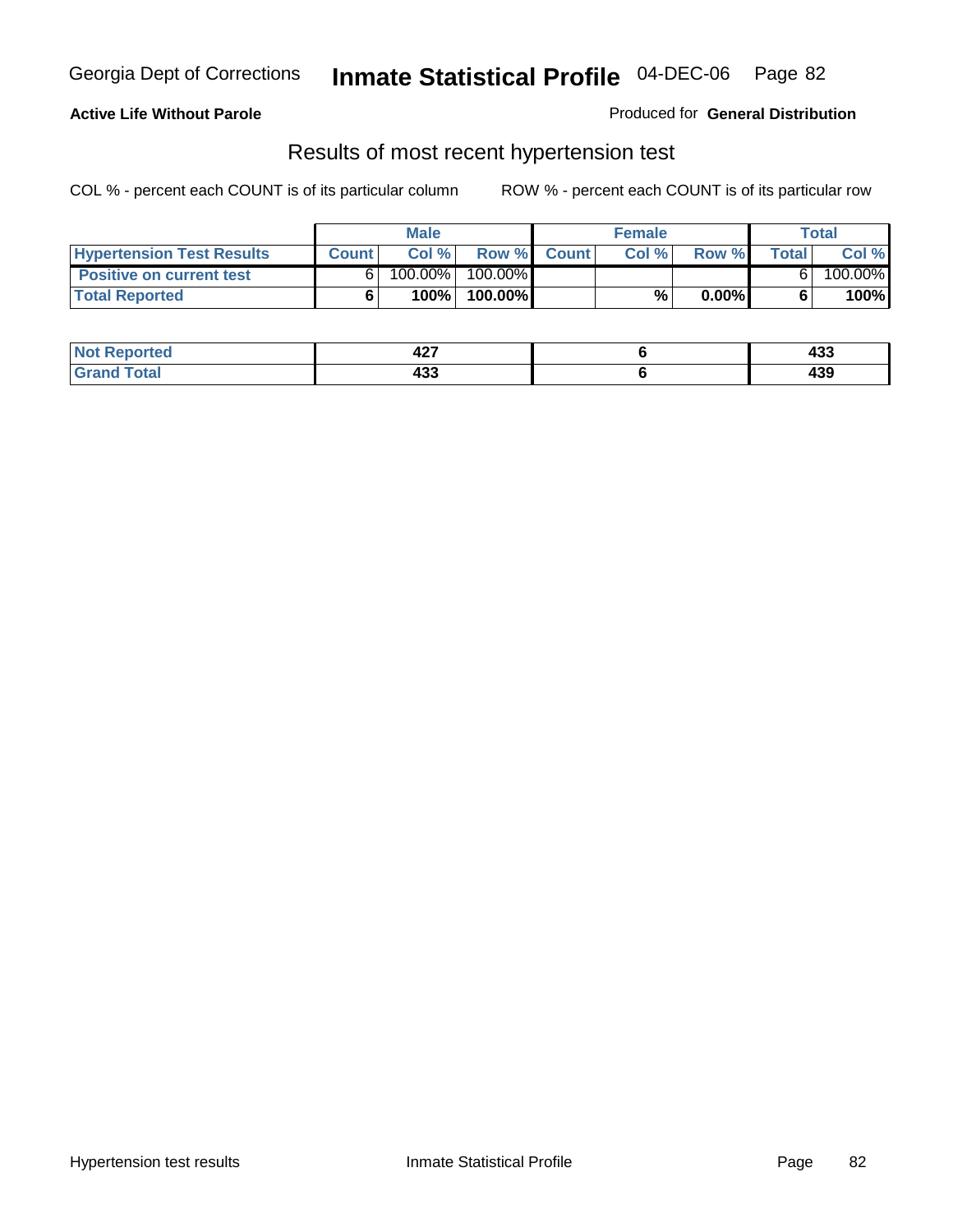Georgia Dept of Corrections **Inmate Statistical Profile** 04-DEC-06

**Active Life Without Parole**

Produced for **General Distribution**

## Results of most recent hypertension test

COL % - percent each COUNT is of its particular column

ROW % - percent each COUNT is of its particular row

| | Male | | | Female | | | Total | |
|---|---|---|---|---|---|---|---|---|
| **Hypertension Test Results** | **Count** | **Col %** | **Row %** | **Count** | **Col %** | **Row %** | **Total** | **Col %** |
| **Positive on current test** | 6 | 100.00% | 100.00% | | | | 6 | 100.00% |
| **Total Reported** | **6** | **100%** | **100.00%** | | **%** | **0.00%** | **6** | **100%** |

| | Male | Female | Total |
|---|---|---|---|
| **Not Reported** | **427** | **6** | **433** |
| **Grand Total** | **433** | **6** | **439** |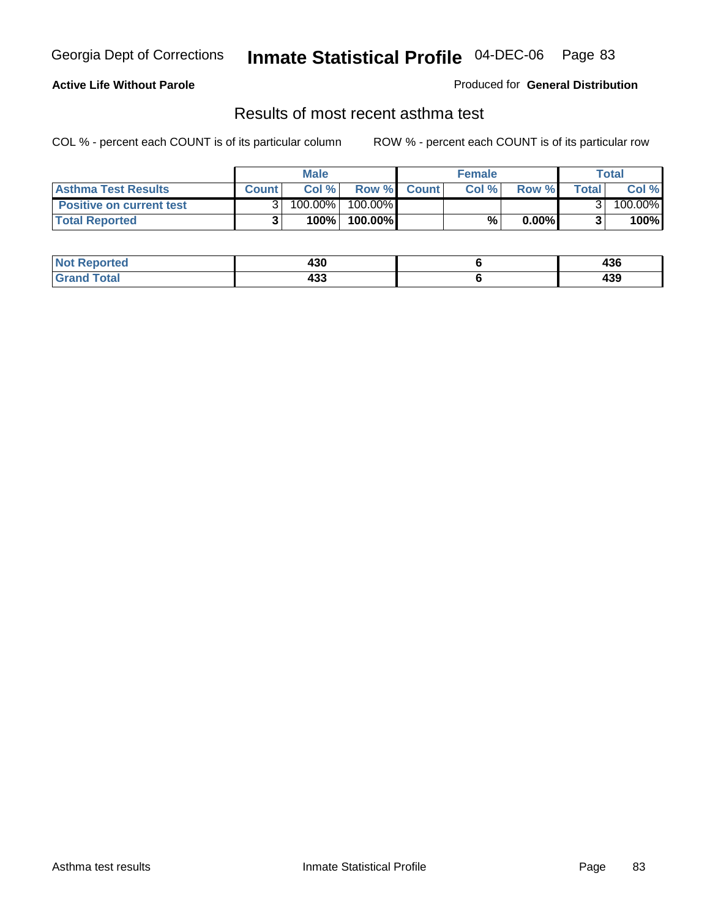Georgia Dept of Corrections **Inmate Statistical Profile** 04-DEC-06 Page 83

**Active Life Without Parole**

Produced for **General Distribution**

## Results of most recent asthma test

COL % - percent each COUNT is of its particular column

ROW % - percent each COUNT is of its particular row

| | Male | | | Female | | | Total | |
|---|---|---|---|---|---|---|---|---|
| **Asthma Test Results** | **Count** | **Col %** | **Row %** | **Count** | **Col %** | **Row %** | **Total** | **Col %** |
| **Positive on current test** | 3 | 100.00% | 100.00% | | | | 3 | 100.00% |
| **Total Reported** | **3** | **100%** | **100.00%** | | **%** | **0.00%** | **3** | **100%** |

| | Male | Female | Total |
|---|---|---|---|
| **Not Reported** | **430** | **6** | **436** |
| **Grand Total** | **433** | **6** | **439** |